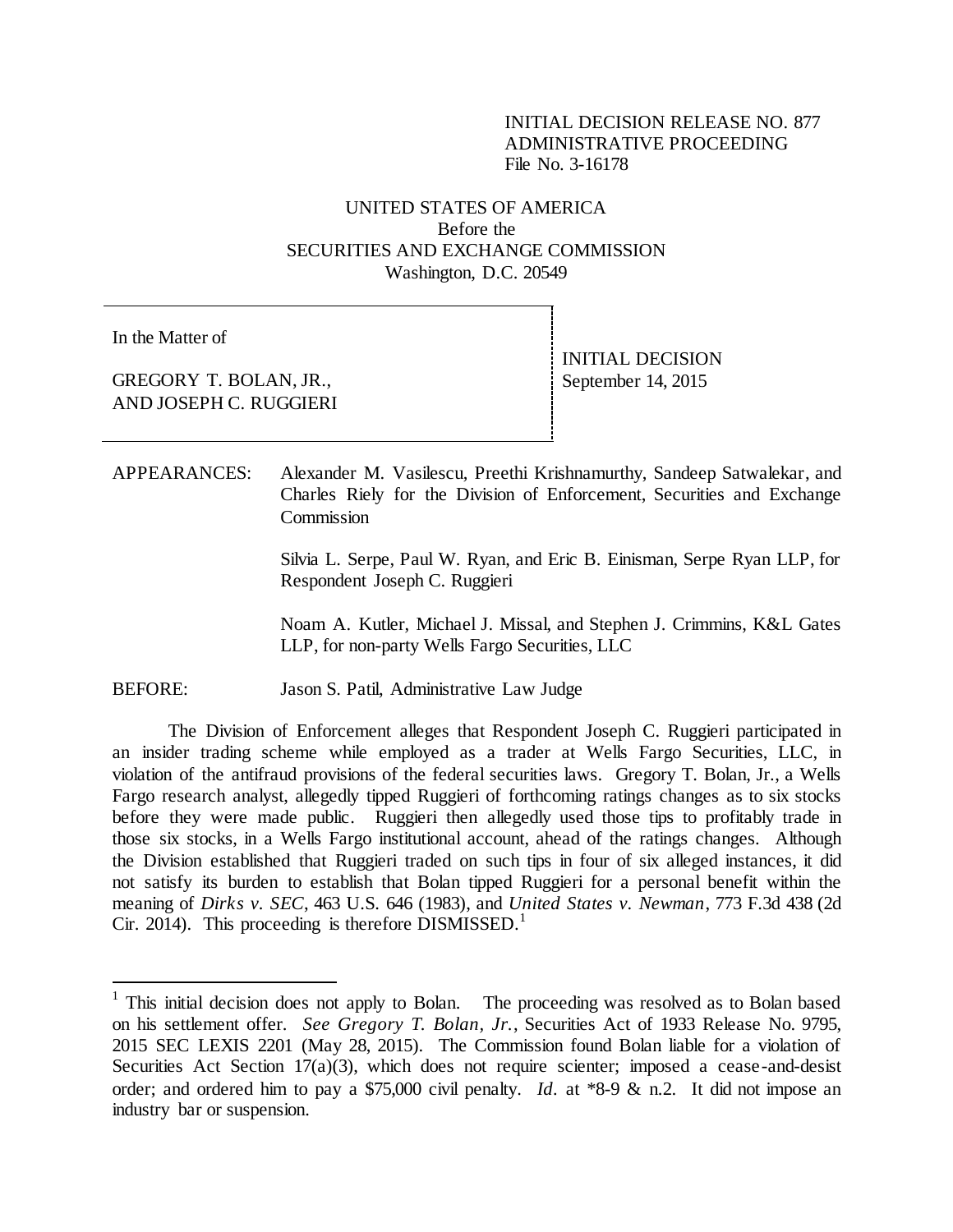INITIAL DECISION RELEASE NO. 877
ADMINISTRATIVE PROCEEDING
File No. 3-16178

UNITED STATES OF AMERICA
Before the
SECURITIES AND EXCHANGE COMMISSION
Washington, D.C. 20549

| In the Matter of<br><br>GREGORY T. BOLAN, JR.,<br>AND JOSEPH C. RUGGIERI | INITIAL DECISION<br>September 14, 2015 |
|---|---|

APPEARANCES: Alexander M. Vasilescu, Preethi Krishnamurthy, Sandeep Satwalekar, and Charles Riely for the Division of Enforcement, Securities and Exchange Commission

Silvia L. Serpe, Paul W. Ryan, and Eric B. Einisman, Serpe Ryan LLP, for Respondent Joseph C. Ruggieri

Noam A. Kutler, Michael J. Missal, and Stephen J. Crimmins, K&L Gates LLP, for non-party Wells Fargo Securities, LLC

BEFORE: Jason S. Patil, Administrative Law Judge

The Division of Enforcement alleges that Respondent Joseph C. Ruggieri participated in an insider trading scheme while employed as a trader at Wells Fargo Securities, LLC, in violation of the antifraud provisions of the federal securities laws. Gregory T. Bolan, Jr., a Wells Fargo research analyst, allegedly tipped Ruggieri of forthcoming ratings changes as to six stocks before they were made public. Ruggieri then allegedly used those tips to profitably trade in those six stocks, in a Wells Fargo institutional account, ahead of the ratings changes. Although the Division established that Ruggieri traded on such tips in four of six alleged instances, it did not satisfy its burden to establish that Bolan tipped Ruggieri for a personal benefit within the meaning of *Dirks v. SEC*, 463 U.S. 646 (1983), and *United States v. Newman*, 773 F.3d 438 (2d Cir. 2014). This proceeding is therefore DISMISSED.[1]

[1] This initial decision does not apply to Bolan. The proceeding was resolved as to Bolan based on his settlement offer. *See Gregory T. Bolan, Jr.*, Securities Act of 1933 Release No. 9795, 2015 SEC LEXIS 2201 (May 28, 2015). The Commission found Bolan liable for a violation of Securities Act Section 17(a)(3), which does not require scienter; imposed a cease-and-desist order; and ordered him to pay a $75,000 civil penalty. *Id*. at *8-9 & n.2. It did not impose an industry bar or suspension.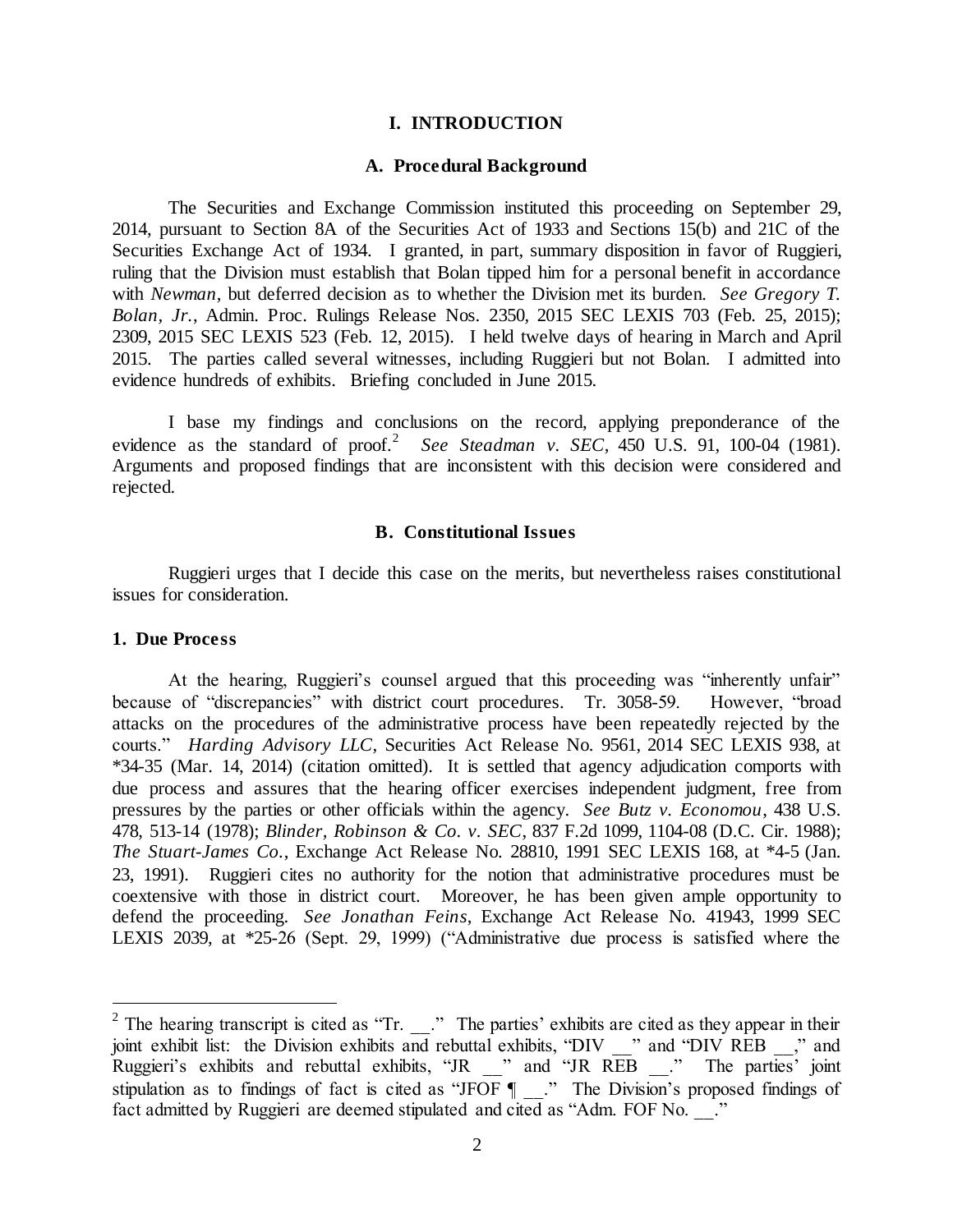# I. INTRODUCTION

## A. Procedural Background

The Securities and Exchange Commission instituted this proceeding on September 29, 2014, pursuant to Section 8A of the Securities Act of 1933 and Sections 15(b) and 21C of the Securities Exchange Act of 1934. I granted, in part, summary disposition in favor of Ruggieri, ruling that the Division must establish that Bolan tipped him for a personal benefit in accordance with *Newman*, but deferred decision as to whether the Division met its burden. *See Gregory T. Bolan, Jr.*, Admin. Proc. Rulings Release Nos. 2350, 2015 SEC LEXIS 703 (Feb. 25, 2015); 2309, 2015 SEC LEXIS 523 (Feb. 12, 2015). I held twelve days of hearing in March and April 2015. The parties called several witnesses, including Ruggieri but not Bolan. I admitted into evidence hundreds of exhibits. Briefing concluded in June 2015.

I base my findings and conclusions on the record, applying preponderance of the evidence as the standard of proof.[2] *See Steadman v. SEC*, 450 U.S. 91, 100-04 (1981). Arguments and proposed findings that are inconsistent with this decision were considered and rejected.

## B. Constitutional Issues

Ruggieri urges that I decide this case on the merits, but nevertheless raises constitutional issues for consideration.

### 1. Due Process

At the hearing, Ruggieri's counsel argued that this proceeding was "inherently unfair" because of "discrepancies" with district court procedures. Tr. 3058-59. However, "broad attacks on the procedures of the administrative process have been repeatedly rejected by the courts." *Harding Advisory LLC*, Securities Act Release No. 9561, 2014 SEC LEXIS 938, at *34-35 (Mar. 14, 2014) (citation omitted). It is settled that agency adjudication comports with due process and assures that the hearing officer exercises independent judgment, free from pressures by the parties or other officials within the agency. *See Butz v. Economou*, 438 U.S. 478, 513-14 (1978); *Blinder, Robinson & Co. v. SEC*, 837 F.2d 1099, 1104-08 (D.C. Cir. 1988); *The Stuart-James Co.*, Exchange Act Release No. 28810, 1991 SEC LEXIS 168, at *4-5 (Jan. 23, 1991). Ruggieri cites no authority for the notion that administrative procedures must be coextensive with those in district court. Moreover, he has been given ample opportunity to defend the proceeding. *See Jonathan Feins*, Exchange Act Release No. 41943, 1999 SEC LEXIS 2039, at *25-26 (Sept. 29, 1999) ("Administrative due process is satisfied where the

---

[2] The hearing transcript is cited as "Tr. __." The parties' exhibits are cited as they appear in their joint exhibit list: the Division exhibits and rebuttal exhibits, "DIV __" and "DIV REB __," and Ruggieri's exhibits and rebuttal exhibits, "JR __" and "JR REB __." The parties' joint stipulation as to findings of fact is cited as "JFOF ¶ __." The Division's proposed findings of fact admitted by Ruggieri are deemed stipulated and cited as "Adm. FOF No. __."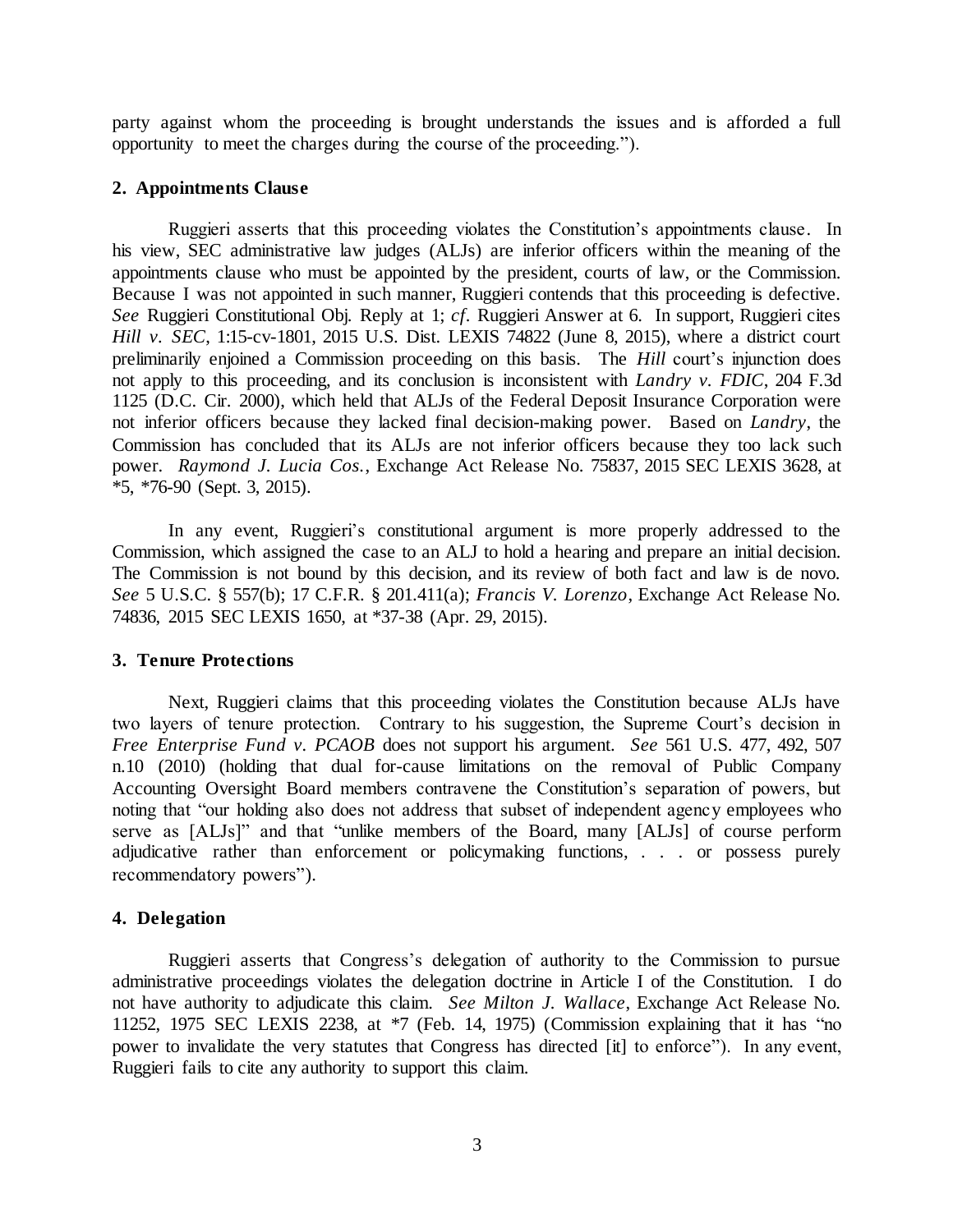party against whom the proceeding is brought understands the issues and is afforded a full opportunity to meet the charges during the course of the proceeding.").

### 2. Appointments Clause

Ruggieri asserts that this proceeding violates the Constitution's appointments clause. In his view, SEC administrative law judges (ALJs) are inferior officers within the meaning of the appointments clause who must be appointed by the president, courts of law, or the Commission. Because I was not appointed in such manner, Ruggieri contends that this proceeding is defective. *See* Ruggieri Constitutional Obj. Reply at 1; *cf*. Ruggieri Answer at 6. In support, Ruggieri cites *Hill v. SEC*, 1:15-cv-1801, 2015 U.S. Dist. LEXIS 74822 (June 8, 2015), where a district court preliminarily enjoined a Commission proceeding on this basis. The *Hill* court's injunction does not apply to this proceeding, and its conclusion is inconsistent with *Landry v. FDIC*, 204 F.3d 1125 (D.C. Cir. 2000), which held that ALJs of the Federal Deposit Insurance Corporation were not inferior officers because they lacked final decision-making power. Based on *Landry*, the Commission has concluded that its ALJs are not inferior officers because they too lack such power. *Raymond J. Lucia Cos.*, Exchange Act Release No. 75837, 2015 SEC LEXIS 3628, at *5, *76-90 (Sept. 3, 2015).

In any event, Ruggieri's constitutional argument is more properly addressed to the Commission, which assigned the case to an ALJ to hold a hearing and prepare an initial decision. The Commission is not bound by this decision, and its review of both fact and law is de novo. *See* 5 U.S.C. § 557(b); 17 C.F.R. § 201.411(a); *Francis V. Lorenzo*, Exchange Act Release No. 74836, 2015 SEC LEXIS 1650, at *37-38 (Apr. 29, 2015).

### 3. Tenure Protections

Next, Ruggieri claims that this proceeding violates the Constitution because ALJs have two layers of tenure protection. Contrary to his suggestion, the Supreme Court's decision in *Free Enterprise Fund v. PCAOB* does not support his argument. *See* 561 U.S. 477, 492, 507 n.10 (2010) (holding that dual for-cause limitations on the removal of Public Company Accounting Oversight Board members contravene the Constitution's separation of powers, but noting that "our holding also does not address that subset of independent agency employees who serve as [ALJs]" and that "unlike members of the Board, many [ALJs] of course perform adjudicative rather than enforcement or policymaking functions, . . . or possess purely recommendatory powers").

### 4. Delegation

Ruggieri asserts that Congress's delegation of authority to the Commission to pursue administrative proceedings violates the delegation doctrine in Article I of the Constitution. I do not have authority to adjudicate this claim. *See Milton J. Wallace*, Exchange Act Release No. 11252, 1975 SEC LEXIS 2238, at *7 (Feb. 14, 1975) (Commission explaining that it has "no power to invalidate the very statutes that Congress has directed [it] to enforce"). In any event, Ruggieri fails to cite any authority to support this claim.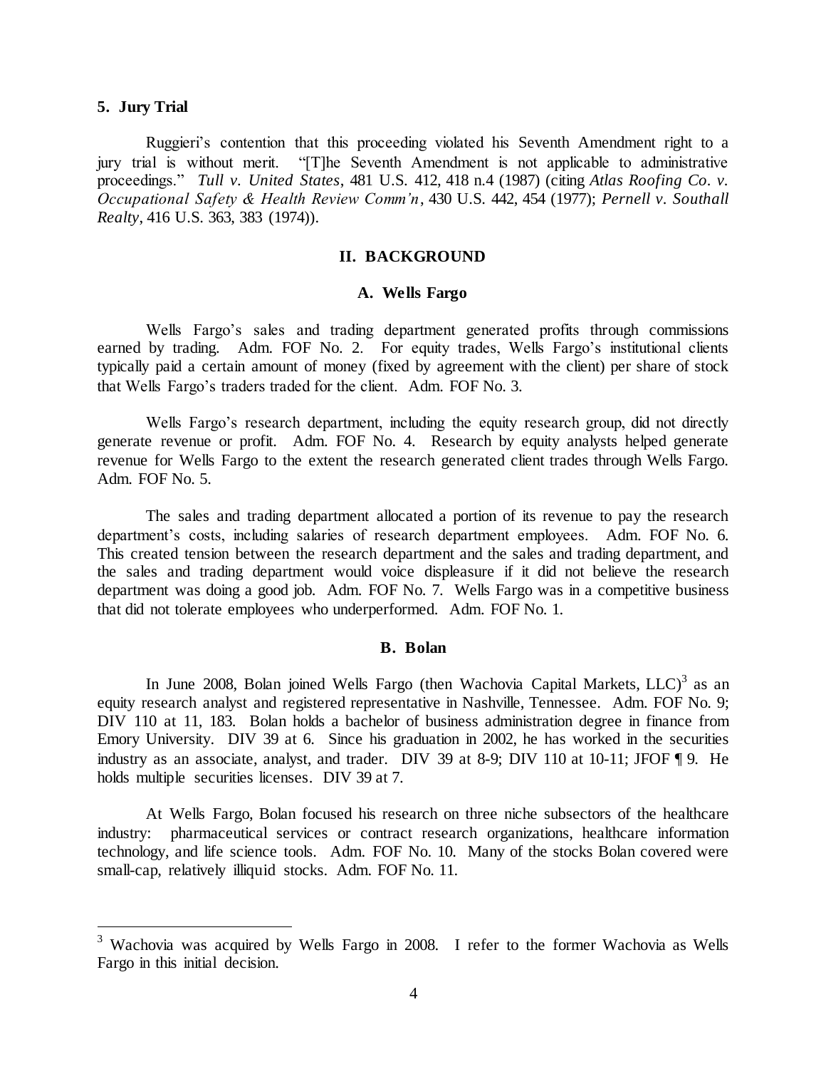### 5. Jury Trial

Ruggieri's contention that this proceeding violated his Seventh Amendment right to a jury trial is without merit. "[T]he Seventh Amendment is not applicable to administrative proceedings." *Tull v. United States*, 481 U.S. 412, 418 n.4 (1987) (citing *Atlas Roofing Co. v. Occupational Safety & Health Review Comm'n*, 430 U.S. 442, 454 (1977); *Pernell v. Southall Realty*, 416 U.S. 363, 383 (1974)).

## II. BACKGROUND

### A. Wells Fargo

Wells Fargo's sales and trading department generated profits through commissions earned by trading. Adm. FOF No. 2. For equity trades, Wells Fargo's institutional clients typically paid a certain amount of money (fixed by agreement with the client) per share of stock that Wells Fargo's traders traded for the client. Adm. FOF No. 3.

Wells Fargo's research department, including the equity research group, did not directly generate revenue or profit. Adm. FOF No. 4. Research by equity analysts helped generate revenue for Wells Fargo to the extent the research generated client trades through Wells Fargo. Adm. FOF No. 5.

The sales and trading department allocated a portion of its revenue to pay the research department's costs, including salaries of research department employees. Adm. FOF No. 6. This created tension between the research department and the sales and trading department, and the sales and trading department would voice displeasure if it did not believe the research department was doing a good job. Adm. FOF No. 7. Wells Fargo was in a competitive business that did not tolerate employees who underperformed. Adm. FOF No. 1.

### B. Bolan

In June 2008, Bolan joined Wells Fargo (then Wachovia Capital Markets, LLC)[3] as an equity research analyst and registered representative in Nashville, Tennessee. Adm. FOF No. 9; DIV 110 at 11, 183. Bolan holds a bachelor of business administration degree in finance from Emory University. DIV 39 at 6. Since his graduation in 2002, he has worked in the securities industry as an associate, analyst, and trader. DIV 39 at 8-9; DIV 110 at 10-11; JFOF ¶ 9. He holds multiple securities licenses. DIV 39 at 7.

At Wells Fargo, Bolan focused his research on three niche subsectors of the healthcare industry: pharmaceutical services or contract research organizations, healthcare information technology, and life science tools. Adm. FOF No. 10. Many of the stocks Bolan covered were small-cap, relatively illiquid stocks. Adm. FOF No. 11.

---

[3] Wachovia was acquired by Wells Fargo in 2008. I refer to the former Wachovia as Wells Fargo in this initial decision.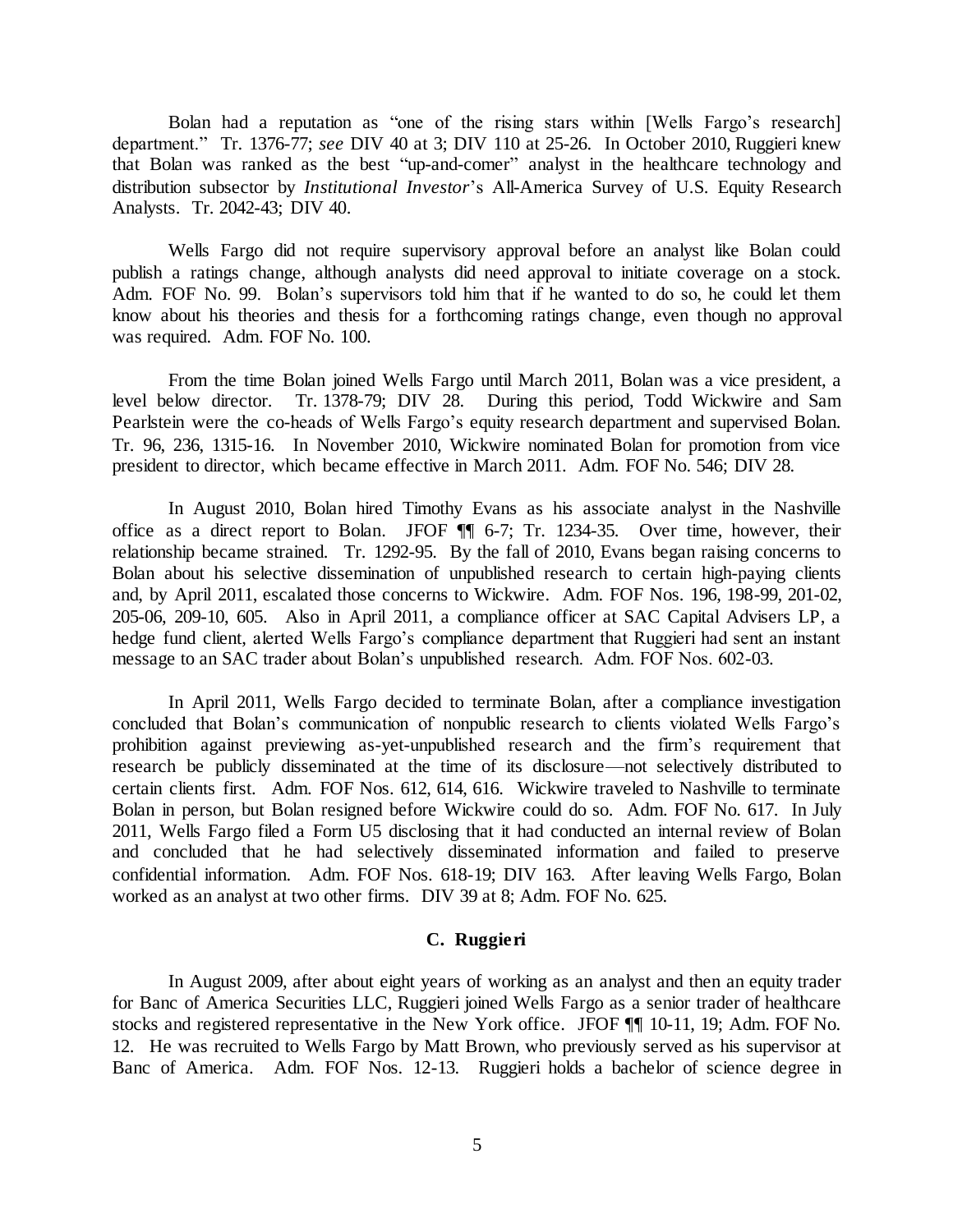Bolan had a reputation as "one of the rising stars within [Wells Fargo's research] department." Tr. 1376-77; *see* DIV 40 at 3; DIV 110 at 25-26. In October 2010, Ruggieri knew that Bolan was ranked as the best "up-and-comer" analyst in the healthcare technology and distribution subsector by *Institutional Investor*'s All-America Survey of U.S. Equity Research Analysts. Tr. 2042-43; DIV 40.

Wells Fargo did not require supervisory approval before an analyst like Bolan could publish a ratings change, although analysts did need approval to initiate coverage on a stock. Adm. FOF No. 99. Bolan's supervisors told him that if he wanted to do so, he could let them know about his theories and thesis for a forthcoming ratings change, even though no approval was required. Adm. FOF No. 100.

From the time Bolan joined Wells Fargo until March 2011, Bolan was a vice president, a level below director. Tr. 1378-79; DIV 28. During this period, Todd Wickwire and Sam Pearlstein were the co-heads of Wells Fargo's equity research department and supervised Bolan. Tr. 96, 236, 1315-16. In November 2010, Wickwire nominated Bolan for promotion from vice president to director, which became effective in March 2011. Adm. FOF No. 546; DIV 28.

In August 2010, Bolan hired Timothy Evans as his associate analyst in the Nashville office as a direct report to Bolan. JFOF ¶¶ 6-7; Tr. 1234-35. Over time, however, their relationship became strained. Tr. 1292-95. By the fall of 2010, Evans began raising concerns to Bolan about his selective dissemination of unpublished research to certain high-paying clients and, by April 2011, escalated those concerns to Wickwire. Adm. FOF Nos. 196, 198-99, 201-02, 205-06, 209-10, 605. Also in April 2011, a compliance officer at SAC Capital Advisers LP, a hedge fund client, alerted Wells Fargo's compliance department that Ruggieri had sent an instant message to an SAC trader about Bolan's unpublished research. Adm. FOF Nos. 602-03.

In April 2011, Wells Fargo decided to terminate Bolan, after a compliance investigation concluded that Bolan's communication of nonpublic research to clients violated Wells Fargo's prohibition against previewing as-yet-unpublished research and the firm's requirement that research be publicly disseminated at the time of its disclosure—not selectively distributed to certain clients first. Adm. FOF Nos. 612, 614, 616. Wickwire traveled to Nashville to terminate Bolan in person, but Bolan resigned before Wickwire could do so. Adm. FOF No. 617. In July 2011, Wells Fargo filed a Form U5 disclosing that it had conducted an internal review of Bolan and concluded that he had selectively disseminated information and failed to preserve confidential information. Adm. FOF Nos. 618-19; DIV 163. After leaving Wells Fargo, Bolan worked as an analyst at two other firms. DIV 39 at 8; Adm. FOF No. 625.

### C. Ruggieri

In August 2009, after about eight years of working as an analyst and then an equity trader for Banc of America Securities LLC, Ruggieri joined Wells Fargo as a senior trader of healthcare stocks and registered representative in the New York office. JFOF ¶¶ 10-11, 19; Adm. FOF No. 12. He was recruited to Wells Fargo by Matt Brown, who previously served as his supervisor at Banc of America. Adm. FOF Nos. 12-13. Ruggieri holds a bachelor of science degree in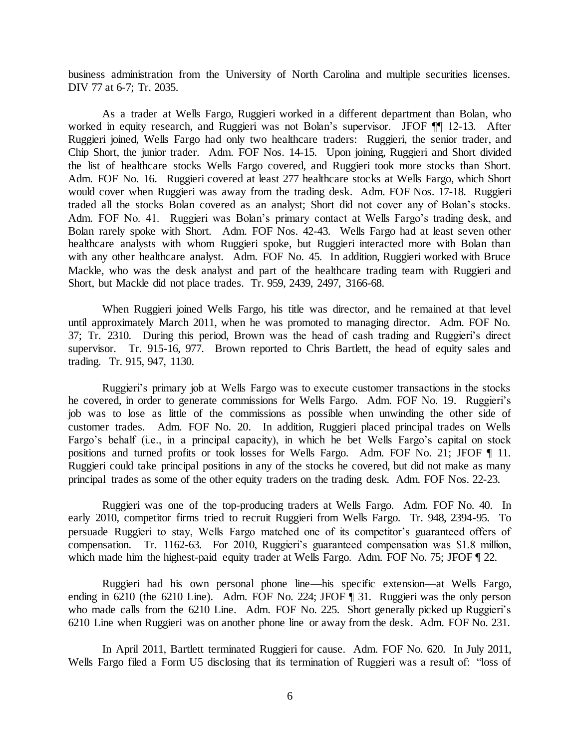business administration from the University of North Carolina and multiple securities licenses. DIV 77 at 6-7; Tr. 2035.

As a trader at Wells Fargo, Ruggieri worked in a different department than Bolan, who worked in equity research, and Ruggieri was not Bolan's supervisor. JFOF ¶¶ 12-13. After Ruggieri joined, Wells Fargo had only two healthcare traders: Ruggieri, the senior trader, and Chip Short, the junior trader. Adm. FOF Nos. 14-15. Upon joining, Ruggieri and Short divided the list of healthcare stocks Wells Fargo covered, and Ruggieri took more stocks than Short. Adm. FOF No. 16. Ruggieri covered at least 277 healthcare stocks at Wells Fargo, which Short would cover when Ruggieri was away from the trading desk. Adm. FOF Nos. 17-18. Ruggieri traded all the stocks Bolan covered as an analyst; Short did not cover any of Bolan's stocks. Adm. FOF No. 41. Ruggieri was Bolan's primary contact at Wells Fargo's trading desk, and Bolan rarely spoke with Short. Adm. FOF Nos. 42-43. Wells Fargo had at least seven other healthcare analysts with whom Ruggieri spoke, but Ruggieri interacted more with Bolan than with any other healthcare analyst. Adm. FOF No. 45. In addition, Ruggieri worked with Bruce Mackle, who was the desk analyst and part of the healthcare trading team with Ruggieri and Short, but Mackle did not place trades. Tr. 959, 2439, 2497, 3166-68.

When Ruggieri joined Wells Fargo, his title was director, and he remained at that level until approximately March 2011, when he was promoted to managing director. Adm. FOF No. 37; Tr. 2310. During this period, Brown was the head of cash trading and Ruggieri's direct supervisor. Tr. 915-16, 977. Brown reported to Chris Bartlett, the head of equity sales and trading. Tr. 915, 947, 1130.

Ruggieri's primary job at Wells Fargo was to execute customer transactions in the stocks he covered, in order to generate commissions for Wells Fargo. Adm. FOF No. 19. Ruggieri's job was to lose as little of the commissions as possible when unwinding the other side of customer trades. Adm. FOF No. 20. In addition, Ruggieri placed principal trades on Wells Fargo's behalf (i.e., in a principal capacity), in which he bet Wells Fargo's capital on stock positions and turned profits or took losses for Wells Fargo. Adm. FOF No. 21; JFOF ¶ 11. Ruggieri could take principal positions in any of the stocks he covered, but did not make as many principal trades as some of the other equity traders on the trading desk. Adm. FOF Nos. 22-23.

Ruggieri was one of the top-producing traders at Wells Fargo. Adm. FOF No. 40. In early 2010, competitor firms tried to recruit Ruggieri from Wells Fargo. Tr. 948, 2394-95. To persuade Ruggieri to stay, Wells Fargo matched one of its competitor's guaranteed offers of compensation. Tr. 1162-63. For 2010, Ruggieri's guaranteed compensation was $1.8 million, which made him the highest-paid equity trader at Wells Fargo. Adm. FOF No. 75; JFOF ¶ 22.

Ruggieri had his own personal phone line—his specific extension—at Wells Fargo, ending in 6210 (the 6210 Line). Adm. FOF No. 224; JFOF ¶ 31. Ruggieri was the only person who made calls from the 6210 Line. Adm. FOF No. 225. Short generally picked up Ruggieri's 6210 Line when Ruggieri was on another phone line or away from the desk. Adm. FOF No. 231.

In April 2011, Bartlett terminated Ruggieri for cause. Adm. FOF No. 620. In July 2011, Wells Fargo filed a Form U5 disclosing that its termination of Ruggieri was a result of: "loss of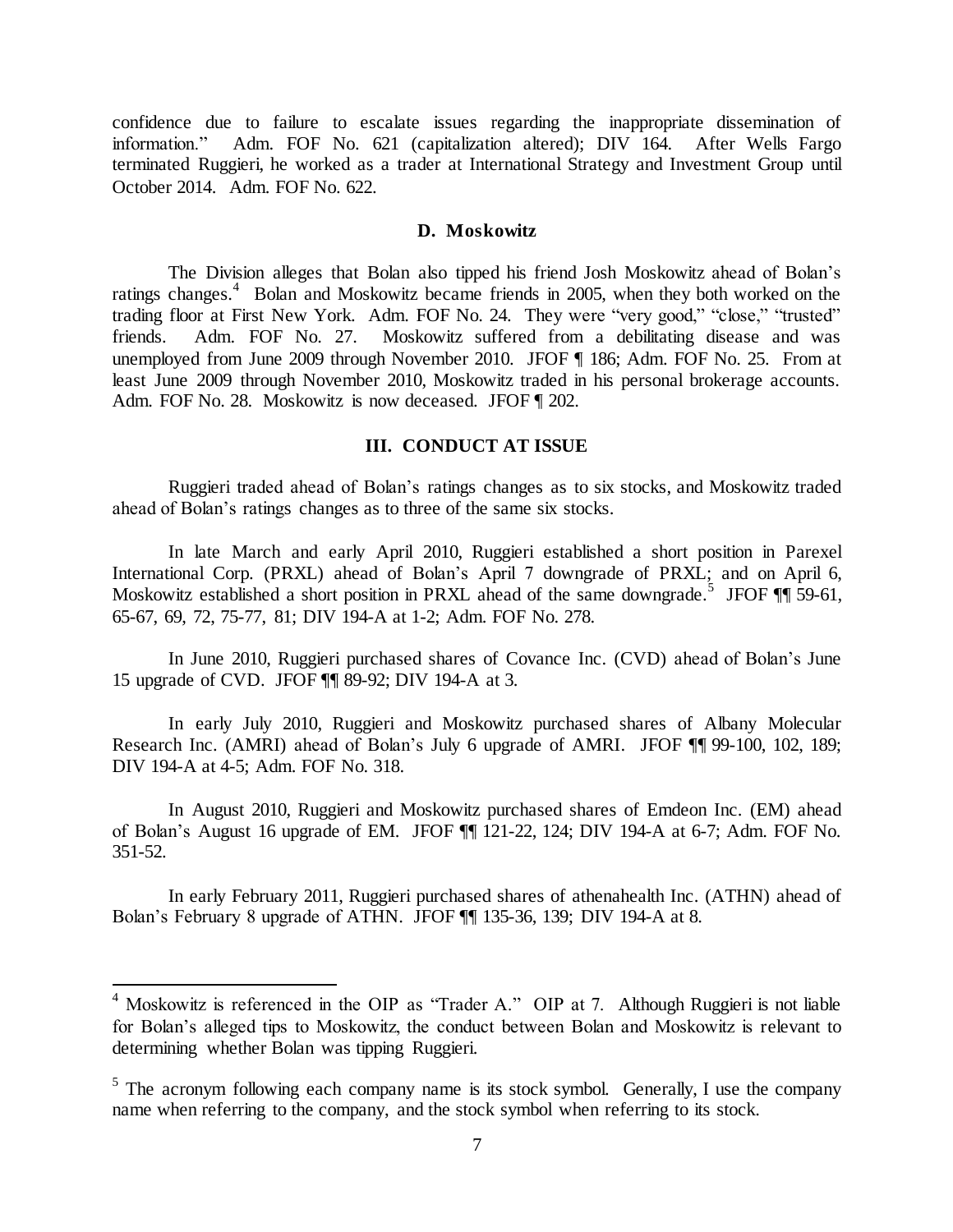confidence due to failure to escalate issues regarding the inappropriate dissemination of information." Adm. FOF No. 621 (capitalization altered); DIV 164. After Wells Fargo terminated Ruggieri, he worked as a trader at International Strategy and Investment Group until October 2014. Adm. FOF No. 622.

### D. Moskowitz

The Division alleges that Bolan also tipped his friend Josh Moskowitz ahead of Bolan's ratings changes.[4] Bolan and Moskowitz became friends in 2005, when they both worked on the trading floor at First New York. Adm. FOF No. 24. They were "very good," "close," "trusted" friends. Adm. FOF No. 27. Moskowitz suffered from a debilitating disease and was unemployed from June 2009 through November 2010. JFOF ¶ 186; Adm. FOF No. 25. From at least June 2009 through November 2010, Moskowitz traded in his personal brokerage accounts. Adm. FOF No. 28. Moskowitz is now deceased. JFOF ¶ 202.

## III. CONDUCT AT ISSUE

Ruggieri traded ahead of Bolan's ratings changes as to six stocks, and Moskowitz traded ahead of Bolan's ratings changes as to three of the same six stocks.

In late March and early April 2010, Ruggieri established a short position in Parexel International Corp. (PRXL) ahead of Bolan's April 7 downgrade of PRXL; and on April 6, Moskowitz established a short position in PRXL ahead of the same downgrade.[5] JFOF ¶¶ 59-61, 65-67, 69, 72, 75-77, 81; DIV 194-A at 1-2; Adm. FOF No. 278.

In June 2010, Ruggieri purchased shares of Covance Inc. (CVD) ahead of Bolan's June 15 upgrade of CVD. JFOF ¶¶ 89-92; DIV 194-A at 3.

In early July 2010, Ruggieri and Moskowitz purchased shares of Albany Molecular Research Inc. (AMRI) ahead of Bolan's July 6 upgrade of AMRI. JFOF ¶¶ 99-100, 102, 189; DIV 194-A at 4-5; Adm. FOF No. 318.

In August 2010, Ruggieri and Moskowitz purchased shares of Emdeon Inc. (EM) ahead of Bolan's August 16 upgrade of EM. JFOF ¶¶ 121-22, 124; DIV 194-A at 6-7; Adm. FOF No. 351-52.

In early February 2011, Ruggieri purchased shares of athenahealth Inc. (ATHN) ahead of Bolan's February 8 upgrade of ATHN. JFOF ¶¶ 135-36, 139; DIV 194-A at 8.

---

[4] Moskowitz is referenced in the OIP as "Trader A." OIP at 7. Although Ruggieri is not liable for Bolan's alleged tips to Moskowitz, the conduct between Bolan and Moskowitz is relevant to determining whether Bolan was tipping Ruggieri.

[5] The acronym following each company name is its stock symbol. Generally, I use the company name when referring to the company, and the stock symbol when referring to its stock.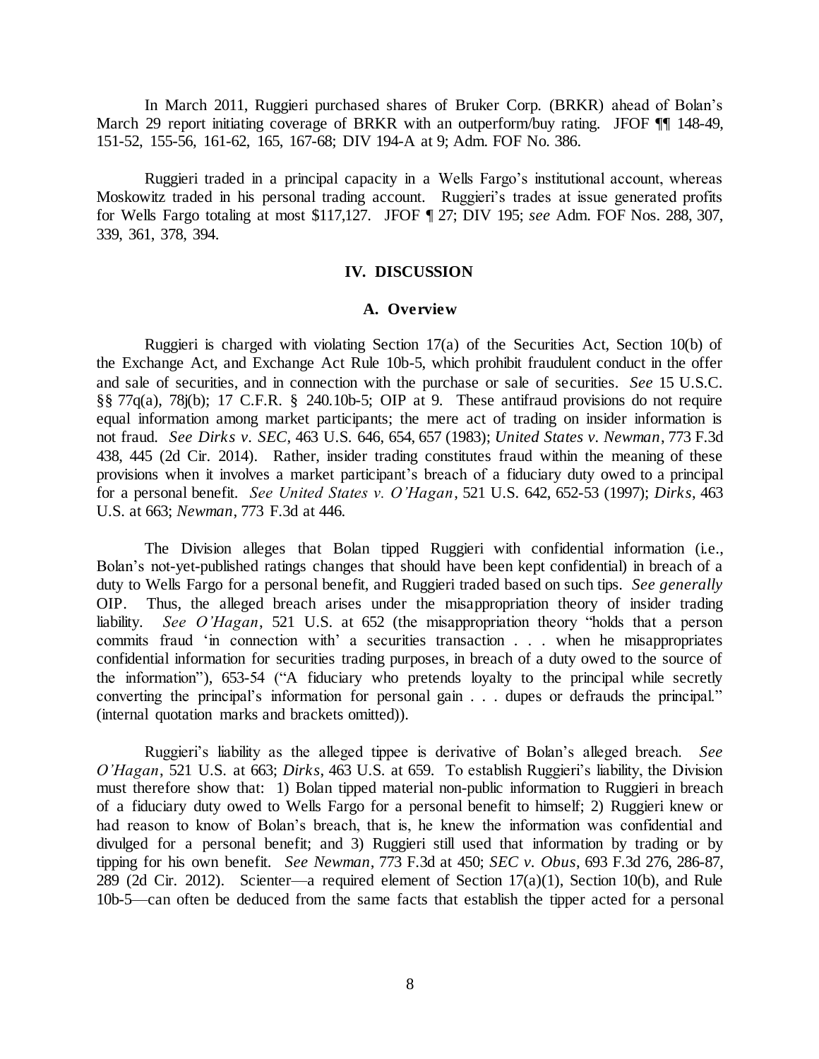In March 2011, Ruggieri purchased shares of Bruker Corp. (BRKR) ahead of Bolan's March 29 report initiating coverage of BRKR with an outperform/buy rating. JFOF ¶¶ 148-49, 151-52, 155-56, 161-62, 165, 167-68; DIV 194-A at 9; Adm. FOF No. 386.

Ruggieri traded in a principal capacity in a Wells Fargo's institutional account, whereas Moskowitz traded in his personal trading account. Ruggieri's trades at issue generated profits for Wells Fargo totaling at most $117,127. JFOF ¶ 27; DIV 195; *see* Adm. FOF Nos. 288, 307, 339, 361, 378, 394.

## IV. DISCUSSION

### A. Overview

Ruggieri is charged with violating Section 17(a) of the Securities Act, Section 10(b) of the Exchange Act, and Exchange Act Rule 10b-5, which prohibit fraudulent conduct in the offer and sale of securities, and in connection with the purchase or sale of securities. *See* 15 U.S.C. §§ 77q(a), 78j(b); 17 C.F.R. § 240.10b-5; OIP at 9. These antifraud provisions do not require equal information among market participants; the mere act of trading on insider information is not fraud. *See Dirks v. SEC*, 463 U.S. 646, 654, 657 (1983); *United States v. Newman*, 773 F.3d 438, 445 (2d Cir. 2014). Rather, insider trading constitutes fraud within the meaning of these provisions when it involves a market participant's breach of a fiduciary duty owed to a principal for a personal benefit. *See United States v. O'Hagan*, 521 U.S. 642, 652-53 (1997); *Dirks*, 463 U.S. at 663; *Newman*, 773 F.3d at 446.

The Division alleges that Bolan tipped Ruggieri with confidential information (i.e., Bolan's not-yet-published ratings changes that should have been kept confidential) in breach of a duty to Wells Fargo for a personal benefit, and Ruggieri traded based on such tips. *See generally* OIP. Thus, the alleged breach arises under the misappropriation theory of insider trading liability. *See O'Hagan*, 521 U.S. at 652 (the misappropriation theory "holds that a person commits fraud 'in connection with' a securities transaction . . . when he misappropriates confidential information for securities trading purposes, in breach of a duty owed to the source of the information"), 653-54 ("A fiduciary who pretends loyalty to the principal while secretly converting the principal's information for personal gain . . . dupes or defrauds the principal." (internal quotation marks and brackets omitted)).

Ruggieri's liability as the alleged tippee is derivative of Bolan's alleged breach. *See O'Hagan*, 521 U.S. at 663; *Dirks*, 463 U.S. at 659. To establish Ruggieri's liability, the Division must therefore show that: 1) Bolan tipped material non-public information to Ruggieri in breach of a fiduciary duty owed to Wells Fargo for a personal benefit to himself; 2) Ruggieri knew or had reason to know of Bolan's breach, that is, he knew the information was confidential and divulged for a personal benefit; and 3) Ruggieri still used that information by trading or by tipping for his own benefit. *See Newman*, 773 F.3d at 450; *SEC v. Obus*, 693 F.3d 276, 286-87, 289 (2d Cir. 2012). Scienter—a required element of Section 17(a)(1), Section 10(b), and Rule 10b-5—can often be deduced from the same facts that establish the tipper acted for a personal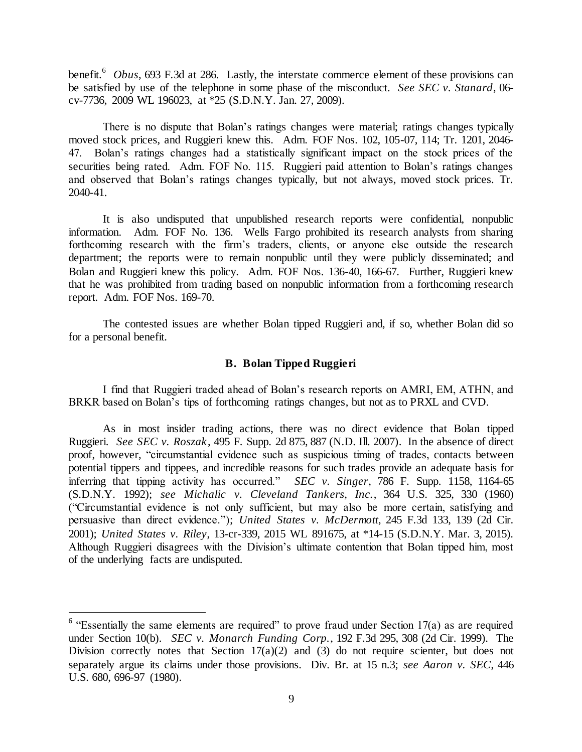benefit.[6] *Obus*, 693 F.3d at 286. Lastly, the interstate commerce element of these provisions can be satisfied by use of the telephone in some phase of the misconduct. *See SEC v. Stanard*, 06-cv-7736, 2009 WL 196023, at *25 (S.D.N.Y. Jan. 27, 2009).

There is no dispute that Bolan's ratings changes were material; ratings changes typically moved stock prices, and Ruggieri knew this. Adm. FOF Nos. 102, 105-07, 114; Tr. 1201, 2046-47. Bolan's ratings changes had a statistically significant impact on the stock prices of the securities being rated. Adm. FOF No. 115. Ruggieri paid attention to Bolan's ratings changes and observed that Bolan's ratings changes typically, but not always, moved stock prices. Tr. 2040-41.

It is also undisputed that unpublished research reports were confidential, nonpublic information. Adm. FOF No. 136. Wells Fargo prohibited its research analysts from sharing forthcoming research with the firm's traders, clients, or anyone else outside the research department; the reports were to remain nonpublic until they were publicly disseminated; and Bolan and Ruggieri knew this policy. Adm. FOF Nos. 136-40, 166-67. Further, Ruggieri knew that he was prohibited from trading based on nonpublic information from a forthcoming research report. Adm. FOF Nos. 169-70.

The contested issues are whether Bolan tipped Ruggieri and, if so, whether Bolan did so for a personal benefit.

### B. Bolan Tipped Ruggieri

I find that Ruggieri traded ahead of Bolan's research reports on AMRI, EM, ATHN, and BRKR based on Bolan's tips of forthcoming ratings changes, but not as to PRXL and CVD.

As in most insider trading actions, there was no direct evidence that Bolan tipped Ruggieri. *See SEC v. Roszak*, 495 F. Supp. 2d 875, 887 (N.D. Ill. 2007). In the absence of direct proof, however, "circumstantial evidence such as suspicious timing of trades, contacts between potential tippers and tippees, and incredible reasons for such trades provide an adequate basis for inferring that tipping activity has occurred." *SEC v. Singer*, 786 F. Supp. 1158, 1164-65 (S.D.N.Y. 1992); *see Michalic v. Cleveland Tankers, Inc.*, 364 U.S. 325, 330 (1960) ("Circumstantial evidence is not only sufficient, but may also be more certain, satisfying and persuasive than direct evidence."); *United States v. McDermott*, 245 F.3d 133, 139 (2d Cir. 2001); *United States v. Riley*, 13-cr-339, 2015 WL 891675, at *14-15 (S.D.N.Y. Mar. 3, 2015). Although Ruggieri disagrees with the Division's ultimate contention that Bolan tipped him, most of the underlying facts are undisputed.

---

[6] "Essentially the same elements are required" to prove fraud under Section 17(a) as are required under Section 10(b). *SEC v. Monarch Funding Corp.*, 192 F.3d 295, 308 (2d Cir. 1999). The Division correctly notes that Section 17(a)(2) and (3) do not require scienter, but does not separately argue its claims under those provisions. Div. Br. at 15 n.3; *see Aaron v. SEC*, 446 U.S. 680, 696-97 (1980).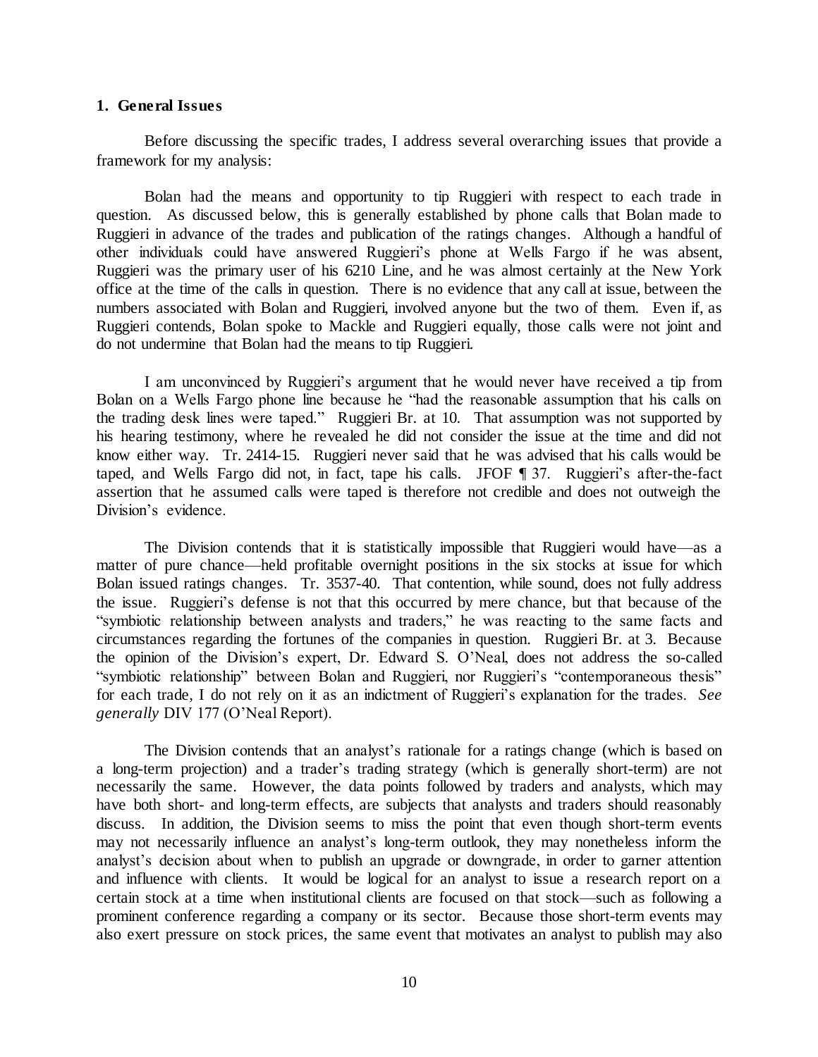### 1. General Issues

Before discussing the specific trades, I address several overarching issues that provide a framework for my analysis:

Bolan had the means and opportunity to tip Ruggieri with respect to each trade in question. As discussed below, this is generally established by phone calls that Bolan made to Ruggieri in advance of the trades and publication of the ratings changes. Although a handful of other individuals could have answered Ruggieri's phone at Wells Fargo if he was absent, Ruggieri was the primary user of his 6210 Line, and he was almost certainly at the New York office at the time of the calls in question. There is no evidence that any call at issue, between the numbers associated with Bolan and Ruggieri, involved anyone but the two of them. Even if, as Ruggieri contends, Bolan spoke to Mackle and Ruggieri equally, those calls were not joint and do not undermine that Bolan had the means to tip Ruggieri.

I am unconvinced by Ruggieri's argument that he would never have received a tip from Bolan on a Wells Fargo phone line because he "had the reasonable assumption that his calls on the trading desk lines were taped." Ruggieri Br. at 10. That assumption was not supported by his hearing testimony, where he revealed he did not consider the issue at the time and did not know either way. Tr. 2414-15. Ruggieri never said that he was advised that his calls would be taped, and Wells Fargo did not, in fact, tape his calls. JFOF ¶ 37. Ruggieri's after-the-fact assertion that he assumed calls were taped is therefore not credible and does not outweigh the Division's evidence.

The Division contends that it is statistically impossible that Ruggieri would have—as a matter of pure chance—held profitable overnight positions in the six stocks at issue for which Bolan issued ratings changes. Tr. 3537-40. That contention, while sound, does not fully address the issue. Ruggieri's defense is not that this occurred by mere chance, but that because of the "symbiotic relationship between analysts and traders," he was reacting to the same facts and circumstances regarding the fortunes of the companies in question. Ruggieri Br. at 3. Because the opinion of the Division's expert, Dr. Edward S. O'Neal, does not address the so-called "symbiotic relationship" between Bolan and Ruggieri, nor Ruggieri's "contemporaneous thesis" for each trade, I do not rely on it as an indictment of Ruggieri's explanation for the trades. *See generally* DIV 177 (O'Neal Report).

The Division contends that an analyst's rationale for a ratings change (which is based on a long-term projection) and a trader's trading strategy (which is generally short-term) are not necessarily the same. However, the data points followed by traders and analysts, which may have both short- and long-term effects, are subjects that analysts and traders should reasonably discuss. In addition, the Division seems to miss the point that even though short-term events may not necessarily influence an analyst's long-term outlook, they may nonetheless inform the analyst's decision about when to publish an upgrade or downgrade, in order to garner attention and influence with clients. It would be logical for an analyst to issue a research report on a certain stock at a time when institutional clients are focused on that stock—such as following a prominent conference regarding a company or its sector. Because those short-term events may also exert pressure on stock prices, the same event that motivates an analyst to publish may also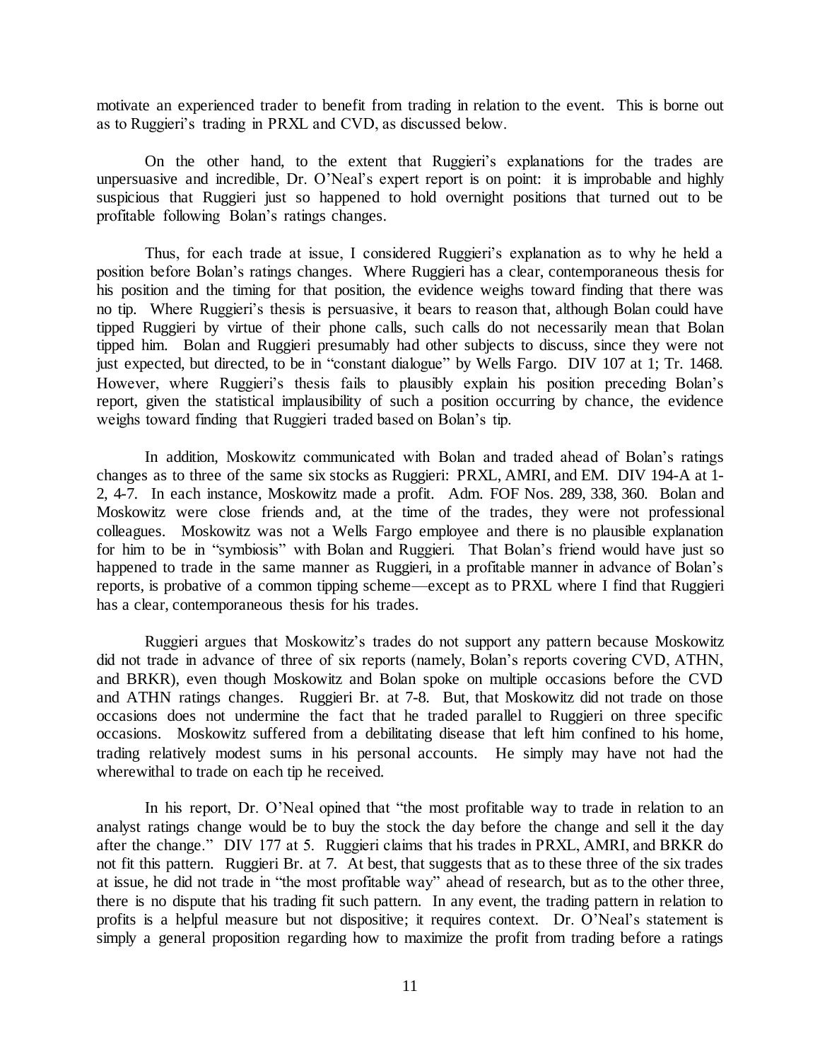motivate an experienced trader to benefit from trading in relation to the event. This is borne out as to Ruggieri's trading in PRXL and CVD, as discussed below.

On the other hand, to the extent that Ruggieri's explanations for the trades are unpersuasive and incredible, Dr. O'Neal's expert report is on point: it is improbable and highly suspicious that Ruggieri just so happened to hold overnight positions that turned out to be profitable following Bolan's ratings changes.

Thus, for each trade at issue, I considered Ruggieri's explanation as to why he held a position before Bolan's ratings changes. Where Ruggieri has a clear, contemporaneous thesis for his position and the timing for that position, the evidence weighs toward finding that there was no tip. Where Ruggieri's thesis is persuasive, it bears to reason that, although Bolan could have tipped Ruggieri by virtue of their phone calls, such calls do not necessarily mean that Bolan tipped him. Bolan and Ruggieri presumably had other subjects to discuss, since they were not just expected, but directed, to be in "constant dialogue" by Wells Fargo. DIV 107 at 1; Tr. 1468. However, where Ruggieri's thesis fails to plausibly explain his position preceding Bolan's report, given the statistical implausibility of such a position occurring by chance, the evidence weighs toward finding that Ruggieri traded based on Bolan's tip.

In addition, Moskowitz communicated with Bolan and traded ahead of Bolan's ratings changes as to three of the same six stocks as Ruggieri: PRXL, AMRI, and EM. DIV 194-A at 1-2, 4-7. In each instance, Moskowitz made a profit. Adm. FOF Nos. 289, 338, 360. Bolan and Moskowitz were close friends and, at the time of the trades, they were not professional colleagues. Moskowitz was not a Wells Fargo employee and there is no plausible explanation for him to be in "symbiosis" with Bolan and Ruggieri. That Bolan's friend would have just so happened to trade in the same manner as Ruggieri, in a profitable manner in advance of Bolan's reports, is probative of a common tipping scheme—except as to PRXL where I find that Ruggieri has a clear, contemporaneous thesis for his trades.

Ruggieri argues that Moskowitz's trades do not support any pattern because Moskowitz did not trade in advance of three of six reports (namely, Bolan's reports covering CVD, ATHN, and BRKR), even though Moskowitz and Bolan spoke on multiple occasions before the CVD and ATHN ratings changes. Ruggieri Br. at 7-8. But, that Moskowitz did not trade on those occasions does not undermine the fact that he traded parallel to Ruggieri on three specific occasions. Moskowitz suffered from a debilitating disease that left him confined to his home, trading relatively modest sums in his personal accounts. He simply may have not had the wherewithal to trade on each tip he received.

In his report, Dr. O'Neal opined that "the most profitable way to trade in relation to an analyst ratings change would be to buy the stock the day before the change and sell it the day after the change." DIV 177 at 5. Ruggieri claims that his trades in PRXL, AMRI, and BRKR do not fit this pattern. Ruggieri Br. at 7. At best, that suggests that as to these three of the six trades at issue, he did not trade in "the most profitable way" ahead of research, but as to the other three, there is no dispute that his trading fit such pattern. In any event, the trading pattern in relation to profits is a helpful measure but not dispositive; it requires context. Dr. O'Neal's statement is simply a general proposition regarding how to maximize the profit from trading before a ratings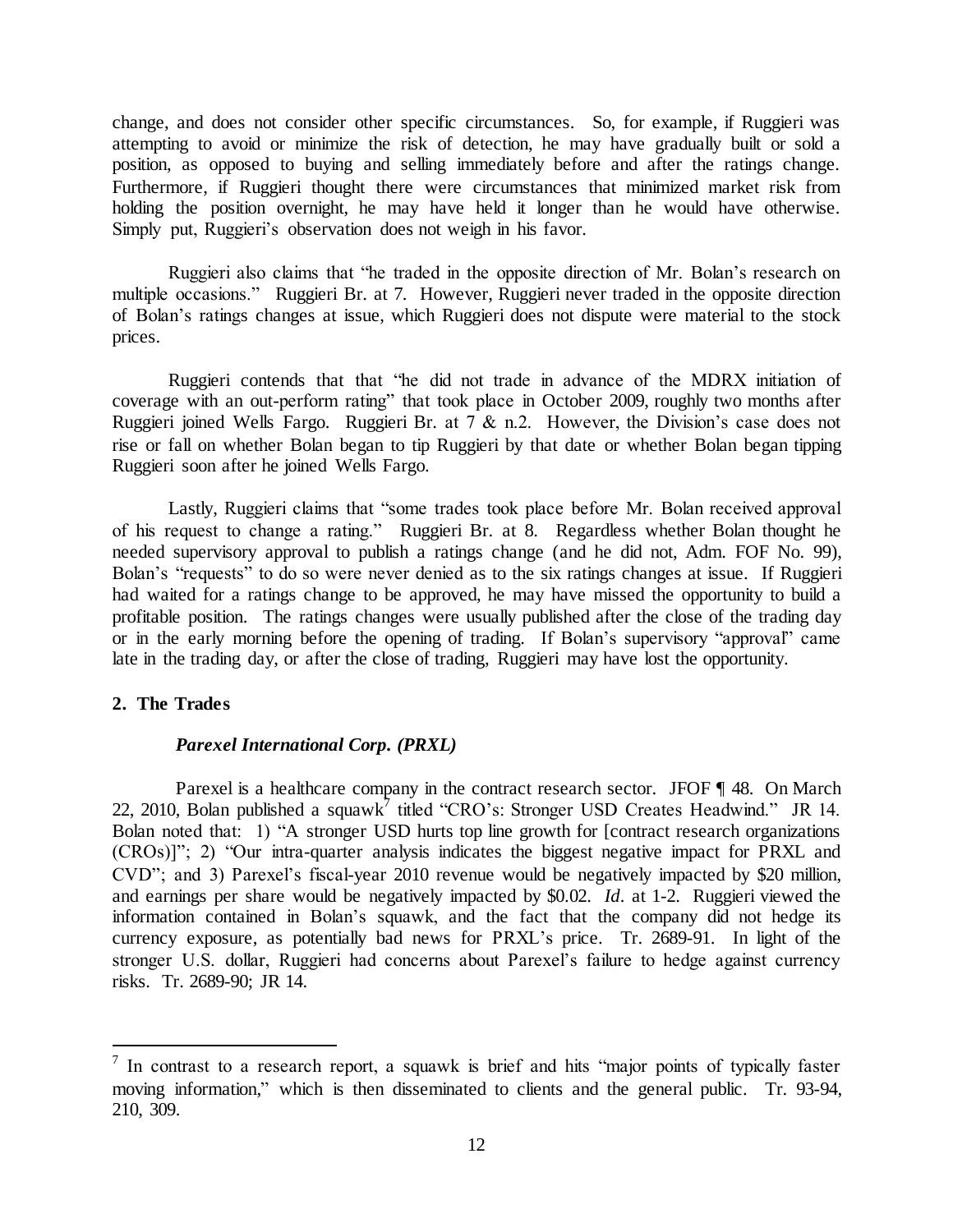change, and does not consider other specific circumstances. So, for example, if Ruggieri was attempting to avoid or minimize the risk of detection, he may have gradually built or sold a position, as opposed to buying and selling immediately before and after the ratings change. Furthermore, if Ruggieri thought there were circumstances that minimized market risk from holding the position overnight, he may have held it longer than he would have otherwise. Simply put, Ruggieri's observation does not weigh in his favor.

Ruggieri also claims that "he traded in the opposite direction of Mr. Bolan's research on multiple occasions." Ruggieri Br. at 7. However, Ruggieri never traded in the opposite direction of Bolan's ratings changes at issue, which Ruggieri does not dispute were material to the stock prices.

Ruggieri contends that that "he did not trade in advance of the MDRX initiation of coverage with an out-perform rating" that took place in October 2009, roughly two months after Ruggieri joined Wells Fargo. Ruggieri Br. at 7 & n.2. However, the Division's case does not rise or fall on whether Bolan began to tip Ruggieri by that date or whether Bolan began tipping Ruggieri soon after he joined Wells Fargo.

Lastly, Ruggieri claims that "some trades took place before Mr. Bolan received approval of his request to change a rating." Ruggieri Br. at 8. Regardless whether Bolan thought he needed supervisory approval to publish a ratings change (and he did not, Adm. FOF No. 99), Bolan's "requests" to do so were never denied as to the six ratings changes at issue. If Ruggieri had waited for a ratings change to be approved, he may have missed the opportunity to build a profitable position. The ratings changes were usually published after the close of the trading day or in the early morning before the opening of trading. If Bolan's supervisory "approval" came late in the trading day, or after the close of trading, Ruggieri may have lost the opportunity.

**2. The Trades**

***Parexel International Corp. (PRXL)***

Parexel is a healthcare company in the contract research sector. JFOF ¶ 48. On March 22, 2010, Bolan published a squawk[7] titled "CRO's: Stronger USD Creates Headwind." JR 14. Bolan noted that: 1) "A stronger USD hurts top line growth for [contract research organizations (CROs)]"; 2) "Our intra-quarter analysis indicates the biggest negative impact for PRXL and CVD"; and 3) Parexel's fiscal-year 2010 revenue would be negatively impacted by $20 million, and earnings per share would be negatively impacted by $0.02. *Id*. at 1-2. Ruggieri viewed the information contained in Bolan's squawk, and the fact that the company did not hedge its currency exposure, as potentially bad news for PRXL's price. Tr. 2689-91. In light of the stronger U.S. dollar, Ruggieri had concerns about Parexel's failure to hedge against currency risks. Tr. 2689-90; JR 14.

---

[7] In contrast to a research report, a squawk is brief and hits "major points of typically faster moving information," which is then disseminated to clients and the general public. Tr. 93-94, 210, 309.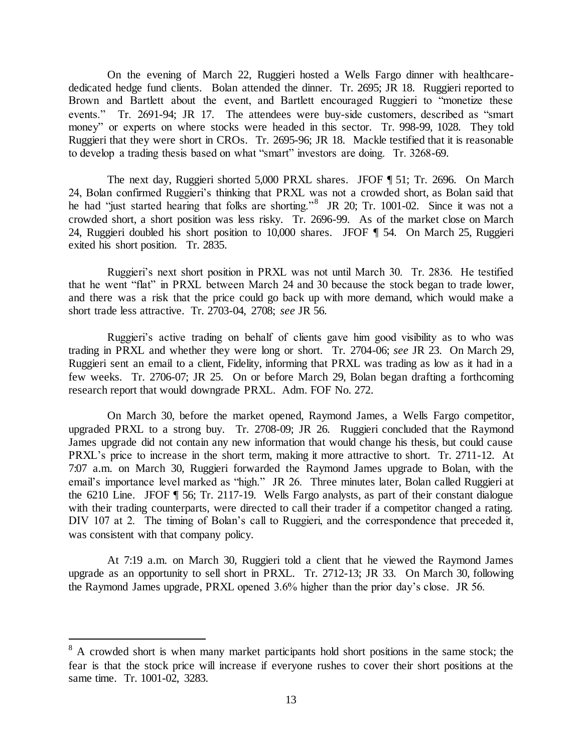On the evening of March 22, Ruggieri hosted a Wells Fargo dinner with healthcare-dedicated hedge fund clients. Bolan attended the dinner. Tr. 2695; JR 18. Ruggieri reported to Brown and Bartlett about the event, and Bartlett encouraged Ruggieri to "monetize these events." Tr. 2691-94; JR 17. The attendees were buy-side customers, described as "smart money" or experts on where stocks were headed in this sector. Tr. 998-99, 1028. They told Ruggieri that they were short in CROs. Tr. 2695-96; JR 18. Mackle testified that it is reasonable to develop a trading thesis based on what "smart" investors are doing. Tr. 3268-69.

The next day, Ruggieri shorted 5,000 PRXL shares. JFOF ¶ 51; Tr. 2696. On March 24, Bolan confirmed Ruggieri's thinking that PRXL was not a crowded short, as Bolan said that he had "just started hearing that folks are shorting."[8] JR 20; Tr. 1001-02. Since it was not a crowded short, a short position was less risky. Tr. 2696-99. As of the market close on March 24, Ruggieri doubled his short position to 10,000 shares. JFOF ¶ 54. On March 25, Ruggieri exited his short position. Tr. 2835.

Ruggieri's next short position in PRXL was not until March 30. Tr. 2836. He testified that he went "flat" in PRXL between March 24 and 30 because the stock began to trade lower, and there was a risk that the price could go back up with more demand, which would make a short trade less attractive. Tr. 2703-04, 2708; *see* JR 56.

Ruggieri's active trading on behalf of clients gave him good visibility as to who was trading in PRXL and whether they were long or short. Tr. 2704-06; *see* JR 23. On March 29, Ruggieri sent an email to a client, Fidelity, informing that PRXL was trading as low as it had in a few weeks. Tr. 2706-07; JR 25. On or before March 29, Bolan began drafting a forthcoming research report that would downgrade PRXL. Adm. FOF No. 272.

On March 30, before the market opened, Raymond James, a Wells Fargo competitor, upgraded PRXL to a strong buy. Tr. 2708-09; JR 26. Ruggieri concluded that the Raymond James upgrade did not contain any new information that would change his thesis, but could cause PRXL's price to increase in the short term, making it more attractive to short. Tr. 2711-12. At 7:07 a.m. on March 30, Ruggieri forwarded the Raymond James upgrade to Bolan, with the email's importance level marked as "high." JR 26. Three minutes later, Bolan called Ruggieri at the 6210 Line. JFOF ¶ 56; Tr. 2117-19. Wells Fargo analysts, as part of their constant dialogue with their trading counterparts, were directed to call their trader if a competitor changed a rating. DIV 107 at 2. The timing of Bolan's call to Ruggieri, and the correspondence that preceded it, was consistent with that company policy.

At 7:19 a.m. on March 30, Ruggieri told a client that he viewed the Raymond James upgrade as an opportunity to sell short in PRXL. Tr. 2712-13; JR 33. On March 30, following the Raymond James upgrade, PRXL opened 3.6% higher than the prior day's close. JR 56.

---

[8] A crowded short is when many market participants hold short positions in the same stock; the fear is that the stock price will increase if everyone rushes to cover their short positions at the same time. Tr. 1001-02, 3283.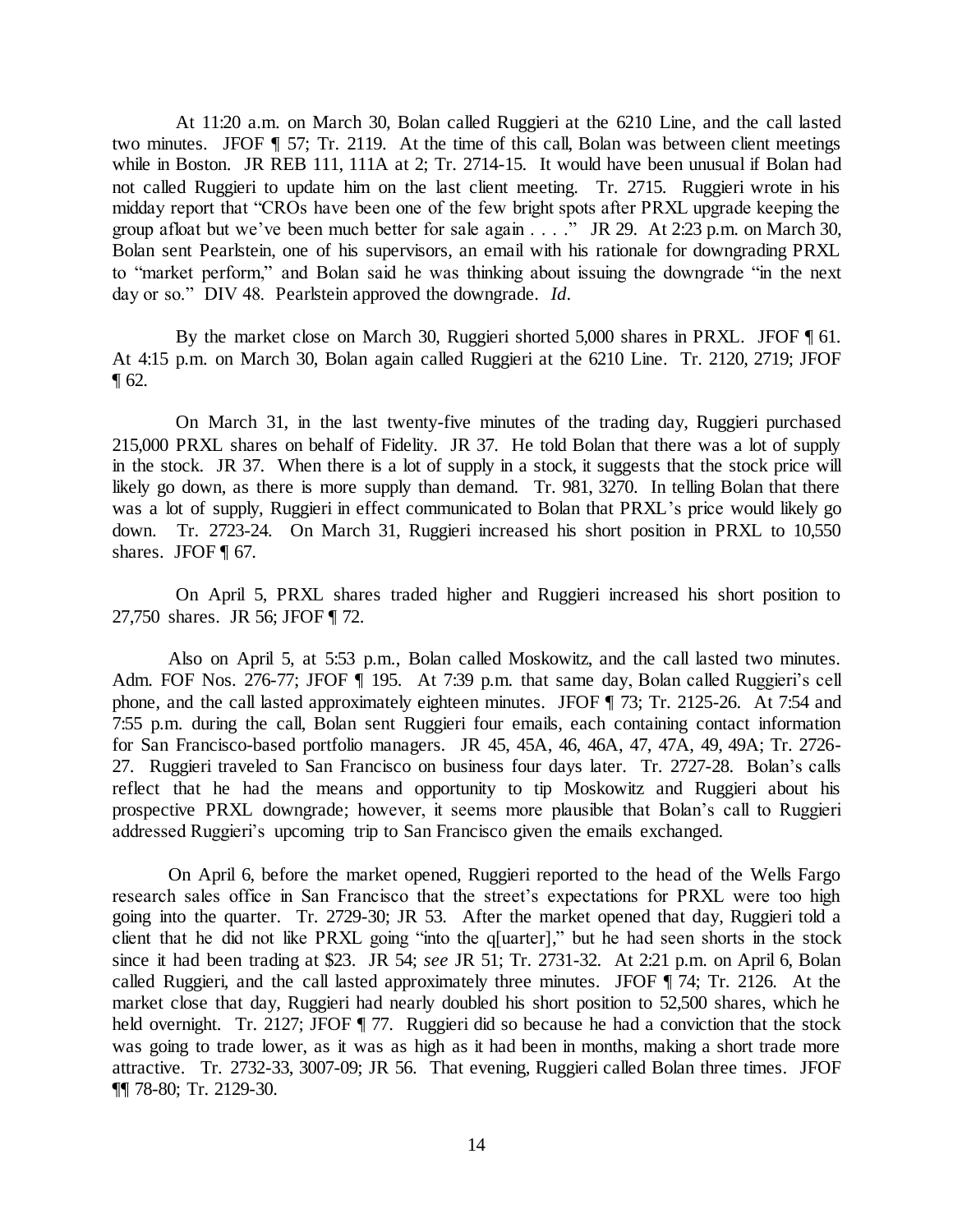At 11:20 a.m. on March 30, Bolan called Ruggieri at the 6210 Line, and the call lasted two minutes. JFOF ¶ 57; Tr. 2119. At the time of this call, Bolan was between client meetings while in Boston. JR REB 111, 111A at 2; Tr. 2714-15. It would have been unusual if Bolan had not called Ruggieri to update him on the last client meeting. Tr. 2715. Ruggieri wrote in his midday report that "CROs have been one of the few bright spots after PRXL upgrade keeping the group afloat but we've been much better for sale again . . . ." JR 29. At 2:23 p.m. on March 30, Bolan sent Pearlstein, one of his supervisors, an email with his rationale for downgrading PRXL to "market perform," and Bolan said he was thinking about issuing the downgrade "in the next day or so." DIV 48. Pearlstein approved the downgrade. *Id.*

By the market close on March 30, Ruggieri shorted 5,000 shares in PRXL. JFOF ¶ 61. At 4:15 p.m. on March 30, Bolan again called Ruggieri at the 6210 Line. Tr. 2120, 2719; JFOF ¶ 62.

On March 31, in the last twenty-five minutes of the trading day, Ruggieri purchased 215,000 PRXL shares on behalf of Fidelity. JR 37. He told Bolan that there was a lot of supply in the stock. JR 37. When there is a lot of supply in a stock, it suggests that the stock price will likely go down, as there is more supply than demand. Tr. 981, 3270. In telling Bolan that there was a lot of supply, Ruggieri in effect communicated to Bolan that PRXL's price would likely go down. Tr. 2723-24. On March 31, Ruggieri increased his short position in PRXL to 10,550 shares. JFOF ¶ 67.

On April 5, PRXL shares traded higher and Ruggieri increased his short position to 27,750 shares. JR 56; JFOF ¶ 72.

Also on April 5, at 5:53 p.m., Bolan called Moskowitz, and the call lasted two minutes. Adm. FOF Nos. 276-77; JFOF ¶ 195. At 7:39 p.m. that same day, Bolan called Ruggieri's cell phone, and the call lasted approximately eighteen minutes. JFOF ¶ 73; Tr. 2125-26. At 7:54 and 7:55 p.m. during the call, Bolan sent Ruggieri four emails, each containing contact information for San Francisco-based portfolio managers. JR 45, 45A, 46, 46A, 47, 47A, 49, 49A; Tr. 2726-27. Ruggieri traveled to San Francisco on business four days later. Tr. 2727-28. Bolan's calls reflect that he had the means and opportunity to tip Moskowitz and Ruggieri about his prospective PRXL downgrade; however, it seems more plausible that Bolan's call to Ruggieri addressed Ruggieri's upcoming trip to San Francisco given the emails exchanged.

On April 6, before the market opened, Ruggieri reported to the head of the Wells Fargo research sales office in San Francisco that the street's expectations for PRXL were too high going into the quarter. Tr. 2729-30; JR 53. After the market opened that day, Ruggieri told a client that he did not like PRXL going "into the q[uarter]," but he had seen shorts in the stock since it had been trading at $23. JR 54; *see* JR 51; Tr. 2731-32. At 2:21 p.m. on April 6, Bolan called Ruggieri, and the call lasted approximately three minutes. JFOF ¶ 74; Tr. 2126. At the market close that day, Ruggieri had nearly doubled his short position to 52,500 shares, which he held overnight. Tr. 2127; JFOF ¶ 77. Ruggieri did so because he had a conviction that the stock was going to trade lower, as it was as high as it had been in months, making a short trade more attractive. Tr. 2732-33, 3007-09; JR 56. That evening, Ruggieri called Bolan three times. JFOF ¶¶ 78-80; Tr. 2129-30.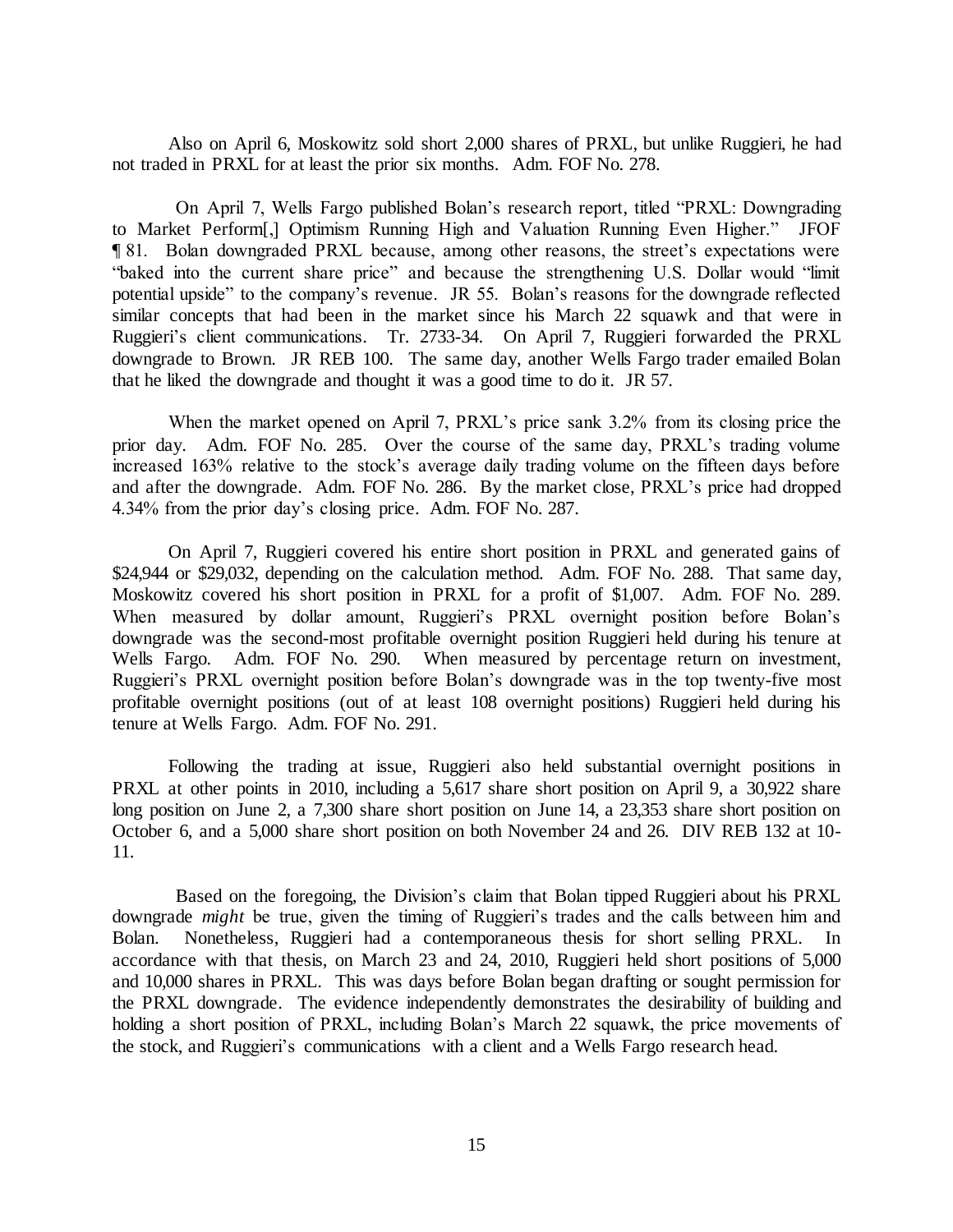Also on April 6, Moskowitz sold short 2,000 shares of PRXL, but unlike Ruggieri, he had not traded in PRXL for at least the prior six months. Adm. FOF No. 278.

On April 7, Wells Fargo published Bolan's research report, titled "PRXL: Downgrading to Market Perform[,] Optimism Running High and Valuation Running Even Higher." JFOF ¶ 81. Bolan downgraded PRXL because, among other reasons, the street's expectations were "baked into the current share price" and because the strengthening U.S. Dollar would "limit potential upside" to the company's revenue. JR 55. Bolan's reasons for the downgrade reflected similar concepts that had been in the market since his March 22 squawk and that were in Ruggieri's client communications. Tr. 2733-34. On April 7, Ruggieri forwarded the PRXL downgrade to Brown. JR REB 100. The same day, another Wells Fargo trader emailed Bolan that he liked the downgrade and thought it was a good time to do it. JR 57.

When the market opened on April 7, PRXL's price sank 3.2% from its closing price the prior day. Adm. FOF No. 285. Over the course of the same day, PRXL's trading volume increased 163% relative to the stock's average daily trading volume on the fifteen days before and after the downgrade. Adm. FOF No. 286. By the market close, PRXL's price had dropped 4.34% from the prior day's closing price. Adm. FOF No. 287.

On April 7, Ruggieri covered his entire short position in PRXL and generated gains of $24,944 or $29,032, depending on the calculation method. Adm. FOF No. 288. That same day, Moskowitz covered his short position in PRXL for a profit of $1,007. Adm. FOF No. 289. When measured by dollar amount, Ruggieri's PRXL overnight position before Bolan's downgrade was the second-most profitable overnight position Ruggieri held during his tenure at Wells Fargo. Adm. FOF No. 290. When measured by percentage return on investment, Ruggieri's PRXL overnight position before Bolan's downgrade was in the top twenty-five most profitable overnight positions (out of at least 108 overnight positions) Ruggieri held during his tenure at Wells Fargo. Adm. FOF No. 291.

Following the trading at issue, Ruggieri also held substantial overnight positions in PRXL at other points in 2010, including a 5,617 share short position on April 9, a 30,922 share long position on June 2, a 7,300 share short position on June 14, a 23,353 share short position on October 6, and a 5,000 share short position on both November 24 and 26. DIV REB 132 at 10-11.

Based on the foregoing, the Division's claim that Bolan tipped Ruggieri about his PRXL downgrade *might* be true, given the timing of Ruggieri's trades and the calls between him and Bolan. Nonetheless, Ruggieri had a contemporaneous thesis for short selling PRXL. In accordance with that thesis, on March 23 and 24, 2010, Ruggieri held short positions of 5,000 and 10,000 shares in PRXL. This was days before Bolan began drafting or sought permission for the PRXL downgrade. The evidence independently demonstrates the desirability of building and holding a short position of PRXL, including Bolan's March 22 squawk, the price movements of the stock, and Ruggieri's communications with a client and a Wells Fargo research head.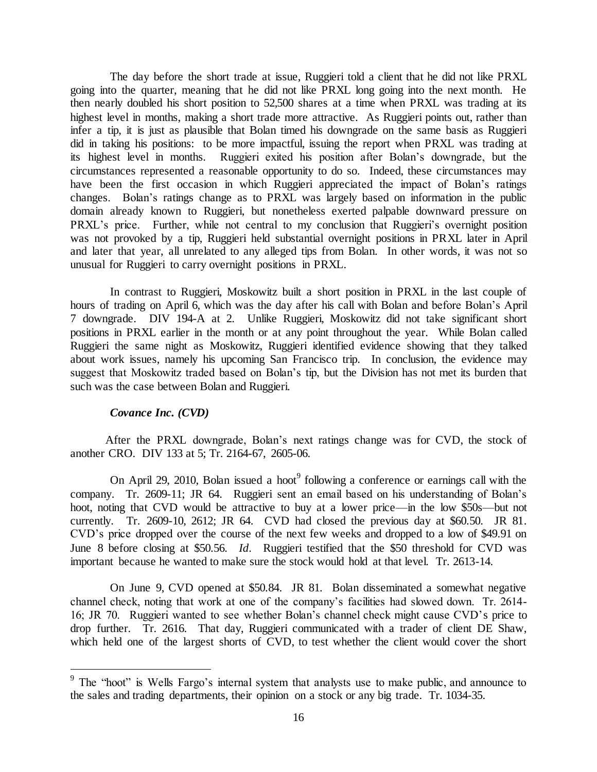The day before the short trade at issue, Ruggieri told a client that he did not like PRXL going into the quarter, meaning that he did not like PRXL long going into the next month. He then nearly doubled his short position to 52,500 shares at a time when PRXL was trading at its highest level in months, making a short trade more attractive. As Ruggieri points out, rather than infer a tip, it is just as plausible that Bolan timed his downgrade on the same basis as Ruggieri did in taking his positions: to be more impactful, issuing the report when PRXL was trading at its highest level in months. Ruggieri exited his position after Bolan's downgrade, but the circumstances represented a reasonable opportunity to do so. Indeed, these circumstances may have been the first occasion in which Ruggieri appreciated the impact of Bolan's ratings changes. Bolan's ratings change as to PRXL was largely based on information in the public domain already known to Ruggieri, but nonetheless exerted palpable downward pressure on PRXL's price. Further, while not central to my conclusion that Ruggieri's overnight position was not provoked by a tip, Ruggieri held substantial overnight positions in PRXL later in April and later that year, all unrelated to any alleged tips from Bolan. In other words, it was not so unusual for Ruggieri to carry overnight positions in PRXL.

In contrast to Ruggieri, Moskowitz built a short position in PRXL in the last couple of hours of trading on April 6, which was the day after his call with Bolan and before Bolan's April 7 downgrade. DIV 194-A at 2. Unlike Ruggieri, Moskowitz did not take significant short positions in PRXL earlier in the month or at any point throughout the year. While Bolan called Ruggieri the same night as Moskowitz, Ruggieri identified evidence showing that they talked about work issues, namely his upcoming San Francisco trip. In conclusion, the evidence may suggest that Moskowitz traded based on Bolan's tip, but the Division has not met its burden that such was the case between Bolan and Ruggieri.

***Covance Inc. (CVD)***

After the PRXL downgrade, Bolan's next ratings change was for CVD, the stock of another CRO. DIV 133 at 5; Tr. 2164-67, 2605-06.

On April 29, 2010, Bolan issued a hoot[9] following a conference or earnings call with the company. Tr. 2609-11; JR 64. Ruggieri sent an email based on his understanding of Bolan's hoot, noting that CVD would be attractive to buy at a lower price—in the low \$50s—but not currently. Tr. 2609-10, 2612; JR 64. CVD had closed the previous day at \$60.50. JR 81. CVD's price dropped over the course of the next few weeks and dropped to a low of \$49.91 on June 8 before closing at \$50.56. *Id*. Ruggieri testified that the \$50 threshold for CVD was important because he wanted to make sure the stock would hold at that level. Tr. 2613-14.

On June 9, CVD opened at \$50.84. JR 81. Bolan disseminated a somewhat negative channel check, noting that work at one of the company's facilities had slowed down. Tr. 2614-16; JR 70. Ruggieri wanted to see whether Bolan's channel check might cause CVD's price to drop further. Tr. 2616. That day, Ruggieri communicated with a trader of client DE Shaw, which held one of the largest shorts of CVD, to test whether the client would cover the short

[9] The "hoot" is Wells Fargo's internal system that analysts use to make public, and announce to the sales and trading departments, their opinion on a stock or any big trade. Tr. 1034-35.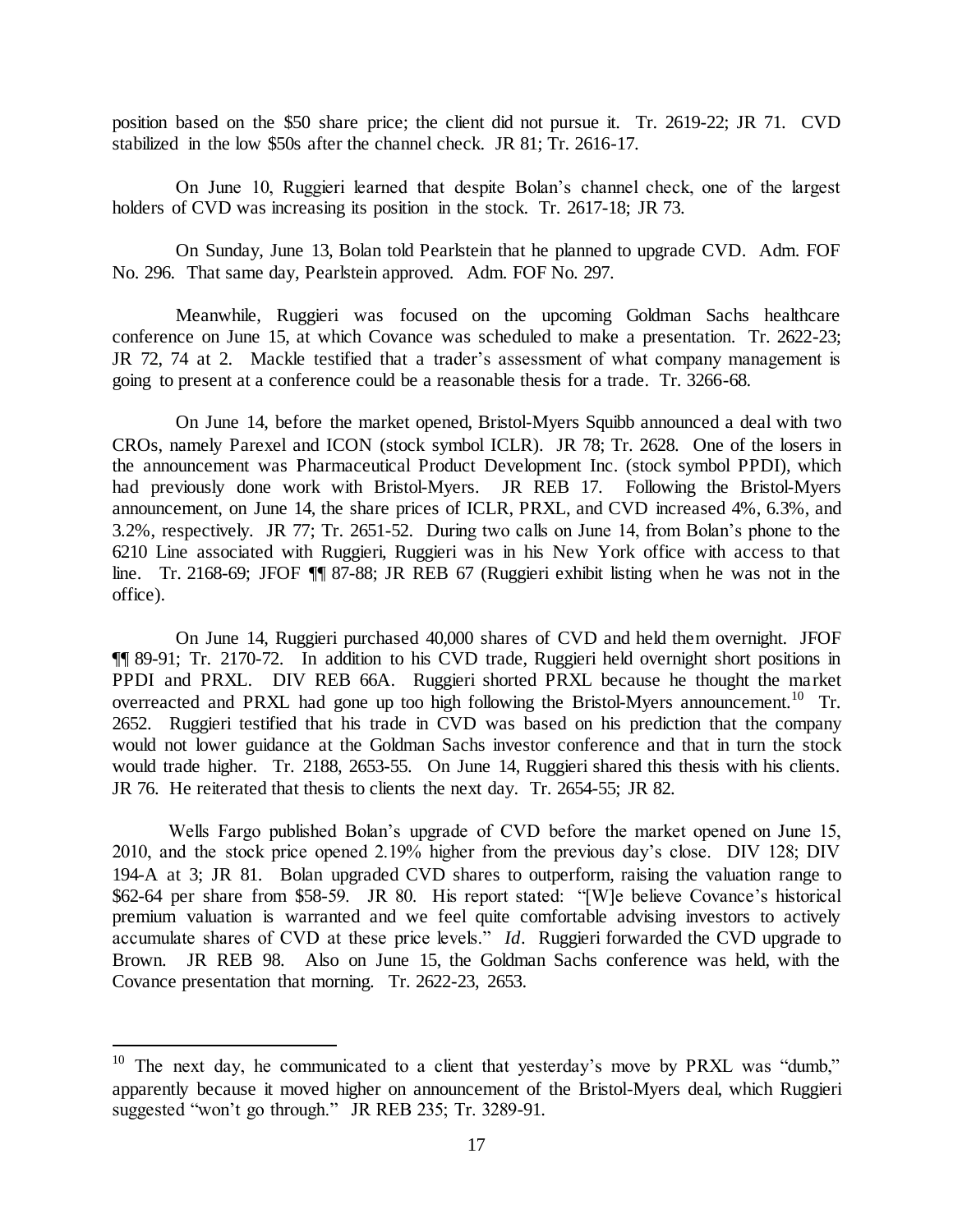position based on the $50 share price; the client did not pursue it. Tr. 2619-22; JR 71. CVD stabilized in the low $50s after the channel check. JR 81; Tr. 2616-17.

On June 10, Ruggieri learned that despite Bolan's channel check, one of the largest holders of CVD was increasing its position in the stock. Tr. 2617-18; JR 73.

On Sunday, June 13, Bolan told Pearlstein that he planned to upgrade CVD. Adm. FOF No. 296. That same day, Pearlstein approved. Adm. FOF No. 297.

Meanwhile, Ruggieri was focused on the upcoming Goldman Sachs healthcare conference on June 15, at which Covance was scheduled to make a presentation. Tr. 2622-23; JR 72, 74 at 2. Mackle testified that a trader's assessment of what company management is going to present at a conference could be a reasonable thesis for a trade. Tr. 3266-68.

On June 14, before the market opened, Bristol-Myers Squibb announced a deal with two CROs, namely Parexel and ICON (stock symbol ICLR). JR 78; Tr. 2628. One of the losers in the announcement was Pharmaceutical Product Development Inc. (stock symbol PPDI), which had previously done work with Bristol-Myers. JR REB 17. Following the Bristol-Myers announcement, on June 14, the share prices of ICLR, PRXL, and CVD increased 4%, 6.3%, and 3.2%, respectively. JR 77; Tr. 2651-52. During two calls on June 14, from Bolan's phone to the 6210 Line associated with Ruggieri, Ruggieri was in his New York office with access to that line. Tr. 2168-69; JFOF ¶¶ 87-88; JR REB 67 (Ruggieri exhibit listing when he was not in the office).

On June 14, Ruggieri purchased 40,000 shares of CVD and held them overnight. JFOF ¶¶ 89-91; Tr. 2170-72. In addition to his CVD trade, Ruggieri held overnight short positions in PPDI and PRXL. DIV REB 66A. Ruggieri shorted PRXL because he thought the market overreacted and PRXL had gone up too high following the Bristol-Myers announcement.[10] Tr. 2652. Ruggieri testified that his trade in CVD was based on his prediction that the company would not lower guidance at the Goldman Sachs investor conference and that in turn the stock would trade higher. Tr. 2188, 2653-55. On June 14, Ruggieri shared this thesis with his clients. JR 76. He reiterated that thesis to clients the next day. Tr. 2654-55; JR 82.

Wells Fargo published Bolan's upgrade of CVD before the market opened on June 15, 2010, and the stock price opened 2.19% higher from the previous day's close. DIV 128; DIV 194-A at 3; JR 81. Bolan upgraded CVD shares to outperform, raising the valuation range to $62-64 per share from $58-59. JR 80. His report stated: "[W]e believe Covance's historical premium valuation is warranted and we feel quite comfortable advising investors to actively accumulate shares of CVD at these price levels." *Id*. Ruggieri forwarded the CVD upgrade to Brown. JR REB 98. Also on June 15, the Goldman Sachs conference was held, with the Covance presentation that morning. Tr. 2622-23, 2653.

---

[10] The next day, he communicated to a client that yesterday's move by PRXL was "dumb," apparently because it moved higher on announcement of the Bristol-Myers deal, which Ruggieri suggested "won't go through." JR REB 235; Tr. 3289-91.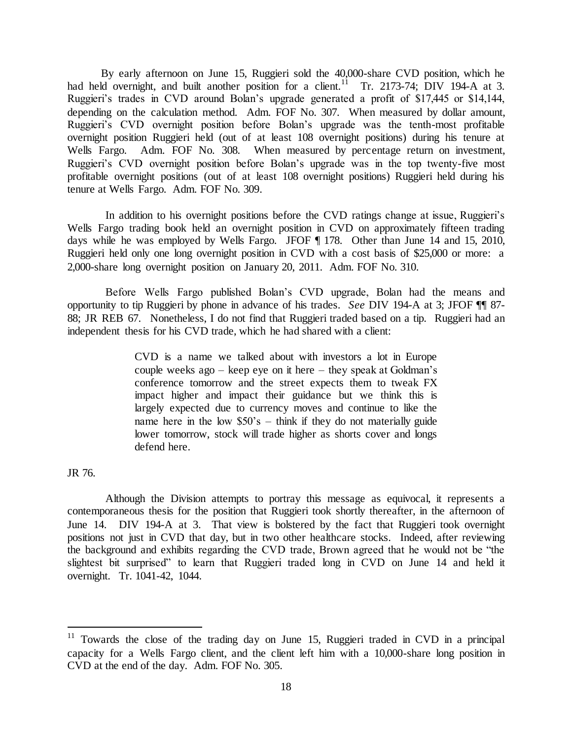By early afternoon on June 15, Ruggieri sold the 40,000-share CVD position, which he had held overnight, and built another position for a client.[11] Tr. 2173-74; DIV 194-A at 3. Ruggieri's trades in CVD around Bolan's upgrade generated a profit of $17,445 or $14,144, depending on the calculation method. Adm. FOF No. 307. When measured by dollar amount, Ruggieri's CVD overnight position before Bolan's upgrade was the tenth-most profitable overnight position Ruggieri held (out of at least 108 overnight positions) during his tenure at Wells Fargo. Adm. FOF No. 308. When measured by percentage return on investment, Ruggieri's CVD overnight position before Bolan's upgrade was in the top twenty-five most profitable overnight positions (out of at least 108 overnight positions) Ruggieri held during his tenure at Wells Fargo. Adm. FOF No. 309.

In addition to his overnight positions before the CVD ratings change at issue, Ruggieri's Wells Fargo trading book held an overnight position in CVD on approximately fifteen trading days while he was employed by Wells Fargo. JFOF ¶ 178. Other than June 14 and 15, 2010, Ruggieri held only one long overnight position in CVD with a cost basis of $25,000 or more: a 2,000-share long overnight position on January 20, 2011. Adm. FOF No. 310.

Before Wells Fargo published Bolan's CVD upgrade, Bolan had the means and opportunity to tip Ruggieri by phone in advance of his trades. *See* DIV 194-A at 3; JFOF ¶¶ 87-88; JR REB 67. Nonetheless, I do not find that Ruggieri traded based on a tip. Ruggieri had an independent thesis for his CVD trade, which he had shared with a client:

> CVD is a name we talked about with investors a lot in Europe couple weeks ago – keep eye on it here – they speak at Goldman's conference tomorrow and the street expects them to tweak FX impact higher and impact their guidance but we think this is largely expected due to currency moves and continue to like the name here in the low $50's – think if they do not materially guide lower tomorrow, stock will trade higher as shorts cover and longs defend here.

JR 76.

Although the Division attempts to portray this message as equivocal, it represents a contemporaneous thesis for the position that Ruggieri took shortly thereafter, in the afternoon of June 14. DIV 194-A at 3. That view is bolstered by the fact that Ruggieri took overnight positions not just in CVD that day, but in two other healthcare stocks. Indeed, after reviewing the background and exhibits regarding the CVD trade, Brown agreed that he would not be "the slightest bit surprised" to learn that Ruggieri traded long in CVD on June 14 and held it overnight. Tr. 1041-42, 1044.

---

[11] Towards the close of the trading day on June 15, Ruggieri traded in CVD in a principal capacity for a Wells Fargo client, and the client left him with a 10,000-share long position in CVD at the end of the day. Adm. FOF No. 305.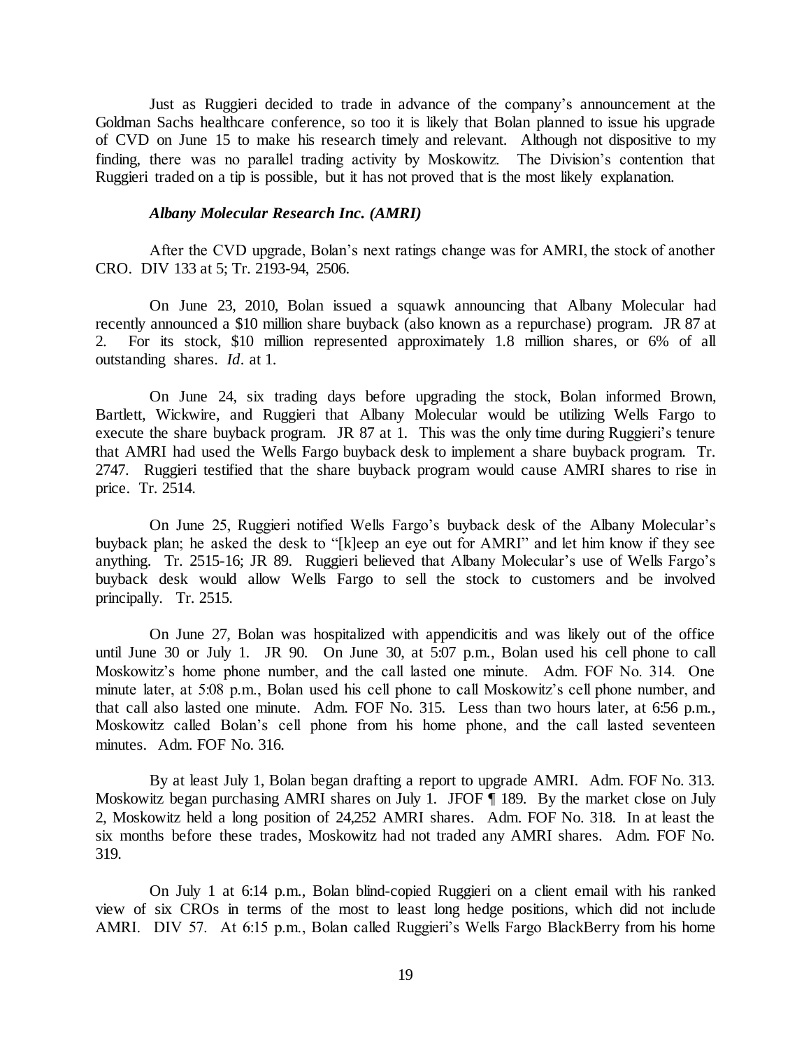Just as Ruggieri decided to trade in advance of the company's announcement at the Goldman Sachs healthcare conference, so too it is likely that Bolan planned to issue his upgrade of CVD on June 15 to make his research timely and relevant. Although not dispositive to my finding, there was no parallel trading activity by Moskowitz. The Division's contention that Ruggieri traded on a tip is possible, but it has not proved that is the most likely explanation.

***Albany Molecular Research Inc. (AMRI)***

After the CVD upgrade, Bolan's next ratings change was for AMRI, the stock of another CRO. DIV 133 at 5; Tr. 2193-94, 2506.

On June 23, 2010, Bolan issued a squawk announcing that Albany Molecular had recently announced a $10 million share buyback (also known as a repurchase) program. JR 87 at 2. For its stock, $10 million represented approximately 1.8 million shares, or 6% of all outstanding shares. *Id*. at 1.

On June 24, six trading days before upgrading the stock, Bolan informed Brown, Bartlett, Wickwire, and Ruggieri that Albany Molecular would be utilizing Wells Fargo to execute the share buyback program. JR 87 at 1. This was the only time during Ruggieri's tenure that AMRI had used the Wells Fargo buyback desk to implement a share buyback program. Tr. 2747. Ruggieri testified that the share buyback program would cause AMRI shares to rise in price. Tr. 2514.

On June 25, Ruggieri notified Wells Fargo's buyback desk of the Albany Molecular's buyback plan; he asked the desk to "[k]eep an eye out for AMRI" and let him know if they see anything. Tr. 2515-16; JR 89. Ruggieri believed that Albany Molecular's use of Wells Fargo's buyback desk would allow Wells Fargo to sell the stock to customers and be involved principally. Tr. 2515.

On June 27, Bolan was hospitalized with appendicitis and was likely out of the office until June 30 or July 1. JR 90. On June 30, at 5:07 p.m., Bolan used his cell phone to call Moskowitz's home phone number, and the call lasted one minute. Adm. FOF No. 314. One minute later, at 5:08 p.m., Bolan used his cell phone to call Moskowitz's cell phone number, and that call also lasted one minute. Adm. FOF No. 315. Less than two hours later, at 6:56 p.m., Moskowitz called Bolan's cell phone from his home phone, and the call lasted seventeen minutes. Adm. FOF No. 316.

By at least July 1, Bolan began drafting a report to upgrade AMRI. Adm. FOF No. 313. Moskowitz began purchasing AMRI shares on July 1. JFOF ¶ 189. By the market close on July 2, Moskowitz held a long position of 24,252 AMRI shares. Adm. FOF No. 318. In at least the six months before these trades, Moskowitz had not traded any AMRI shares. Adm. FOF No. 319.

On July 1 at 6:14 p.m., Bolan blind-copied Ruggieri on a client email with his ranked view of six CROs in terms of the most to least long hedge positions, which did not include AMRI. DIV 57. At 6:15 p.m., Bolan called Ruggieri's Wells Fargo BlackBerry from his home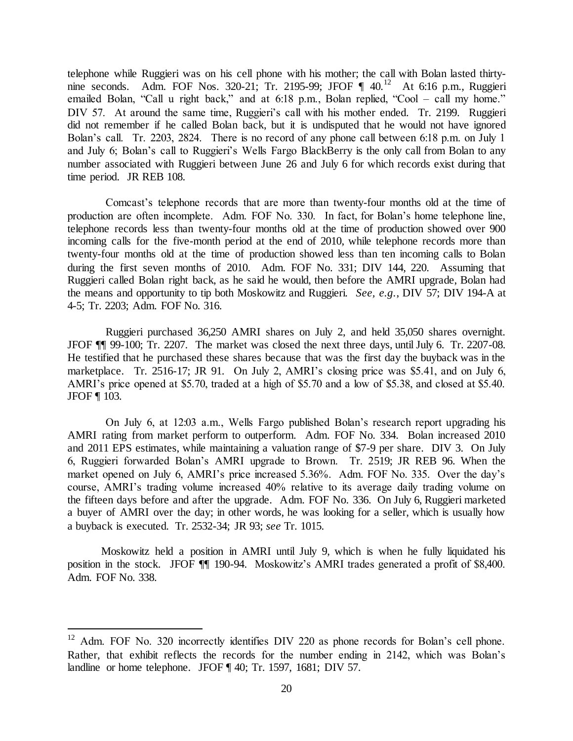telephone while Ruggieri was on his cell phone with his mother; the call with Bolan lasted thirty-nine seconds. Adm. FOF Nos. 320-21; Tr. 2195-99; JFOF ¶ 40.[12] At 6:16 p.m., Ruggieri emailed Bolan, "Call u right back," and at 6:18 p.m., Bolan replied, "Cool – call my home." DIV 57. At around the same time, Ruggieri's call with his mother ended. Tr. 2199. Ruggieri did not remember if he called Bolan back, but it is undisputed that he would not have ignored Bolan's call. Tr. 2203, 2824. There is no record of any phone call between 6:18 p.m. on July 1 and July 6; Bolan's call to Ruggieri's Wells Fargo BlackBerry is the only call from Bolan to any number associated with Ruggieri between June 26 and July 6 for which records exist during that time period. JR REB 108.

Comcast's telephone records that are more than twenty-four months old at the time of production are often incomplete. Adm. FOF No. 330. In fact, for Bolan's home telephone line, telephone records less than twenty-four months old at the time of production showed over 900 incoming calls for the five-month period at the end of 2010, while telephone records more than twenty-four months old at the time of production showed less than ten incoming calls to Bolan during the first seven months of 2010. Adm. FOF No. 331; DIV 144, 220. Assuming that Ruggieri called Bolan right back, as he said he would, then before the AMRI upgrade, Bolan had the means and opportunity to tip both Moskowitz and Ruggieri. *See, e.g.*, DIV 57; DIV 194-A at 4-5; Tr. 2203; Adm. FOF No. 316.

Ruggieri purchased 36,250 AMRI shares on July 2, and held 35,050 shares overnight. JFOF ¶¶ 99-100; Tr. 2207. The market was closed the next three days, until July 6. Tr. 2207-08. He testified that he purchased these shares because that was the first day the buyback was in the marketplace. Tr. 2516-17; JR 91. On July 2, AMRI's closing price was $5.41, and on July 6, AMRI's price opened at $5.70, traded at a high of $5.70 and a low of $5.38, and closed at $5.40. JFOF ¶ 103.

On July 6, at 12:03 a.m., Wells Fargo published Bolan's research report upgrading his AMRI rating from market perform to outperform. Adm. FOF No. 334. Bolan increased 2010 and 2011 EPS estimates, while maintaining a valuation range of $7-9 per share. DIV 3. On July 6, Ruggieri forwarded Bolan's AMRI upgrade to Brown. Tr. 2519; JR REB 96. When the market opened on July 6, AMRI's price increased 5.36%. Adm. FOF No. 335. Over the day's course, AMRI's trading volume increased 40% relative to its average daily trading volume on the fifteen days before and after the upgrade. Adm. FOF No. 336. On July 6, Ruggieri marketed a buyer of AMRI over the day; in other words, he was looking for a seller, which is usually how a buyback is executed. Tr. 2532-34; JR 93; *see* Tr. 1015.

Moskowitz held a position in AMRI until July 9, which is when he fully liquidated his position in the stock. JFOF ¶¶ 190-94. Moskowitz's AMRI trades generated a profit of $8,400. Adm. FOF No. 338.

---

[12] Adm. FOF No. 320 incorrectly identifies DIV 220 as phone records for Bolan's cell phone. Rather, that exhibit reflects the records for the number ending in 2142, which was Bolan's landline or home telephone. JFOF ¶ 40; Tr. 1597, 1681; DIV 57.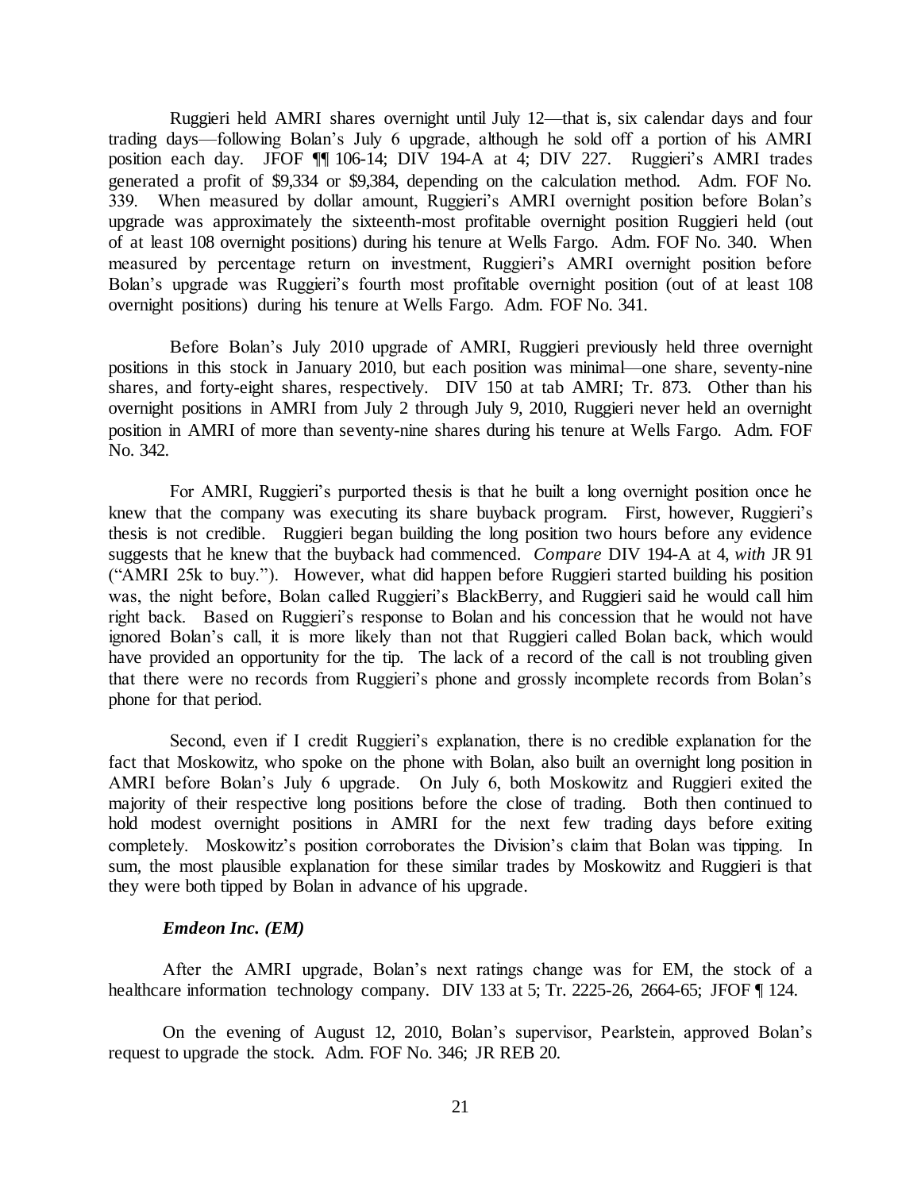Ruggieri held AMRI shares overnight until July 12—that is, six calendar days and four trading days—following Bolan's July 6 upgrade, although he sold off a portion of his AMRI position each day. JFOF ¶¶ 106-14; DIV 194-A at 4; DIV 227. Ruggieri's AMRI trades generated a profit of $9,334 or $9,384, depending on the calculation method. Adm. FOF No. 339. When measured by dollar amount, Ruggieri's AMRI overnight position before Bolan's upgrade was approximately the sixteenth-most profitable overnight position Ruggieri held (out of at least 108 overnight positions) during his tenure at Wells Fargo. Adm. FOF No. 340. When measured by percentage return on investment, Ruggieri's AMRI overnight position before Bolan's upgrade was Ruggieri's fourth most profitable overnight position (out of at least 108 overnight positions) during his tenure at Wells Fargo. Adm. FOF No. 341.

Before Bolan's July 2010 upgrade of AMRI, Ruggieri previously held three overnight positions in this stock in January 2010, but each position was minimal—one share, seventy-nine shares, and forty-eight shares, respectively. DIV 150 at tab AMRI; Tr. 873. Other than his overnight positions in AMRI from July 2 through July 9, 2010, Ruggieri never held an overnight position in AMRI of more than seventy-nine shares during his tenure at Wells Fargo. Adm. FOF No. 342.

For AMRI, Ruggieri's purported thesis is that he built a long overnight position once he knew that the company was executing its share buyback program. First, however, Ruggieri's thesis is not credible. Ruggieri began building the long position two hours before any evidence suggests that he knew that the buyback had commenced. *Compare* DIV 194-A at 4, *with* JR 91 ("AMRI 25k to buy."). However, what did happen before Ruggieri started building his position was, the night before, Bolan called Ruggieri's BlackBerry, and Ruggieri said he would call him right back. Based on Ruggieri's response to Bolan and his concession that he would not have ignored Bolan's call, it is more likely than not that Ruggieri called Bolan back, which would have provided an opportunity for the tip. The lack of a record of the call is not troubling given that there were no records from Ruggieri's phone and grossly incomplete records from Bolan's phone for that period.

Second, even if I credit Ruggieri's explanation, there is no credible explanation for the fact that Moskowitz, who spoke on the phone with Bolan, also built an overnight long position in AMRI before Bolan's July 6 upgrade. On July 6, both Moskowitz and Ruggieri exited the majority of their respective long positions before the close of trading. Both then continued to hold modest overnight positions in AMRI for the next few trading days before exiting completely. Moskowitz's position corroborates the Division's claim that Bolan was tipping. In sum, the most plausible explanation for these similar trades by Moskowitz and Ruggieri is that they were both tipped by Bolan in advance of his upgrade.

***Emdeon Inc. (EM)***

After the AMRI upgrade, Bolan's next ratings change was for EM, the stock of a healthcare information technology company. DIV 133 at 5; Tr. 2225-26, 2664-65; JFOF ¶ 124.

On the evening of August 12, 2010, Bolan's supervisor, Pearlstein, approved Bolan's request to upgrade the stock. Adm. FOF No. 346; JR REB 20.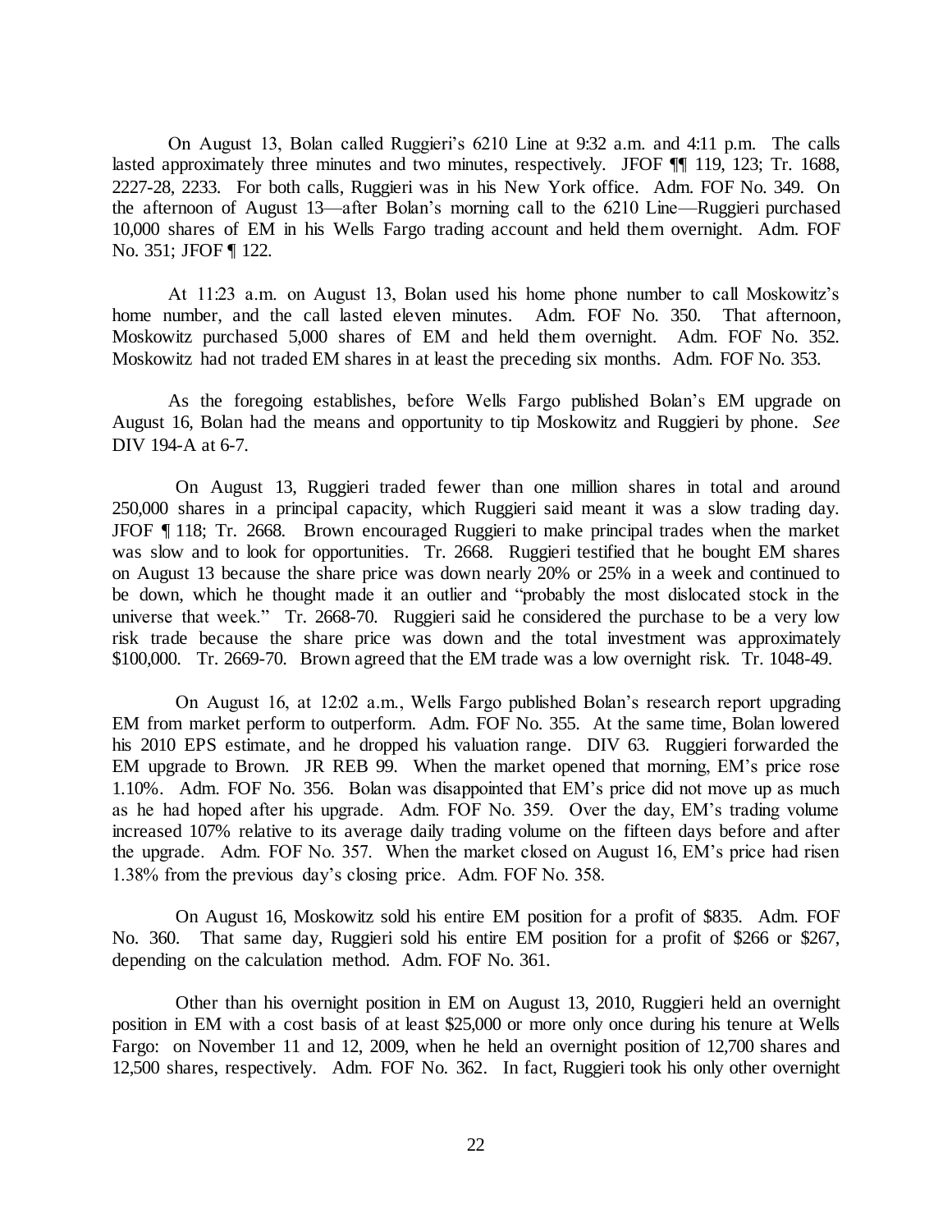On August 13, Bolan called Ruggieri's 6210 Line at 9:32 a.m. and 4:11 p.m. The calls lasted approximately three minutes and two minutes, respectively. JFOF ¶¶ 119, 123; Tr. 1688, 2227-28, 2233. For both calls, Ruggieri was in his New York office. Adm. FOF No. 349. On the afternoon of August 13—after Bolan's morning call to the 6210 Line—Ruggieri purchased 10,000 shares of EM in his Wells Fargo trading account and held them overnight. Adm. FOF No. 351; JFOF ¶ 122.

At 11:23 a.m. on August 13, Bolan used his home phone number to call Moskowitz's home number, and the call lasted eleven minutes. Adm. FOF No. 350. That afternoon, Moskowitz purchased 5,000 shares of EM and held them overnight. Adm. FOF No. 352. Moskowitz had not traded EM shares in at least the preceding six months. Adm. FOF No. 353.

As the foregoing establishes, before Wells Fargo published Bolan's EM upgrade on August 16, Bolan had the means and opportunity to tip Moskowitz and Ruggieri by phone. *See* DIV 194-A at 6-7.

On August 13, Ruggieri traded fewer than one million shares in total and around 250,000 shares in a principal capacity, which Ruggieri said meant it was a slow trading day. JFOF ¶ 118; Tr. 2668. Brown encouraged Ruggieri to make principal trades when the market was slow and to look for opportunities. Tr. 2668. Ruggieri testified that he bought EM shares on August 13 because the share price was down nearly 20% or 25% in a week and continued to be down, which he thought made it an outlier and "probably the most dislocated stock in the universe that week." Tr. 2668-70. Ruggieri said he considered the purchase to be a very low risk trade because the share price was down and the total investment was approximately $100,000. Tr. 2669-70. Brown agreed that the EM trade was a low overnight risk. Tr. 1048-49.

On August 16, at 12:02 a.m., Wells Fargo published Bolan's research report upgrading EM from market perform to outperform. Adm. FOF No. 355. At the same time, Bolan lowered his 2010 EPS estimate, and he dropped his valuation range. DIV 63. Ruggieri forwarded the EM upgrade to Brown. JR REB 99. When the market opened that morning, EM's price rose 1.10%. Adm. FOF No. 356. Bolan was disappointed that EM's price did not move up as much as he had hoped after his upgrade. Adm. FOF No. 359. Over the day, EM's trading volume increased 107% relative to its average daily trading volume on the fifteen days before and after the upgrade. Adm. FOF No. 357. When the market closed on August 16, EM's price had risen 1.38% from the previous day's closing price. Adm. FOF No. 358.

On August 16, Moskowitz sold his entire EM position for a profit of $835. Adm. FOF No. 360. That same day, Ruggieri sold his entire EM position for a profit of $266 or $267, depending on the calculation method. Adm. FOF No. 361.

Other than his overnight position in EM on August 13, 2010, Ruggieri held an overnight position in EM with a cost basis of at least $25,000 or more only once during his tenure at Wells Fargo: on November 11 and 12, 2009, when he held an overnight position of 12,700 shares and 12,500 shares, respectively. Adm. FOF No. 362. In fact, Ruggieri took his only other overnight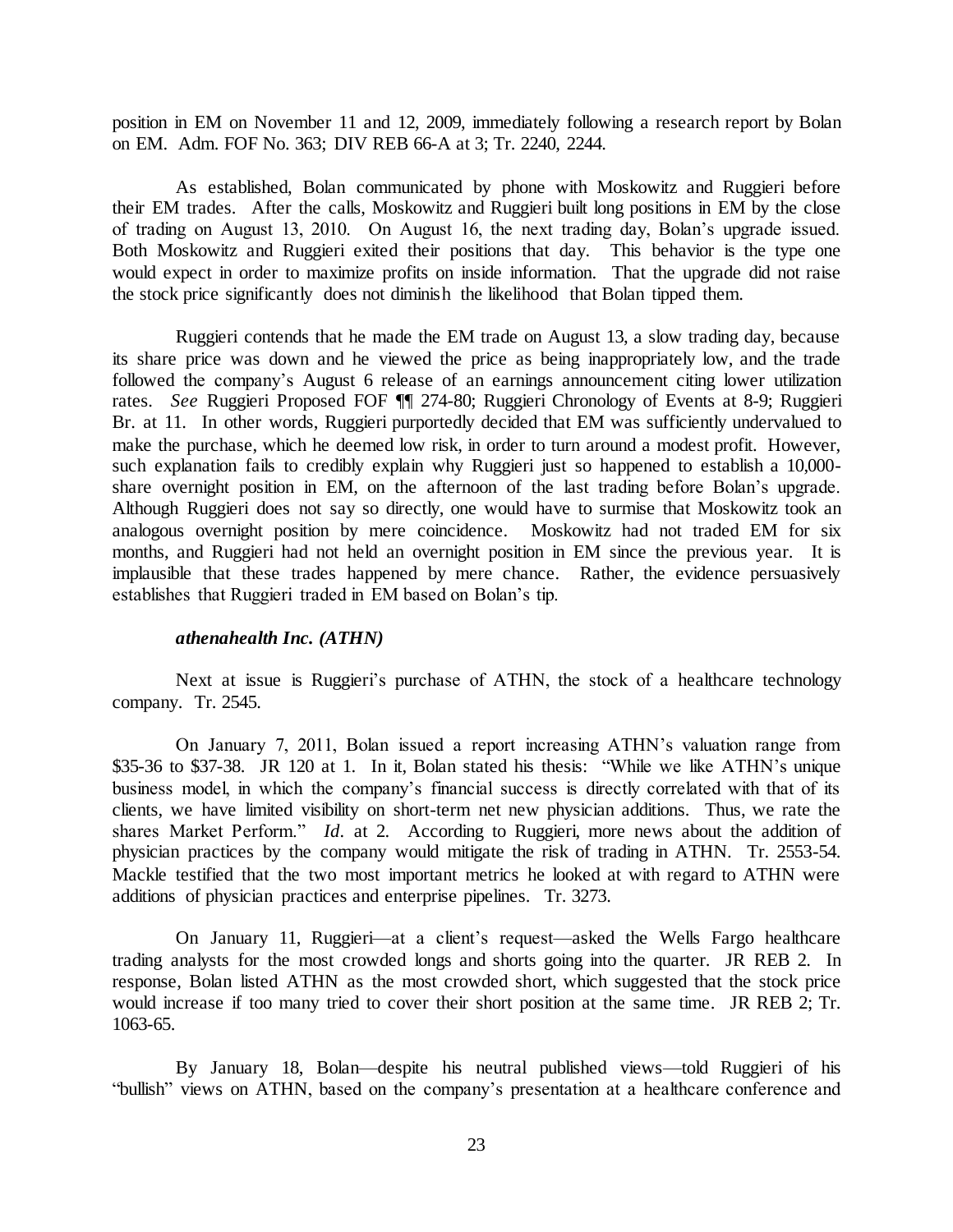position in EM on November 11 and 12, 2009, immediately following a research report by Bolan on EM. Adm. FOF No. 363; DIV REB 66-A at 3; Tr. 2240, 2244.

As established, Bolan communicated by phone with Moskowitz and Ruggieri before their EM trades. After the calls, Moskowitz and Ruggieri built long positions in EM by the close of trading on August 13, 2010. On August 16, the next trading day, Bolan's upgrade issued. Both Moskowitz and Ruggieri exited their positions that day. This behavior is the type one would expect in order to maximize profits on inside information. That the upgrade did not raise the stock price significantly does not diminish the likelihood that Bolan tipped them.

Ruggieri contends that he made the EM trade on August 13, a slow trading day, because its share price was down and he viewed the price as being inappropriately low, and the trade followed the company's August 6 release of an earnings announcement citing lower utilization rates. *See* Ruggieri Proposed FOF ¶¶ 274-80; Ruggieri Chronology of Events at 8-9; Ruggieri Br. at 11. In other words, Ruggieri purportedly decided that EM was sufficiently undervalued to make the purchase, which he deemed low risk, in order to turn around a modest profit. However, such explanation fails to credibly explain why Ruggieri just so happened to establish a 10,000-share overnight position in EM, on the afternoon of the last trading before Bolan's upgrade. Although Ruggieri does not say so directly, one would have to surmise that Moskowitz took an analogous overnight position by mere coincidence. Moskowitz had not traded EM for six months, and Ruggieri had not held an overnight position in EM since the previous year. It is implausible that these trades happened by mere chance. Rather, the evidence persuasively establishes that Ruggieri traded in EM based on Bolan's tip.

***athenahealth Inc. (ATHN)***

Next at issue is Ruggieri's purchase of ATHN, the stock of a healthcare technology company. Tr. 2545.

On January 7, 2011, Bolan issued a report increasing ATHN's valuation range from \$35-36 to \$37-38. JR 120 at 1. In it, Bolan stated his thesis: "While we like ATHN's unique business model, in which the company's financial success is directly correlated with that of its clients, we have limited visibility on short-term net new physician additions. Thus, we rate the shares Market Perform." *Id*. at 2. According to Ruggieri, more news about the addition of physician practices by the company would mitigate the risk of trading in ATHN. Tr. 2553-54. Mackle testified that the two most important metrics he looked at with regard to ATHN were additions of physician practices and enterprise pipelines. Tr. 3273.

On January 11, Ruggieri—at a client's request—asked the Wells Fargo healthcare trading analysts for the most crowded longs and shorts going into the quarter. JR REB 2. In response, Bolan listed ATHN as the most crowded short, which suggested that the stock price would increase if too many tried to cover their short position at the same time. JR REB 2; Tr. 1063-65.

By January 18, Bolan—despite his neutral published views—told Ruggieri of his "bullish" views on ATHN, based on the company's presentation at a healthcare conference and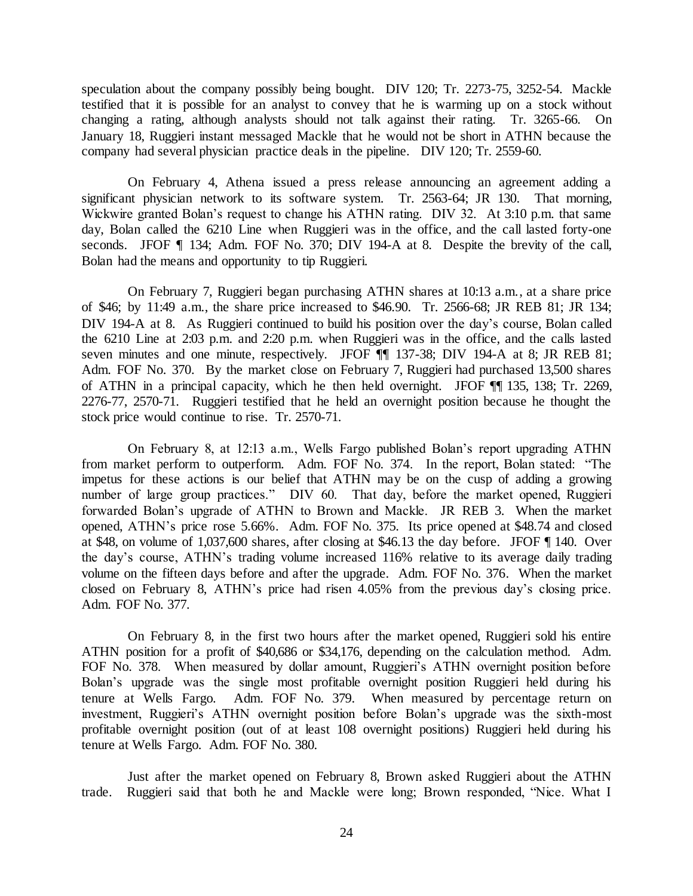speculation about the company possibly being bought. DIV 120; Tr. 2273-75, 3252-54. Mackle testified that it is possible for an analyst to convey that he is warming up on a stock without changing a rating, although analysts should not talk against their rating. Tr. 3265-66. On January 18, Ruggieri instant messaged Mackle that he would not be short in ATHN because the company had several physician practice deals in the pipeline. DIV 120; Tr. 2559-60.

On February 4, Athena issued a press release announcing an agreement adding a significant physician network to its software system. Tr. 2563-64; JR 130. That morning, Wickwire granted Bolan's request to change his ATHN rating. DIV 32. At 3:10 p.m. that same day, Bolan called the 6210 Line when Ruggieri was in the office, and the call lasted forty-one seconds. JFOF ¶ 134; Adm. FOF No. 370; DIV 194-A at 8. Despite the brevity of the call, Bolan had the means and opportunity to tip Ruggieri.

On February 7, Ruggieri began purchasing ATHN shares at 10:13 a.m., at a share price of $46; by 11:49 a.m., the share price increased to $46.90. Tr. 2566-68; JR REB 81; JR 134; DIV 194-A at 8. As Ruggieri continued to build his position over the day's course, Bolan called the 6210 Line at 2:03 p.m. and 2:20 p.m. when Ruggieri was in the office, and the calls lasted seven minutes and one minute, respectively. JFOF ¶¶ 137-38; DIV 194-A at 8; JR REB 81; Adm. FOF No. 370. By the market close on February 7, Ruggieri had purchased 13,500 shares of ATHN in a principal capacity, which he then held overnight. JFOF ¶¶ 135, 138; Tr. 2269, 2276-77, 2570-71. Ruggieri testified that he held an overnight position because he thought the stock price would continue to rise. Tr. 2570-71.

On February 8, at 12:13 a.m., Wells Fargo published Bolan's report upgrading ATHN from market perform to outperform. Adm. FOF No. 374. In the report, Bolan stated: "The impetus for these actions is our belief that ATHN may be on the cusp of adding a growing number of large group practices." DIV 60. That day, before the market opened, Ruggieri forwarded Bolan's upgrade of ATHN to Brown and Mackle. JR REB 3. When the market opened, ATHN's price rose 5.66%. Adm. FOF No. 375. Its price opened at $48.74 and closed at $48, on volume of 1,037,600 shares, after closing at $46.13 the day before. JFOF ¶ 140. Over the day's course, ATHN's trading volume increased 116% relative to its average daily trading volume on the fifteen days before and after the upgrade. Adm. FOF No. 376. When the market closed on February 8, ATHN's price had risen 4.05% from the previous day's closing price. Adm. FOF No. 377.

On February 8, in the first two hours after the market opened, Ruggieri sold his entire ATHN position for a profit of $40,686 or $34,176, depending on the calculation method. Adm. FOF No. 378. When measured by dollar amount, Ruggieri's ATHN overnight position before Bolan's upgrade was the single most profitable overnight position Ruggieri held during his tenure at Wells Fargo. Adm. FOF No. 379. When measured by percentage return on investment, Ruggieri's ATHN overnight position before Bolan's upgrade was the sixth-most profitable overnight position (out of at least 108 overnight positions) Ruggieri held during his tenure at Wells Fargo. Adm. FOF No. 380.

Just after the market opened on February 8, Brown asked Ruggieri about the ATHN trade. Ruggieri said that both he and Mackle were long; Brown responded, "Nice. What I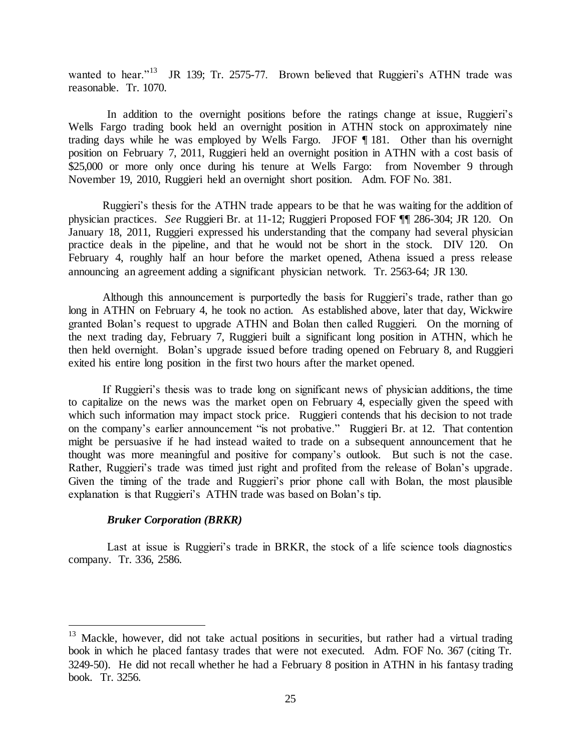wanted to hear."[13] JR 139; Tr. 2575-77. Brown believed that Ruggieri's ATHN trade was reasonable. Tr. 1070.

In addition to the overnight positions before the ratings change at issue, Ruggieri's Wells Fargo trading book held an overnight position in ATHN stock on approximately nine trading days while he was employed by Wells Fargo. JFOF ¶ 181. Other than his overnight position on February 7, 2011, Ruggieri held an overnight position in ATHN with a cost basis of $25,000 or more only once during his tenure at Wells Fargo: from November 9 through November 19, 2010, Ruggieri held an overnight short position. Adm. FOF No. 381.

Ruggieri's thesis for the ATHN trade appears to be that he was waiting for the addition of physician practices. *See* Ruggieri Br. at 11-12; Ruggieri Proposed FOF ¶¶ 286-304; JR 120. On January 18, 2011, Ruggieri expressed his understanding that the company had several physician practice deals in the pipeline, and that he would not be short in the stock. DIV 120. On February 4, roughly half an hour before the market opened, Athena issued a press release announcing an agreement adding a significant physician network. Tr. 2563-64; JR 130.

Although this announcement is purportedly the basis for Ruggieri's trade, rather than go long in ATHN on February 4, he took no action. As established above, later that day, Wickwire granted Bolan's request to upgrade ATHN and Bolan then called Ruggieri. On the morning of the next trading day, February 7, Ruggieri built a significant long position in ATHN, which he then held overnight. Bolan's upgrade issued before trading opened on February 8, and Ruggieri exited his entire long position in the first two hours after the market opened.

If Ruggieri's thesis was to trade long on significant news of physician additions, the time to capitalize on the news was the market open on February 4, especially given the speed with which such information may impact stock price. Ruggieri contends that his decision to not trade on the company's earlier announcement "is not probative." Ruggieri Br. at 12. That contention might be persuasive if he had instead waited to trade on a subsequent announcement that he thought was more meaningful and positive for company's outlook. But such is not the case. Rather, Ruggieri's trade was timed just right and profited from the release of Bolan's upgrade. Given the timing of the trade and Ruggieri's prior phone call with Bolan, the most plausible explanation is that Ruggieri's ATHN trade was based on Bolan's tip.

***Bruker Corporation (BRKR)***

Last at issue is Ruggieri's trade in BRKR, the stock of a life science tools diagnostics company. Tr. 336, 2586.

---

[13] Mackle, however, did not take actual positions in securities, but rather had a virtual trading book in which he placed fantasy trades that were not executed. Adm. FOF No. 367 (citing Tr. 3249-50). He did not recall whether he had a February 8 position in ATHN in his fantasy trading book. Tr. 3256.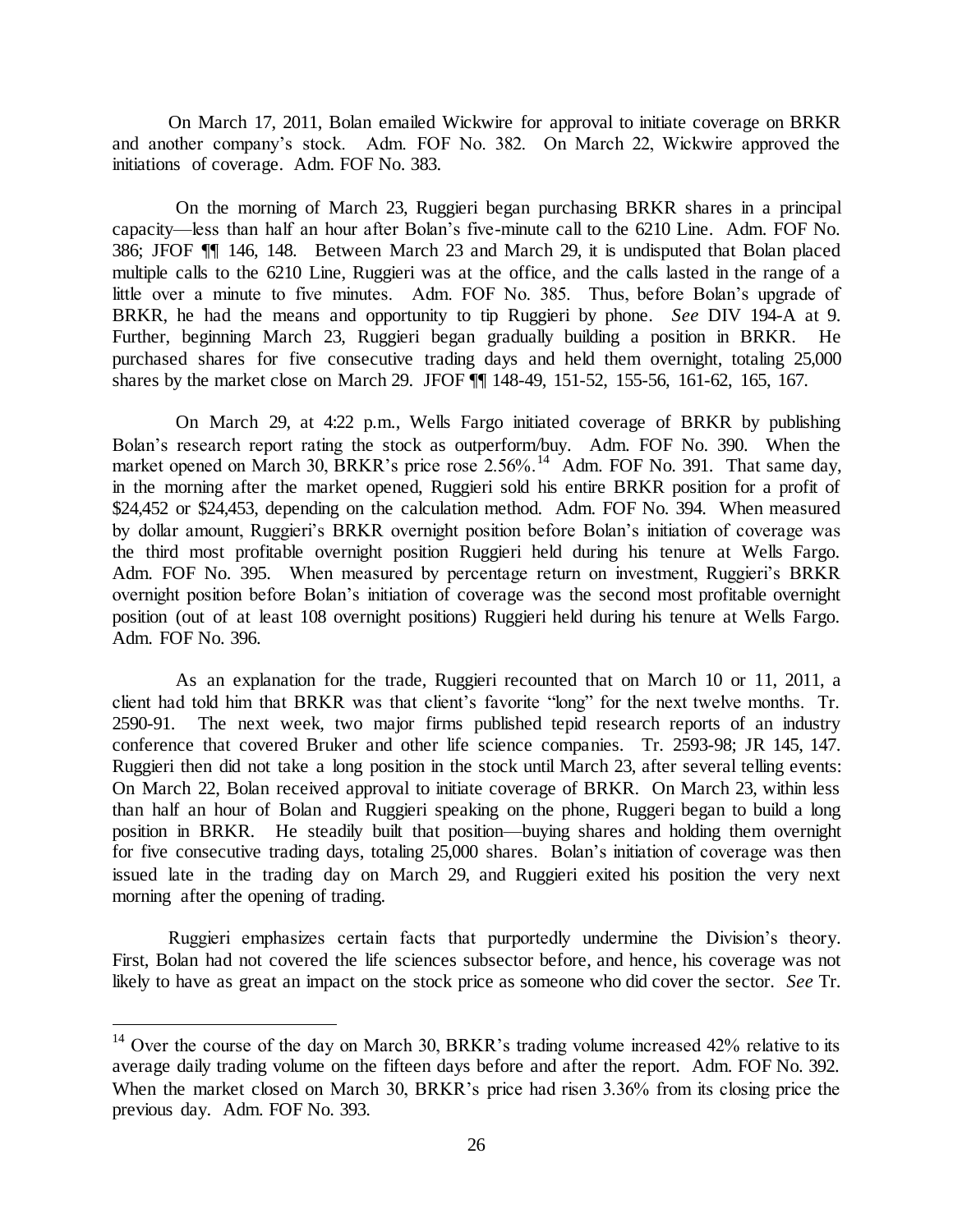On March 17, 2011, Bolan emailed Wickwire for approval to initiate coverage on BRKR and another company's stock. Adm. FOF No. 382. On March 22, Wickwire approved the initiations of coverage. Adm. FOF No. 383.

On the morning of March 23, Ruggieri began purchasing BRKR shares in a principal capacity—less than half an hour after Bolan's five-minute call to the 6210 Line. Adm. FOF No. 386; JFOF ¶¶ 146, 148. Between March 23 and March 29, it is undisputed that Bolan placed multiple calls to the 6210 Line, Ruggieri was at the office, and the calls lasted in the range of a little over a minute to five minutes. Adm. FOF No. 385. Thus, before Bolan's upgrade of BRKR, he had the means and opportunity to tip Ruggieri by phone. *See* DIV 194-A at 9. Further, beginning March 23, Ruggieri began gradually building a position in BRKR. He purchased shares for five consecutive trading days and held them overnight, totaling 25,000 shares by the market close on March 29. JFOF ¶¶ 148-49, 151-52, 155-56, 161-62, 165, 167.

On March 29, at 4:22 p.m., Wells Fargo initiated coverage of BRKR by publishing Bolan's research report rating the stock as outperform/buy. Adm. FOF No. 390. When the market opened on March 30, BRKR's price rose 2.56%.[14] Adm. FOF No. 391. That same day, in the morning after the market opened, Ruggieri sold his entire BRKR position for a profit of $24,452 or $24,453, depending on the calculation method. Adm. FOF No. 394. When measured by dollar amount, Ruggieri's BRKR overnight position before Bolan's initiation of coverage was the third most profitable overnight position Ruggieri held during his tenure at Wells Fargo. Adm. FOF No. 395. When measured by percentage return on investment, Ruggieri's BRKR overnight position before Bolan's initiation of coverage was the second most profitable overnight position (out of at least 108 overnight positions) Ruggieri held during his tenure at Wells Fargo. Adm. FOF No. 396.

As an explanation for the trade, Ruggieri recounted that on March 10 or 11, 2011, a client had told him that BRKR was that client's favorite "long" for the next twelve months. Tr. 2590-91. The next week, two major firms published tepid research reports of an industry conference that covered Bruker and other life science companies. Tr. 2593-98; JR 145, 147. Ruggieri then did not take a long position in the stock until March 23, after several telling events: On March 22, Bolan received approval to initiate coverage of BRKR. On March 23, within less than half an hour of Bolan and Ruggieri speaking on the phone, Ruggieri began to build a long position in BRKR. He steadily built that position—buying shares and holding them overnight for five consecutive trading days, totaling 25,000 shares. Bolan's initiation of coverage was then issued late in the trading day on March 29, and Ruggieri exited his position the very next morning after the opening of trading.

Ruggieri emphasizes certain facts that purportedly undermine the Division's theory. First, Bolan had not covered the life sciences subsector before, and hence, his coverage was not likely to have as great an impact on the stock price as someone who did cover the sector. *See* Tr.

---

[14] Over the course of the day on March 30, BRKR's trading volume increased 42% relative to its average daily trading volume on the fifteen days before and after the report. Adm. FOF No. 392. When the market closed on March 30, BRKR's price had risen 3.36% from its closing price the previous day. Adm. FOF No. 393.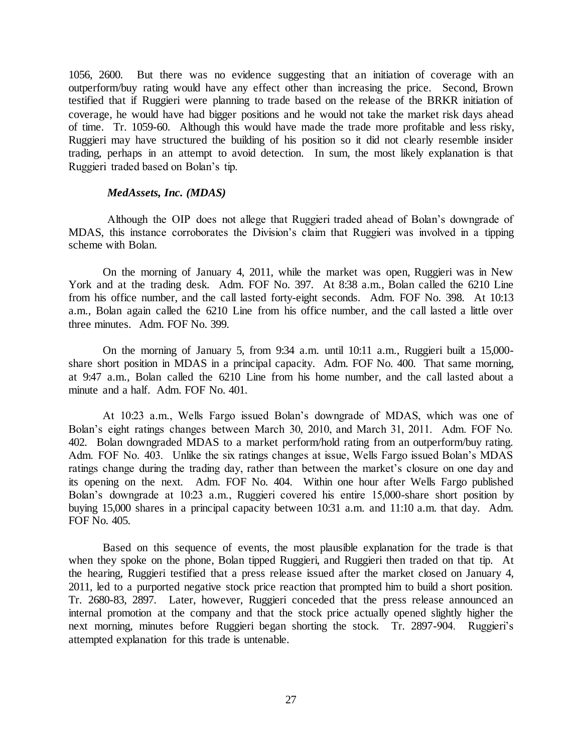1056, 2600. But there was no evidence suggesting that an initiation of coverage with an outperform/buy rating would have any effect other than increasing the price. Second, Brown testified that if Ruggieri were planning to trade based on the release of the BRKR initiation of coverage, he would have had bigger positions and he would not take the market risk days ahead of time. Tr. 1059-60. Although this would have made the trade more profitable and less risky, Ruggieri may have structured the building of his position so it did not clearly resemble insider trading, perhaps in an attempt to avoid detection. In sum, the most likely explanation is that Ruggieri traded based on Bolan's tip.

***MedAssets, Inc. (MDAS)***

Although the OIP does not allege that Ruggieri traded ahead of Bolan's downgrade of MDAS, this instance corroborates the Division's claim that Ruggieri was involved in a tipping scheme with Bolan.

On the morning of January 4, 2011, while the market was open, Ruggieri was in New York and at the trading desk. Adm. FOF No. 397. At 8:38 a.m., Bolan called the 6210 Line from his office number, and the call lasted forty-eight seconds. Adm. FOF No. 398. At 10:13 a.m., Bolan again called the 6210 Line from his office number, and the call lasted a little over three minutes. Adm. FOF No. 399.

On the morning of January 5, from 9:34 a.m. until 10:11 a.m., Ruggieri built a 15,000-share short position in MDAS in a principal capacity. Adm. FOF No. 400. That same morning, at 9:47 a.m., Bolan called the 6210 Line from his home number, and the call lasted about a minute and a half. Adm. FOF No. 401.

At 10:23 a.m., Wells Fargo issued Bolan's downgrade of MDAS, which was one of Bolan's eight ratings changes between March 30, 2010, and March 31, 2011. Adm. FOF No. 402. Bolan downgraded MDAS to a market perform/hold rating from an outperform/buy rating. Adm. FOF No. 403. Unlike the six ratings changes at issue, Wells Fargo issued Bolan's MDAS ratings change during the trading day, rather than between the market's closure on one day and its opening on the next. Adm. FOF No. 404. Within one hour after Wells Fargo published Bolan's downgrade at 10:23 a.m., Ruggieri covered his entire 15,000-share short position by buying 15,000 shares in a principal capacity between 10:31 a.m. and 11:10 a.m. that day. Adm. FOF No. 405.

Based on this sequence of events, the most plausible explanation for the trade is that when they spoke on the phone, Bolan tipped Ruggieri, and Ruggieri then traded on that tip. At the hearing, Ruggieri testified that a press release issued after the market closed on January 4, 2011, led to a purported negative stock price reaction that prompted him to build a short position. Tr. 2680-83, 2897. Later, however, Ruggieri conceded that the press release announced an internal promotion at the company and that the stock price actually opened slightly higher the next morning, minutes before Ruggieri began shorting the stock. Tr. 2897-904. Ruggieri's attempted explanation for this trade is untenable.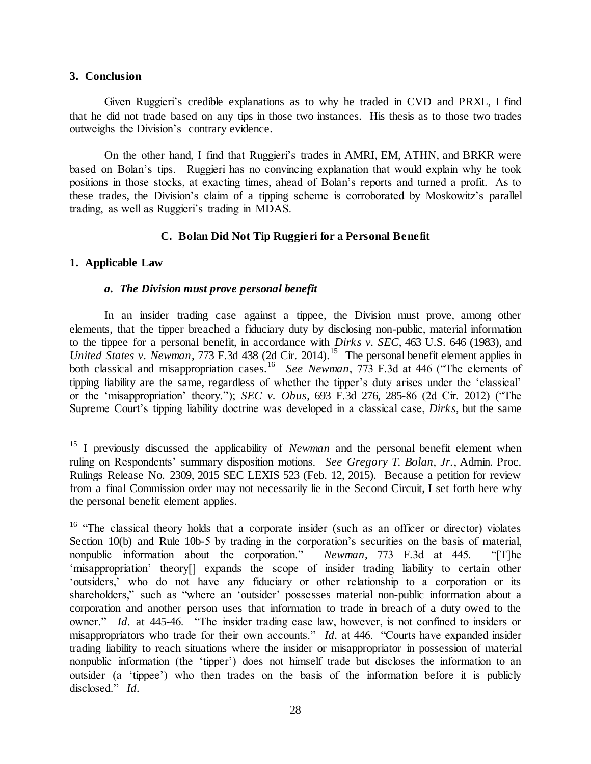### 3. Conclusion

Given Ruggieri's credible explanations as to why he traded in CVD and PRXL, I find that he did not trade based on any tips in those two instances. His thesis as to those two trades outweighs the Division's contrary evidence.

On the other hand, I find that Ruggieri's trades in AMRI, EM, ATHN, and BRKR were based on Bolan's tips. Ruggieri has no convincing explanation that would explain why he took positions in those stocks, at exacting times, ahead of Bolan's reports and turned a profit. As to these trades, the Division's claim of a tipping scheme is corroborated by Moskowitz's parallel trading, as well as Ruggieri's trading in MDAS.

## C. Bolan Did Not Tip Ruggieri for a Personal Benefit

### 1. Applicable Law

#### *a. The Division must prove personal benefit*

In an insider trading case against a tippee, the Division must prove, among other elements, that the tipper breached a fiduciary duty by disclosing non-public, material information to the tippee for a personal benefit, in accordance with *Dirks v. SEC*, 463 U.S. 646 (1983), and *United States v. Newman*, 773 F.3d 438 (2d Cir. 2014).[15] The personal benefit element applies in both classical and misappropriation cases.[16] *See Newman*, 773 F.3d at 446 ("The elements of tipping liability are the same, regardless of whether the tipper's duty arises under the 'classical' or the 'misappropriation' theory."); *SEC v. Obus*, 693 F.3d 276, 285-86 (2d Cir. 2012) ("The Supreme Court's tipping liability doctrine was developed in a classical case, *Dirks*, but the same

---

[15] I previously discussed the applicability of *Newman* and the personal benefit element when ruling on Respondents' summary disposition motions. *See Gregory T. Bolan, Jr.*, Admin. Proc. Rulings Release No. 2309, 2015 SEC LEXIS 523 (Feb. 12, 2015). Because a petition for review from a final Commission order may not necessarily lie in the Second Circuit, I set forth here why the personal benefit element applies.

[16] "The classical theory holds that a corporate insider (such as an officer or director) violates Section 10(b) and Rule 10b-5 by trading in the corporation's securities on the basis of material, nonpublic information about the corporation." *Newman*, 773 F.3d at 445. "[T]he 'misappropriation' theory[] expands the scope of insider trading liability to certain other 'outsiders,' who do not have any fiduciary or other relationship to a corporation or its shareholders," such as "where an 'outsider' possesses material non-public information about a corporation and another person uses that information to trade in breach of a duty owed to the owner." *Id.* at 445-46. "The insider trading case law, however, is not confined to insiders or misappropriators who trade for their own accounts." *Id.* at 446. "Courts have expanded insider trading liability to reach situations where the insider or misappropriator in possession of material nonpublic information (the 'tipper') does not himself trade but discloses the information to an outsider (a 'tippee') who then trades on the basis of the information before it is publicly disclosed." *Id.*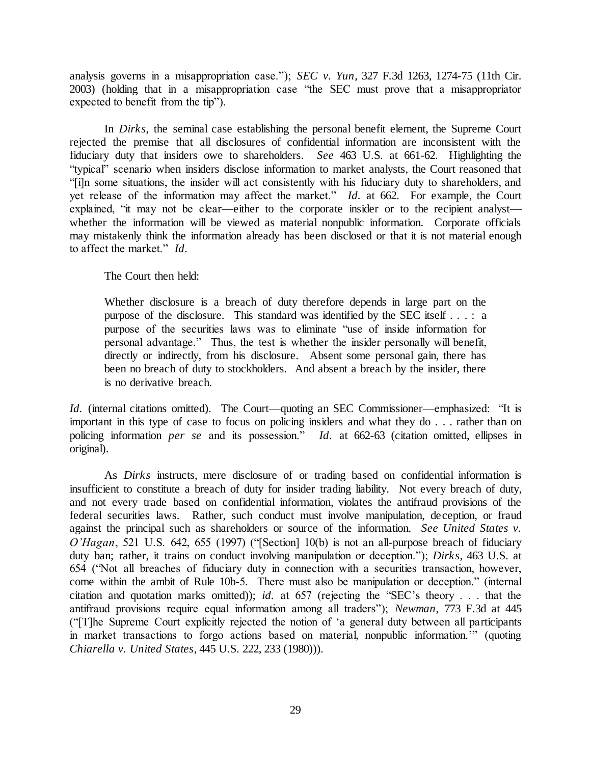analysis governs in a misappropriation case."); *SEC v. Yun*, 327 F.3d 1263, 1274-75 (11th Cir. 2003) (holding that in a misappropriation case "the SEC must prove that a misappropriator expected to benefit from the tip").

In *Dirks*, the seminal case establishing the personal benefit element, the Supreme Court rejected the premise that all disclosures of confidential information are inconsistent with the fiduciary duty that insiders owe to shareholders. *See* 463 U.S. at 661-62. Highlighting the "typical" scenario when insiders disclose information to market analysts, the Court reasoned that "[i]n some situations, the insider will act consistently with his fiduciary duty to shareholders, and yet release of the information may affect the market." *Id.* at 662. For example, the Court explained, "it may not be clear—either to the corporate insider or to the recipient analyst—whether the information will be viewed as material nonpublic information. Corporate officials may mistakenly think the information already has been disclosed or that it is not material enough to affect the market." *Id.*

The Court then held:

> Whether disclosure is a breach of duty therefore depends in large part on the purpose of the disclosure. This standard was identified by the SEC itself . . . : a purpose of the securities laws was to eliminate "use of inside information for personal advantage." Thus, the test is whether the insider personally will benefit, directly or indirectly, from his disclosure. Absent some personal gain, there has been no breach of duty to stockholders. And absent a breach by the insider, there is no derivative breach.

*Id.* (internal citations omitted). The Court—quoting an SEC Commissioner—emphasized: "It is important in this type of case to focus on policing insiders and what they do . . . rather than on policing information *per se* and its possession." *Id.* at 662-63 (citation omitted, ellipses in original).

As *Dirks* instructs, mere disclosure of or trading based on confidential information is insufficient to constitute a breach of duty for insider trading liability. Not every breach of duty, and not every trade based on confidential information, violates the antifraud provisions of the federal securities laws. Rather, such conduct must involve manipulation, deception, or fraud against the principal such as shareholders or source of the information. *See United States v. O'Hagan*, 521 U.S. 642, 655 (1997) ("[Section] 10(b) is not an all-purpose breach of fiduciary duty ban; rather, it trains on conduct involving manipulation or deception."); *Dirks*, 463 U.S. at 654 ("Not all breaches of fiduciary duty in connection with a securities transaction, however, come within the ambit of Rule 10b-5. There must also be manipulation or deception." (internal citation and quotation marks omitted)); *id.* at 657 (rejecting the "SEC's theory . . . that the antifraud provisions require equal information among all traders"); *Newman*, 773 F.3d at 445 ("[T]he Supreme Court explicitly rejected the notion of 'a general duty between all participants in market transactions to forgo actions based on material, nonpublic information.'" (quoting *Chiarella v. United States*, 445 U.S. 222, 233 (1980))).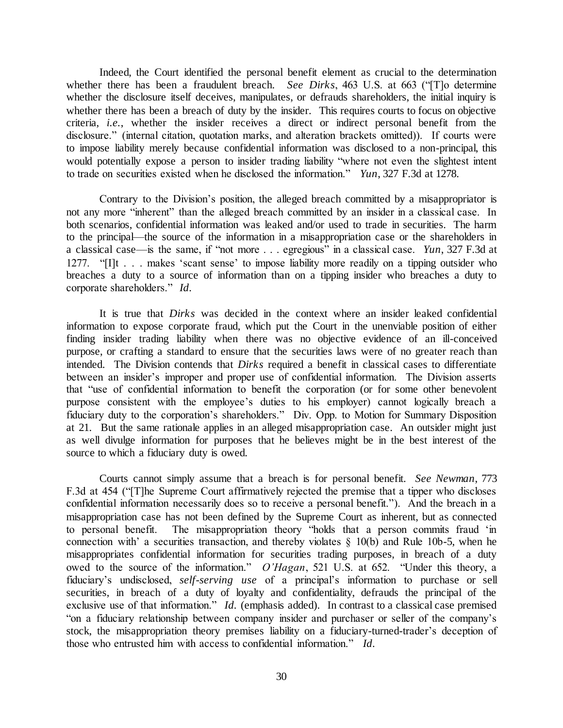Indeed, the Court identified the personal benefit element as crucial to the determination whether there has been a fraudulent breach. *See Dirks*, 463 U.S. at 663 ("[T]o determine whether the disclosure itself deceives, manipulates, or defrauds shareholders, the initial inquiry is whether there has been a breach of duty by the insider. This requires courts to focus on objective criteria, *i.e.*, whether the insider receives a direct or indirect personal benefit from the disclosure." (internal citation, quotation marks, and alteration brackets omitted)). If courts were to impose liability merely because confidential information was disclosed to a non-principal, this would potentially expose a person to insider trading liability "where not even the slightest intent to trade on securities existed when he disclosed the information." *Yun*, 327 F.3d at 1278.

Contrary to the Division's position, the alleged breach committed by a misappropriator is not any more "inherent" than the alleged breach committed by an insider in a classical case. In both scenarios, confidential information was leaked and/or used to trade in securities. The harm to the principal—the source of the information in a misappropriation case or the shareholders in a classical case—is the same, if "not more . . . egregious" in a classical case. *Yun*, 327 F.3d at 1277. "[I]t . . . makes 'scant sense' to impose liability more readily on a tipping outsider who breaches a duty to a source of information than on a tipping insider who breaches a duty to corporate shareholders." *Id*.

It is true that *Dirks* was decided in the context where an insider leaked confidential information to expose corporate fraud, which put the Court in the unenviable position of either finding insider trading liability when there was no objective evidence of an ill-conceived purpose, or crafting a standard to ensure that the securities laws were of no greater reach than intended. The Division contends that *Dirks* required a benefit in classical cases to differentiate between an insider's improper and proper use of confidential information. The Division asserts that "use of confidential information to benefit the corporation (or for some other benevolent purpose consistent with the employee's duties to his employer) cannot logically breach a fiduciary duty to the corporation's shareholders." Div. Opp. to Motion for Summary Disposition at 21. But the same rationale applies in an alleged misappropriation case. An outsider might just as well divulge information for purposes that he believes might be in the best interest of the source to which a fiduciary duty is owed.

Courts cannot simply assume that a breach is for personal benefit. *See Newman*, 773 F.3d at 454 ("[T]he Supreme Court affirmatively rejected the premise that a tipper who discloses confidential information necessarily does so to receive a personal benefit."). And the breach in a misappropriation case has not been defined by the Supreme Court as inherent, but as connected to personal benefit. The misappropriation theory "holds that a person commits fraud 'in connection with' a securities transaction, and thereby violates § 10(b) and Rule 10b-5, when he misappropriates confidential information for securities trading purposes, in breach of a duty owed to the source of the information." *O'Hagan*, 521 U.S. at 652. "Under this theory, a fiduciary's undisclosed, *self-serving use* of a principal's information to purchase or sell securities, in breach of a duty of loyalty and confidentiality, defrauds the principal of the exclusive use of that information." *Id*. (emphasis added). In contrast to a classical case premised "on a fiduciary relationship between company insider and purchaser or seller of the company's stock, the misappropriation theory premises liability on a fiduciary-turned-trader's deception of those who entrusted him with access to confidential information." *Id*.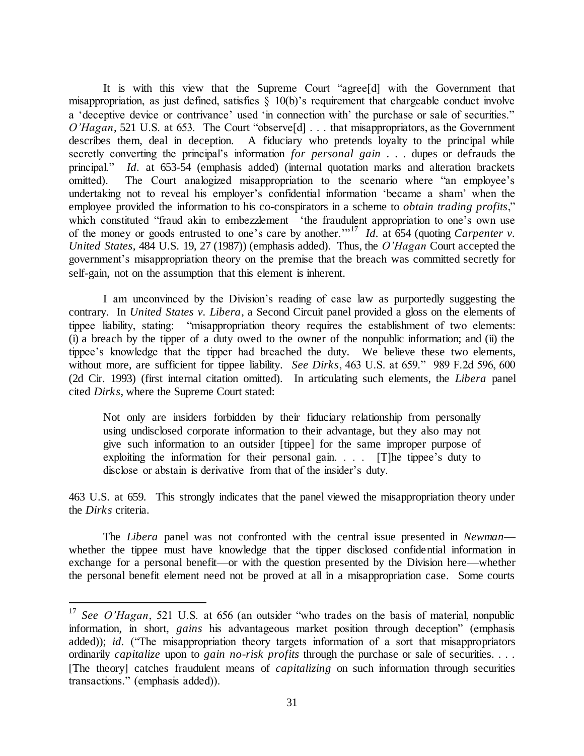It is with this view that the Supreme Court "agree[d] with the Government that misappropriation, as just defined, satisfies § 10(b)'s requirement that chargeable conduct involve a 'deceptive device or contrivance' used 'in connection with' the purchase or sale of securities." *O'Hagan*, 521 U.S. at 653. The Court "observe[d] . . . that misappropriators, as the Government describes them, deal in deception. A fiduciary who pretends loyalty to the principal while secretly converting the principal's information *for personal gain* . . . dupes or defrauds the principal." *Id.* at 653-54 (emphasis added) (internal quotation marks and alteration brackets omitted). The Court analogized misappropriation to the scenario where "an employee's undertaking not to reveal his employer's confidential information 'became a sham' when the employee provided the information to his co-conspirators in a scheme to *obtain trading profits*," which constituted "fraud akin to embezzlement—'the fraudulent appropriation to one's own use of the money or goods entrusted to one's care by another.'"[17] *Id.* at 654 (quoting *Carpenter v. United States*, 484 U.S. 19, 27 (1987)) (emphasis added). Thus, the *O'Hagan* Court accepted the government's misappropriation theory on the premise that the breach was committed secretly for self-gain, not on the assumption that this element is inherent.

I am unconvinced by the Division's reading of case law as purportedly suggesting the contrary. In *United States v. Libera*, a Second Circuit panel provided a gloss on the elements of tippee liability, stating: "misappropriation theory requires the establishment of two elements: (i) a breach by the tipper of a duty owed to the owner of the nonpublic information; and (ii) the tippee's knowledge that the tipper had breached the duty. We believe these two elements, without more, are sufficient for tippee liability. *See Dirks*, 463 U.S. at 659." 989 F.2d 596, 600 (2d Cir. 1993) (first internal citation omitted). In articulating such elements, the *Libera* panel cited *Dirks*, where the Supreme Court stated:

> Not only are insiders forbidden by their fiduciary relationship from personally using undisclosed corporate information to their advantage, but they also may not give such information to an outsider [tippee] for the same improper purpose of exploiting the information for their personal gain. . . . [T]he tippee's duty to disclose or abstain is derivative from that of the insider's duty.

463 U.S. at 659. This strongly indicates that the panel viewed the misappropriation theory under the *Dirks* criteria.

The *Libera* panel was not confronted with the central issue presented in *Newman*—whether the tippee must have knowledge that the tipper disclosed confidential information in exchange for a personal benefit—or with the question presented by the Division here—whether the personal benefit element need not be proved at all in a misappropriation case. Some courts

---

[17] *See O'Hagan*, 521 U.S. at 656 (an outsider "who trades on the basis of material, nonpublic information, in short, *gains* his advantageous market position through deception" (emphasis added)); *id.* ("The misappropriation theory targets information of a sort that misappropriators ordinarily *capitalize* upon to *gain no-risk profits* through the purchase or sale of securities. . . . [The theory] catches fraudulent means of *capitalizing* on such information through securities transactions." (emphasis added)).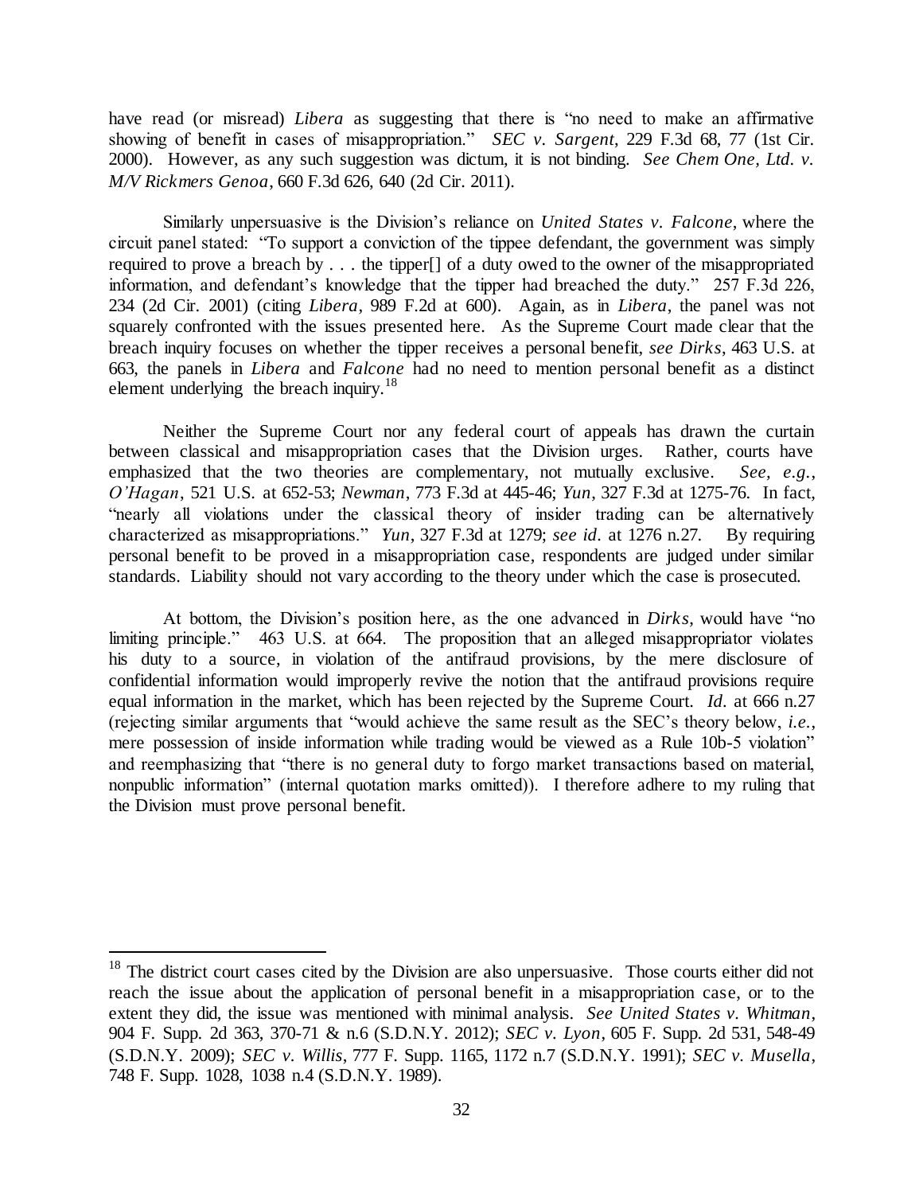have read (or misread) *Libera* as suggesting that there is "no need to make an affirmative showing of benefit in cases of misappropriation." *SEC v. Sargent*, 229 F.3d 68, 77 (1st Cir. 2000). However, as any such suggestion was dictum, it is not binding. *See Chem One, Ltd. v. M/V Rickmers Genoa*, 660 F.3d 626, 640 (2d Cir. 2011).

Similarly unpersuasive is the Division's reliance on *United States v. Falcone*, where the circuit panel stated: "To support a conviction of the tippee defendant, the government was simply required to prove a breach by . . . the tipper[] of a duty owed to the owner of the misappropriated information, and defendant's knowledge that the tipper had breached the duty." 257 F.3d 226, 234 (2d Cir. 2001) (citing *Libera*, 989 F.2d at 600). Again, as in *Libera*, the panel was not squarely confronted with the issues presented here. As the Supreme Court made clear that the breach inquiry focuses on whether the tipper receives a personal benefit, *see Dirks*, 463 U.S. at 663, the panels in *Libera* and *Falcone* had no need to mention personal benefit as a distinct element underlying the breach inquiry.[18]

Neither the Supreme Court nor any federal court of appeals has drawn the curtain between classical and misappropriation cases that the Division urges. Rather, courts have emphasized that the two theories are complementary, not mutually exclusive. *See, e.g.*, *O'Hagan*, 521 U.S. at 652-53; *Newman*, 773 F.3d at 445-46; *Yun*, 327 F.3d at 1275-76. In fact, "nearly all violations under the classical theory of insider trading can be alternatively characterized as misappropriations." *Yun*, 327 F.3d at 1279; *see id.* at 1276 n.27. By requiring personal benefit to be proved in a misappropriation case, respondents are judged under similar standards. Liability should not vary according to the theory under which the case is prosecuted.

At bottom, the Division's position here, as the one advanced in *Dirks*, would have "no limiting principle." 463 U.S. at 664. The proposition that an alleged misappropriator violates his duty to a source, in violation of the antifraud provisions, by the mere disclosure of confidential information would improperly revive the notion that the antifraud provisions require equal information in the market, which has been rejected by the Supreme Court. *Id.* at 666 n.27 (rejecting similar arguments that "would achieve the same result as the SEC's theory below, *i.e.*, mere possession of inside information while trading would be viewed as a Rule 10b-5 violation" and reemphasizing that "there is no general duty to forgo market transactions based on material, nonpublic information" (internal quotation marks omitted)). I therefore adhere to my ruling that the Division must prove personal benefit.

---

[18] The district court cases cited by the Division are also unpersuasive. Those courts either did not reach the issue about the application of personal benefit in a misappropriation case, or to the extent they did, the issue was mentioned with minimal analysis. *See United States v. Whitman*, 904 F. Supp. 2d 363, 370-71 & n.6 (S.D.N.Y. 2012); *SEC v. Lyon*, 605 F. Supp. 2d 531, 548-49 (S.D.N.Y. 2009); *SEC v. Willis*, 777 F. Supp. 1165, 1172 n.7 (S.D.N.Y. 1991); *SEC v. Musella*, 748 F. Supp. 1028, 1038 n.4 (S.D.N.Y. 1989).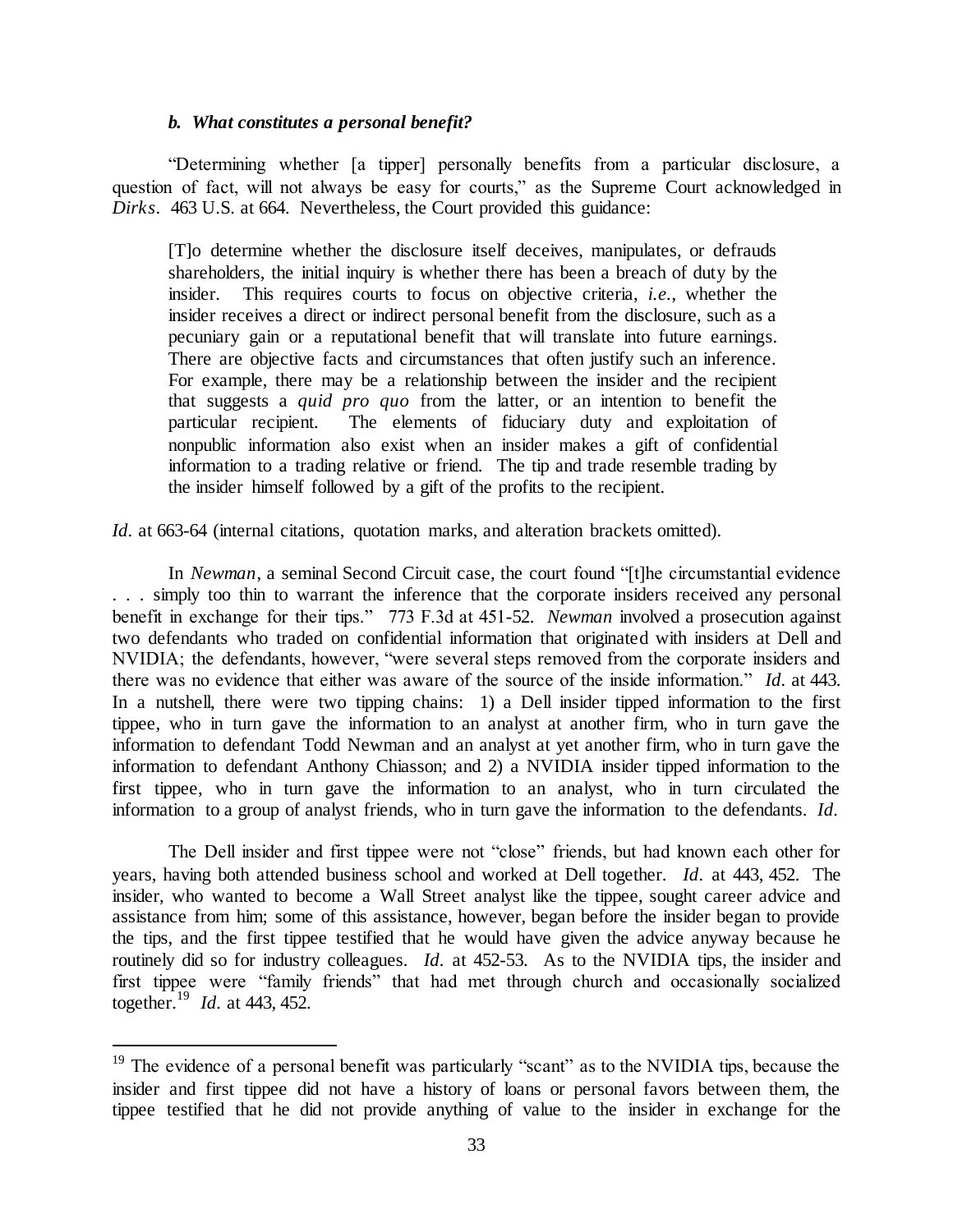### *b. What constitutes a personal benefit?*

"Determining whether [a tipper] personally benefits from a particular disclosure, a question of fact, will not always be easy for courts," as the Supreme Court acknowledged in *Dirks*. 463 U.S. at 664. Nevertheless, the Court provided this guidance:

> [T]o determine whether the disclosure itself deceives, manipulates, or defrauds shareholders, the initial inquiry is whether there has been a breach of duty by the insider. This requires courts to focus on objective criteria, *i.e.*, whether the insider receives a direct or indirect personal benefit from the disclosure, such as a pecuniary gain or a reputational benefit that will translate into future earnings. There are objective facts and circumstances that often justify such an inference. For example, there may be a relationship between the insider and the recipient that suggests a *quid pro quo* from the latter, or an intention to benefit the particular recipient. The elements of fiduciary duty and exploitation of nonpublic information also exist when an insider makes a gift of confidential information to a trading relative or friend. The tip and trade resemble trading by the insider himself followed by a gift of the profits to the recipient.

*Id.* at 663-64 (internal citations, quotation marks, and alteration brackets omitted).

In *Newman*, a seminal Second Circuit case, the court found "[t]he circumstantial evidence . . . simply too thin to warrant the inference that the corporate insiders received any personal benefit in exchange for their tips." 773 F.3d at 451-52. *Newman* involved a prosecution against two defendants who traded on confidential information that originated with insiders at Dell and NVIDIA; the defendants, however, "were several steps removed from the corporate insiders and there was no evidence that either was aware of the source of the inside information." *Id.* at 443. In a nutshell, there were two tipping chains: 1) a Dell insider tipped information to the first tippee, who in turn gave the information to an analyst at another firm, who in turn gave the information to defendant Todd Newman and an analyst at yet another firm, who in turn gave the information to defendant Anthony Chiasson; and 2) a NVIDIA insider tipped information to the first tippee, who in turn gave the information to an analyst, who in turn circulated the information to a group of analyst friends, who in turn gave the information to the defendants. *Id.*

The Dell insider and first tippee were not "close" friends, but had known each other for years, having both attended business school and worked at Dell together. *Id.* at 443, 452. The insider, who wanted to become a Wall Street analyst like the tippee, sought career advice and assistance from him; some of this assistance, however, began before the insider began to provide the tips, and the first tippee testified that he would have given the advice anyway because he routinely did so for industry colleagues. *Id.* at 452-53. As to the NVIDIA tips, the insider and first tippee were "family friends" that had met through church and occasionally socialized together.[19] *Id.* at 443, 452.

---

[19] The evidence of a personal benefit was particularly "scant" as to the NVIDIA tips, because the insider and first tippee did not have a history of loans or personal favors between them, the tippee testified that he did not provide anything of value to the insider in exchange for the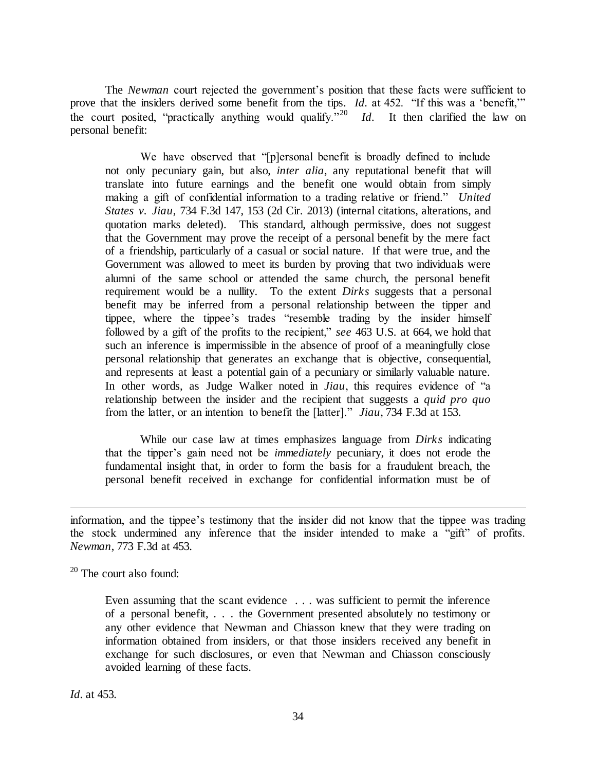The *Newman* court rejected the government's position that these facts were sufficient to prove that the insiders derived some benefit from the tips. *Id.* at 452. "If this was a 'benefit,'" the court posited, "practically anything would qualify."[20] *Id.* It then clarified the law on personal benefit:

> We have observed that "[p]ersonal benefit is broadly defined to include not only pecuniary gain, but also, *inter alia*, any reputational benefit that will translate into future earnings and the benefit one would obtain from simply making a gift of confidential information to a trading relative or friend." *United States v. Jiau*, 734 F.3d 147, 153 (2d Cir. 2013) (internal citations, alterations, and quotation marks deleted). This standard, although permissive, does not suggest that the Government may prove the receipt of a personal benefit by the mere fact of a friendship, particularly of a casual or social nature. If that were true, and the Government was allowed to meet its burden by proving that two individuals were alumni of the same school or attended the same church, the personal benefit requirement would be a nullity. To the extent *Dirks* suggests that a personal benefit may be inferred from a personal relationship between the tipper and tippee, where the tippee's trades "resemble trading by the insider himself followed by a gift of the profits to the recipient," *see* 463 U.S. at 664, we hold that such an inference is impermissible in the absence of proof of a meaningfully close personal relationship that generates an exchange that is objective, consequential, and represents at least a potential gain of a pecuniary or similarly valuable nature. In other words, as Judge Walker noted in *Jiau*, this requires evidence of "a relationship between the insider and the recipient that suggests a *quid pro quo* from the latter, or an intention to benefit the [latter]." *Jiau*, 734 F.3d at 153.
>
> While our case law at times emphasizes language from *Dirks* indicating that the tipper's gain need not be *immediately* pecuniary, it does not erode the fundamental insight that, in order to form the basis for a fraudulent breach, the personal benefit received in exchange for confidential information must be of

---

information, and the tippee's testimony that the insider did not know that the tippee was trading the stock undermined any inference that the insider intended to make a "gift" of profits. *Newman*, 773 F.3d at 453.

[20] The court also found:

> Even assuming that the scant evidence . . . was sufficient to permit the inference of a personal benefit, . . . the Government presented absolutely no testimony or any other evidence that Newman and Chiasson knew that they were trading on information obtained from insiders, or that those insiders received any benefit in exchange for such disclosures, or even that Newman and Chiasson consciously avoided learning of these facts.

*Id.* at 453.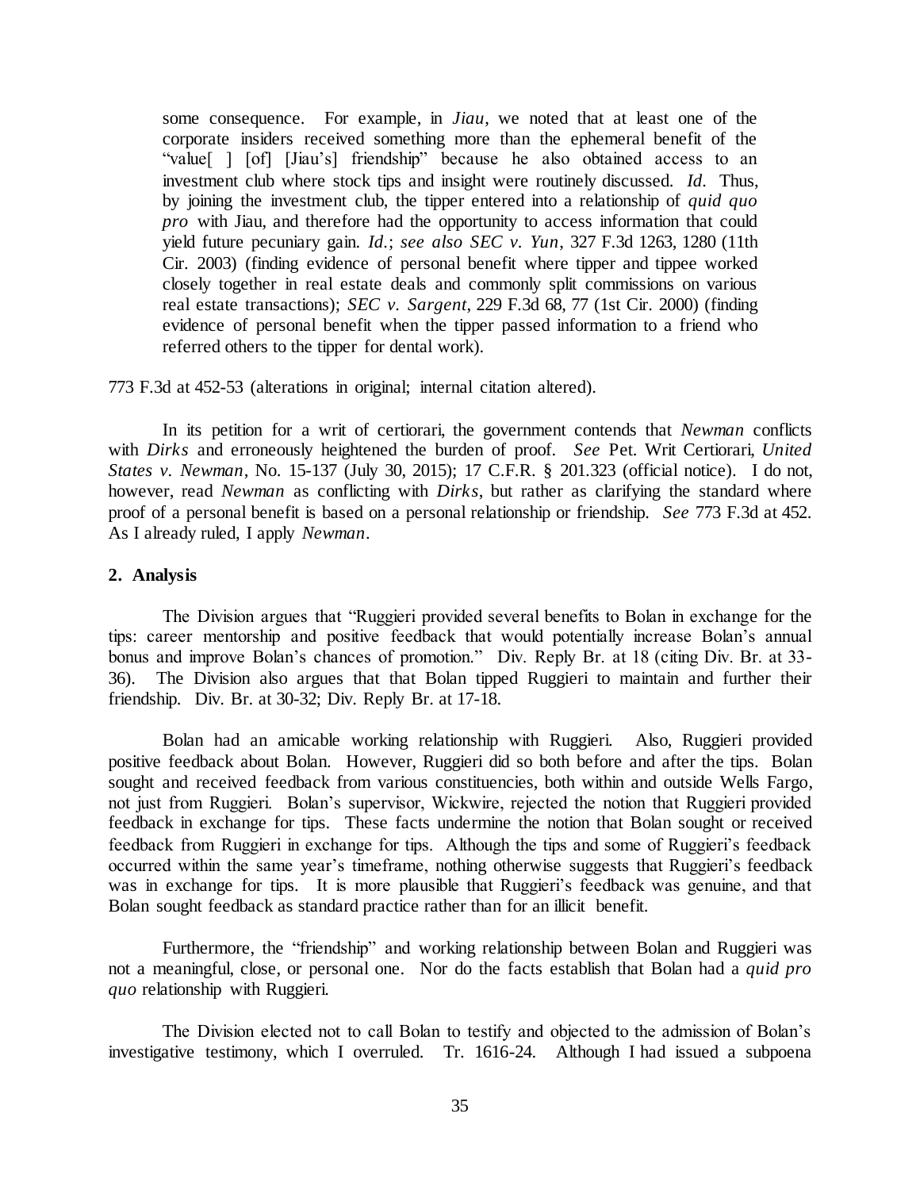> some consequence. For example, in *Jiau*, we noted that at least one of the corporate insiders received something more than the ephemeral benefit of the "value[ ] [of] [Jiau's] friendship" because he also obtained access to an investment club where stock tips and insight were routinely discussed. *Id.* Thus, by joining the investment club, the tipper entered into a relationship of *quid quo pro* with Jiau, and therefore had the opportunity to access information that could yield future pecuniary gain. *Id.*; *see also SEC v. Yun*, 327 F.3d 1263, 1280 (11th Cir. 2003) (finding evidence of personal benefit where tipper and tippee worked closely together in real estate deals and commonly split commissions on various real estate transactions); *SEC v. Sargent*, 229 F.3d 68, 77 (1st Cir. 2000) (finding evidence of personal benefit when the tipper passed information to a friend who referred others to the tipper for dental work).

773 F.3d at 452-53 (alterations in original; internal citation altered).

In its petition for a writ of certiorari, the government contends that *Newman* conflicts with *Dirks* and erroneously heightened the burden of proof. *See* Pet. Writ Certiorari, *United States v. Newman*, No. 15-137 (July 30, 2015); 17 C.F.R. § 201.323 (official notice). I do not, however, read *Newman* as conflicting with *Dirks*, but rather as clarifying the standard where proof of a personal benefit is based on a personal relationship or friendship. *See* 773 F.3d at 452. As I already ruled, I apply *Newman*.

## 2. Analysis

The Division argues that "Ruggieri provided several benefits to Bolan in exchange for the tips: career mentorship and positive feedback that would potentially increase Bolan's annual bonus and improve Bolan's chances of promotion." Div. Reply Br. at 18 (citing Div. Br. at 33-36). The Division also argues that that Bolan tipped Ruggieri to maintain and further their friendship. Div. Br. at 30-32; Div. Reply Br. at 17-18.

Bolan had an amicable working relationship with Ruggieri. Also, Ruggieri provided positive feedback about Bolan. However, Ruggieri did so both before and after the tips. Bolan sought and received feedback from various constituencies, both within and outside Wells Fargo, not just from Ruggieri. Bolan's supervisor, Wickwire, rejected the notion that Ruggieri provided feedback in exchange for tips. These facts undermine the notion that Bolan sought or received feedback from Ruggieri in exchange for tips. Although the tips and some of Ruggieri's feedback occurred within the same year's timeframe, nothing otherwise suggests that Ruggieri's feedback was in exchange for tips. It is more plausible that Ruggieri's feedback was genuine, and that Bolan sought feedback as standard practice rather than for an illicit benefit.

Furthermore, the "friendship" and working relationship between Bolan and Ruggieri was not a meaningful, close, or personal one. Nor do the facts establish that Bolan had a *quid pro quo* relationship with Ruggieri.

The Division elected not to call Bolan to testify and objected to the admission of Bolan's investigative testimony, which I overruled. Tr. 1616-24. Although I had issued a subpoena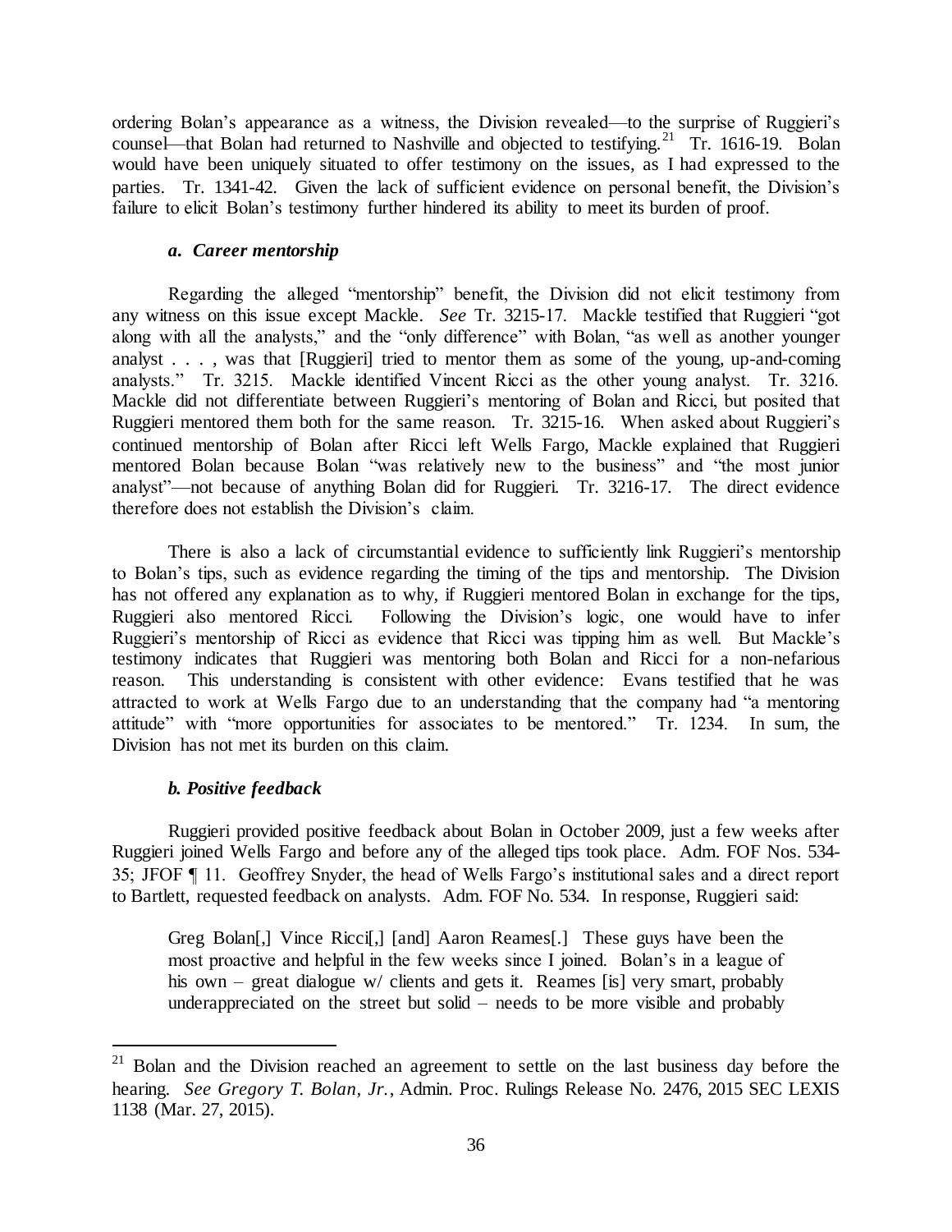ordering Bolan's appearance as a witness, the Division revealed—to the surprise of Ruggieri's counsel—that Bolan had returned to Nashville and objected to testifying.[21] Tr. 1616-19. Bolan would have been uniquely situated to offer testimony on the issues, as I had expressed to the parties. Tr. 1341-42. Given the lack of sufficient evidence on personal benefit, the Division's failure to elicit Bolan's testimony further hindered its ability to meet its burden of proof.

#### *a. Career mentorship*

Regarding the alleged "mentorship" benefit, the Division did not elicit testimony from any witness on this issue except Mackle. *See* Tr. 3215-17. Mackle testified that Ruggieri "got along with all the analysts," and the "only difference" with Bolan, "as well as another younger analyst . . . , was that [Ruggieri] tried to mentor them as some of the young, up-and-coming analysts." Tr. 3215. Mackle identified Vincent Ricci as the other young analyst. Tr. 3216. Mackle did not differentiate between Ruggieri's mentoring of Bolan and Ricci, but posited that Ruggieri mentored them both for the same reason. Tr. 3215-16. When asked about Ruggieri's continued mentorship of Bolan after Ricci left Wells Fargo, Mackle explained that Ruggieri mentored Bolan because Bolan "was relatively new to the business" and "the most junior analyst"—not because of anything Bolan did for Ruggieri. Tr. 3216-17. The direct evidence therefore does not establish the Division's claim.

There is also a lack of circumstantial evidence to sufficiently link Ruggieri's mentorship to Bolan's tips, such as evidence regarding the timing of the tips and mentorship. The Division has not offered any explanation as to why, if Ruggieri mentored Bolan in exchange for the tips, Ruggieri also mentored Ricci. Following the Division's logic, one would have to infer Ruggieri's mentorship of Ricci as evidence that Ricci was tipping him as well. But Mackle's testimony indicates that Ruggieri was mentoring both Bolan and Ricci for a non-nefarious reason. This understanding is consistent with other evidence: Evans testified that he was attracted to work at Wells Fargo due to an understanding that the company had "a mentoring attitude" with "more opportunities for associates to be mentored." Tr. 1234. In sum, the Division has not met its burden on this claim.

#### *b. Positive feedback*

Ruggieri provided positive feedback about Bolan in October 2009, just a few weeks after Ruggieri joined Wells Fargo and before any of the alleged tips took place. Adm. FOF Nos. 534-35; JFOF ¶ 11. Geoffrey Snyder, the head of Wells Fargo's institutional sales and a direct report to Bartlett, requested feedback on analysts. Adm. FOF No. 534. In response, Ruggieri said:

> Greg Bolan[,] Vince Ricci[,] [and] Aaron Reames[.] These guys have been the most proactive and helpful in the few weeks since I joined. Bolan's in a league of his own – great dialogue w/ clients and gets it. Reames [is] very smart, probably underappreciated on the street but solid – needs to be more visible and probably

[21] Bolan and the Division reached an agreement to settle on the last business day before the hearing. *See Gregory T. Bolan, Jr.*, Admin. Proc. Rulings Release No. 2476, 2015 SEC LEXIS 1138 (Mar. 27, 2015).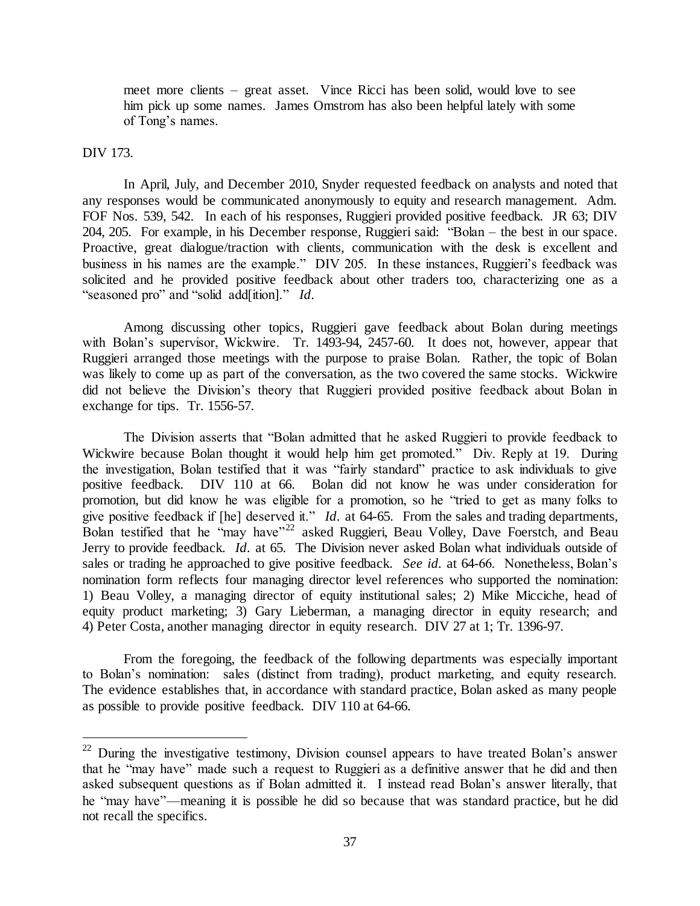> meet more clients – great asset. Vince Ricci has been solid, would love to see him pick up some names. James Omstrom has also been helpful lately with some of Tong's names.

DIV 173.

In April, July, and December 2010, Snyder requested feedback on analysts and noted that any responses would be communicated anonymously to equity and research management. Adm. FOF Nos. 539, 542. In each of his responses, Ruggieri provided positive feedback. JR 63; DIV 204, 205. For example, in his December response, Ruggieri said: "Bolan – the best in our space. Proactive, great dialogue/traction with clients, communication with the desk is excellent and business in his names are the example." DIV 205. In these instances, Ruggieri's feedback was solicited and he provided positive feedback about other traders too, characterizing one as a "seasoned pro" and "solid add[ition]." *Id*.

Among discussing other topics, Ruggieri gave feedback about Bolan during meetings with Bolan's supervisor, Wickwire. Tr. 1493-94, 2457-60. It does not, however, appear that Ruggieri arranged those meetings with the purpose to praise Bolan. Rather, the topic of Bolan was likely to come up as part of the conversation, as the two covered the same stocks. Wickwire did not believe the Division's theory that Ruggieri provided positive feedback about Bolan in exchange for tips. Tr. 1556-57.

The Division asserts that "Bolan admitted that he asked Ruggieri to provide feedback to Wickwire because Bolan thought it would help him get promoted." Div. Reply at 19. During the investigation, Bolan testified that it was "fairly standard" practice to ask individuals to give positive feedback. DIV 110 at 66. Bolan did not know he was under consideration for promotion, but did know he was eligible for a promotion, so he "tried to get as many folks to give positive feedback if [he] deserved it." *Id*. at 64-65. From the sales and trading departments, Bolan testified that he "may have"[22] asked Ruggieri, Beau Volley, Dave Foerstch, and Beau Jerry to provide feedback. *Id*. at 65. The Division never asked Bolan what individuals outside of sales or trading he approached to give positive feedback. *See id*. at 64-66. Nonetheless, Bolan's nomination form reflects four managing director level references who supported the nomination: 1) Beau Volley, a managing director of equity institutional sales; 2) Mike Micciche, head of equity product marketing; 3) Gary Lieberman, a managing director in equity research; and 4) Peter Costa, another managing director in equity research. DIV 27 at 1; Tr. 1396-97.

From the foregoing, the feedback of the following departments was especially important to Bolan's nomination: sales (distinct from trading), product marketing, and equity research. The evidence establishes that, in accordance with standard practice, Bolan asked as many people as possible to provide positive feedback. DIV 110 at 64-66.

---

[22] During the investigative testimony, Division counsel appears to have treated Bolan's answer that he "may have" made such a request to Ruggieri as a definitive answer that he did and then asked subsequent questions as if Bolan admitted it. I instead read Bolan's answer literally, that he "may have"—meaning it is possible he did so because that was standard practice, but he did not recall the specifics.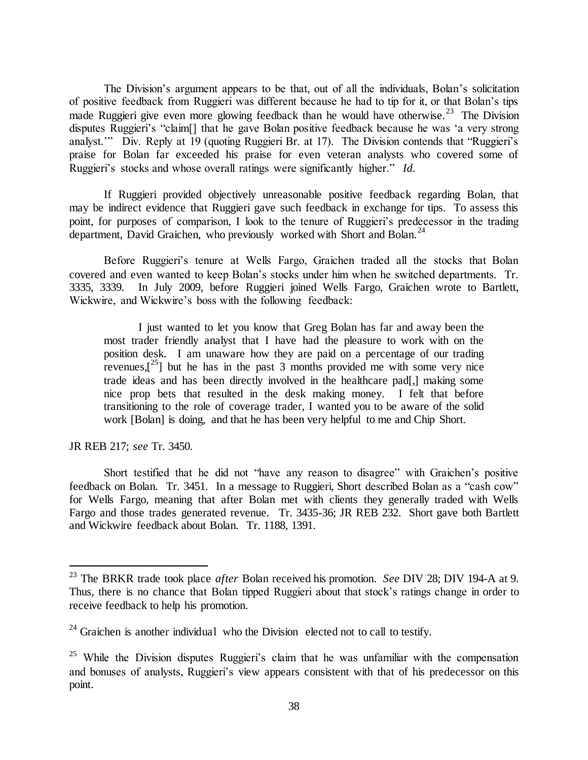The Division's argument appears to be that, out of all the individuals, Bolan's solicitation of positive feedback from Ruggieri was different because he had to tip for it, or that Bolan's tips made Ruggieri give even more glowing feedback than he would have otherwise.[23] The Division disputes Ruggieri's "claim[] that he gave Bolan positive feedback because he was 'a very strong analyst.'" Div. Reply at 19 (quoting Ruggieri Br. at 17). The Division contends that "Ruggieri's praise for Bolan far exceeded his praise for even veteran analysts who covered some of Ruggieri's stocks and whose overall ratings were significantly higher." *Id.*

If Ruggieri provided objectively unreasonable positive feedback regarding Bolan, that may be indirect evidence that Ruggieri gave such feedback in exchange for tips. To assess this point, for purposes of comparison, I look to the tenure of Ruggieri's predecessor in the trading department, David Graichen, who previously worked with Short and Bolan.[24]

Before Ruggieri's tenure at Wells Fargo, Graichen traded all the stocks that Bolan covered and even wanted to keep Bolan's stocks under him when he switched departments. Tr. 3335, 3339. In July 2009, before Ruggieri joined Wells Fargo, Graichen wrote to Bartlett, Wickwire, and Wickwire's boss with the following feedback:

> I just wanted to let you know that Greg Bolan has far and away been the most trader friendly analyst that I have had the pleasure to work with on the position desk. I am unaware how they are paid on a percentage of our trading revenues,[[25]] but he has in the past 3 months provided me with some very nice trade ideas and has been directly involved in the healthcare pad[,] making some nice prop bets that resulted in the desk making money. I felt that before transitioning to the role of coverage trader, I wanted you to be aware of the solid work [Bolan] is doing, and that he has been very helpful to me and Chip Short.

JR REB 217; *see* Tr. 3450.

Short testified that he did not "have any reason to disagree" with Graichen's positive feedback on Bolan. Tr. 3451. In a message to Ruggieri, Short described Bolan as a "cash cow" for Wells Fargo, meaning that after Bolan met with clients they generally traded with Wells Fargo and those trades generated revenue. Tr. 3435-36; JR REB 232. Short gave both Bartlett and Wickwire feedback about Bolan. Tr. 1188, 1391.

---

[23] The BRKR trade took place *after* Bolan received his promotion. *See* DIV 28; DIV 194-A at 9. Thus, there is no chance that Bolan tipped Ruggieri about that stock's ratings change in order to receive feedback to help his promotion.

[24] Graichen is another individual who the Division elected not to call to testify.

[25] While the Division disputes Ruggieri's claim that he was unfamiliar with the compensation and bonuses of analysts, Ruggieri's view appears consistent with that of his predecessor on this point.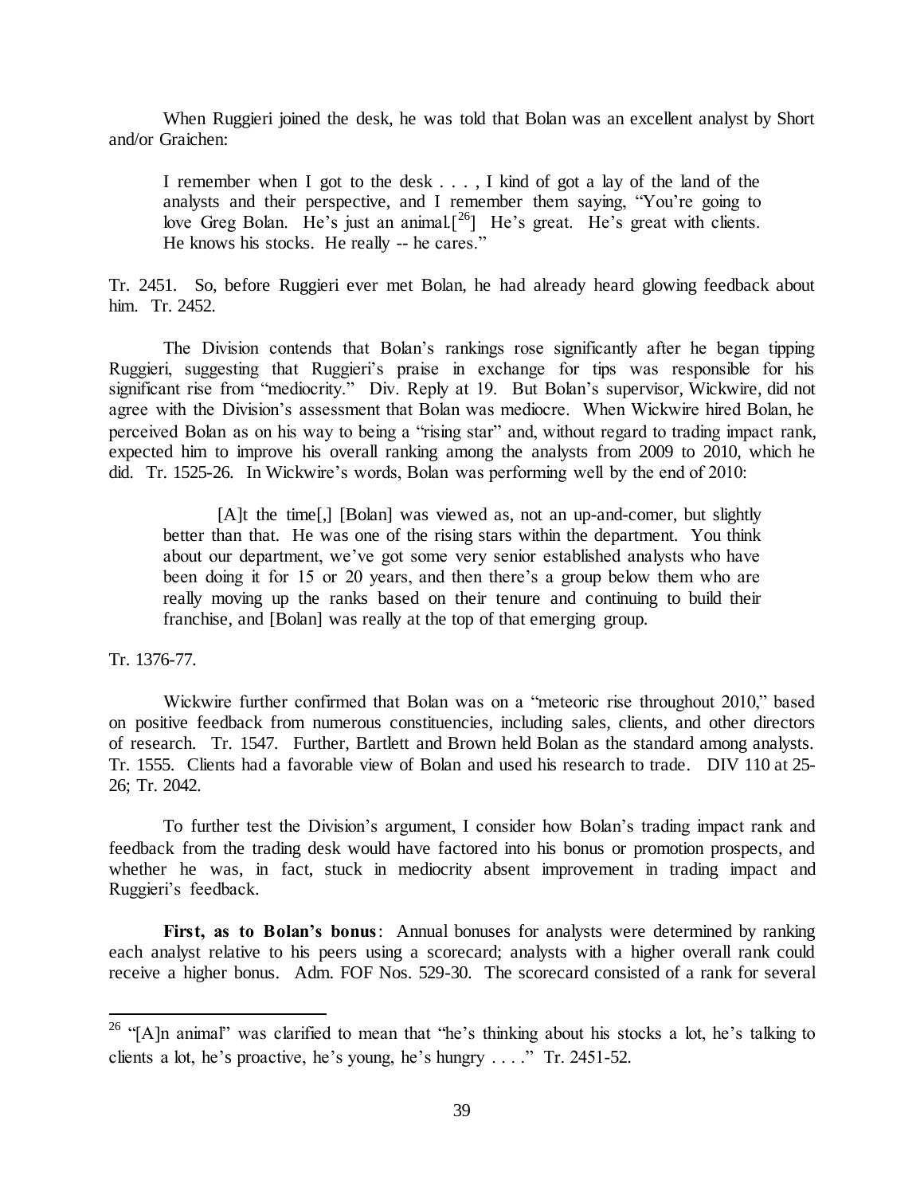When Ruggieri joined the desk, he was told that Bolan was an excellent analyst by Short and/or Graichen:

> I remember when I got to the desk . . . , I kind of got a lay of the land of the analysts and their perspective, and I remember them saying, "You're going to love Greg Bolan. He's just an animal.[26] He's great. He's great with clients. He knows his stocks. He really -- he cares."

Tr. 2451. So, before Ruggieri ever met Bolan, he had already heard glowing feedback about him. Tr. 2452.

The Division contends that Bolan's rankings rose significantly after he began tipping Ruggieri, suggesting that Ruggieri's praise in exchange for tips was responsible for his significant rise from "mediocrity." Div. Reply at 19. But Bolan's supervisor, Wickwire, did not agree with the Division's assessment that Bolan was mediocre. When Wickwire hired Bolan, he perceived Bolan as on his way to being a "rising star" and, without regard to trading impact rank, expected him to improve his overall ranking among the analysts from 2009 to 2010, which he did. Tr. 1525-26. In Wickwire's words, Bolan was performing well by the end of 2010:

> [A]t the time[,] [Bolan] was viewed as, not an up-and-comer, but slightly better than that. He was one of the rising stars within the department. You think about our department, we've got some very senior established analysts who have been doing it for 15 or 20 years, and then there's a group below them who are really moving up the ranks based on their tenure and continuing to build their franchise, and [Bolan] was really at the top of that emerging group.

Tr. 1376-77.

Wickwire further confirmed that Bolan was on a "meteoric rise throughout 2010," based on positive feedback from numerous constituencies, including sales, clients, and other directors of research. Tr. 1547. Further, Bartlett and Brown held Bolan as the standard among analysts. Tr. 1555. Clients had a favorable view of Bolan and used his research to trade. DIV 110 at 25-26; Tr. 2042.

To further test the Division's argument, I consider how Bolan's trading impact rank and feedback from the trading desk would have factored into his bonus or promotion prospects, and whether he was, in fact, stuck in mediocrity absent improvement in trading impact and Ruggieri's feedback.

**First, as to Bolan's bonus**: Annual bonuses for analysts were determined by ranking each analyst relative to his peers using a scorecard; analysts with a higher overall rank could receive a higher bonus. Adm. FOF Nos. 529-30. The scorecard consisted of a rank for several

[26] "[A]n animal" was clarified to mean that "he's thinking about his stocks a lot, he's talking to clients a lot, he's proactive, he's young, he's hungry . . . ." Tr. 2451-52.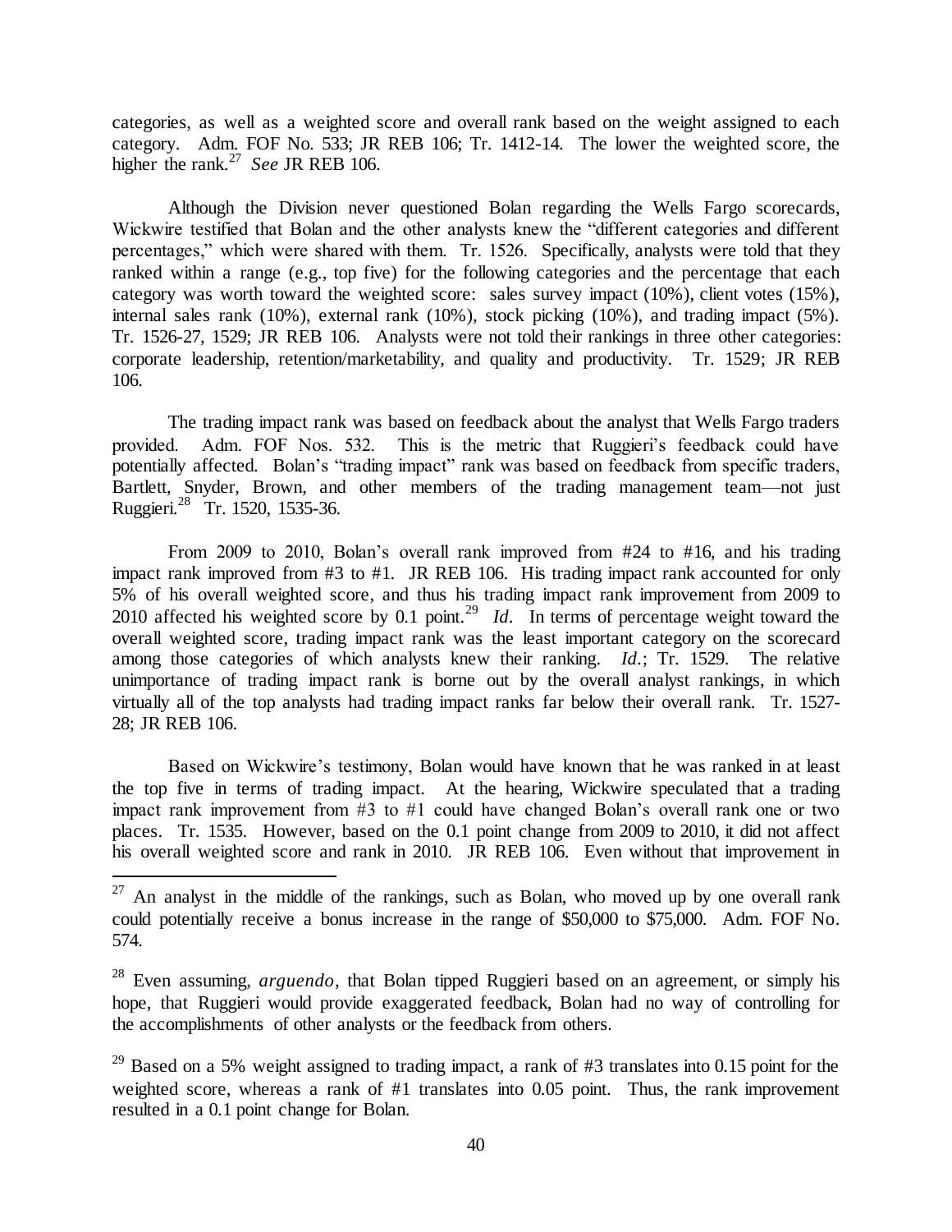categories, as well as a weighted score and overall rank based on the weight assigned to each category. Adm. FOF No. 533; JR REB 106; Tr. 1412-14. The lower the weighted score, the higher the rank.[27] *See* JR REB 106.

Although the Division never questioned Bolan regarding the Wells Fargo scorecards, Wickwire testified that Bolan and the other analysts knew the "different categories and different percentages," which were shared with them. Tr. 1526. Specifically, analysts were told that they ranked within a range (e.g., top five) for the following categories and the percentage that each category was worth toward the weighted score: sales survey impact (10%), client votes (15%), internal sales rank (10%), external rank (10%), stock picking (10%), and trading impact (5%). Tr. 1526-27, 1529; JR REB 106. Analysts were not told their rankings in three other categories: corporate leadership, retention/marketability, and quality and productivity. Tr. 1529; JR REB 106.

The trading impact rank was based on feedback about the analyst that Wells Fargo traders provided. Adm. FOF Nos. 532. This is the metric that Ruggieri's feedback could have potentially affected. Bolan's "trading impact" rank was based on feedback from specific traders, Bartlett, Snyder, Brown, and other members of the trading management team—not just Ruggieri.[28] Tr. 1520, 1535-36.

From 2009 to 2010, Bolan's overall rank improved from #24 to #16, and his trading impact rank improved from #3 to #1. JR REB 106. His trading impact rank accounted for only 5% of his overall weighted score, and thus his trading impact rank improvement from 2009 to 2010 affected his weighted score by 0.1 point.[29] *Id.* In terms of percentage weight toward the overall weighted score, trading impact rank was the least important category on the scorecard among those categories of which analysts knew their ranking. *Id.*; Tr. 1529. The relative unimportance of trading impact rank is borne out by the overall analyst rankings, in which virtually all of the top analysts had trading impact ranks far below their overall rank. Tr. 1527-28; JR REB 106.

Based on Wickwire's testimony, Bolan would have known that he was ranked in at least the top five in terms of trading impact. At the hearing, Wickwire speculated that a trading impact rank improvement from #3 to #1 could have changed Bolan's overall rank one or two places. Tr. 1535. However, based on the 0.1 point change from 2009 to 2010, it did not affect his overall weighted score and rank in 2010. JR REB 106. Even without that improvement in

---

[27] An analyst in the middle of the rankings, such as Bolan, who moved up by one overall rank could potentially receive a bonus increase in the range of $50,000 to $75,000. Adm. FOF No. 574.

[28] Even assuming, *arguendo*, that Bolan tipped Ruggieri based on an agreement, or simply his hope, that Ruggieri would provide exaggerated feedback, Bolan had no way of controlling for the accomplishments of other analysts or the feedback from others.

[29] Based on a 5% weight assigned to trading impact, a rank of #3 translates into 0.15 point for the weighted score, whereas a rank of #1 translates into 0.05 point. Thus, the rank improvement resulted in a 0.1 point change for Bolan.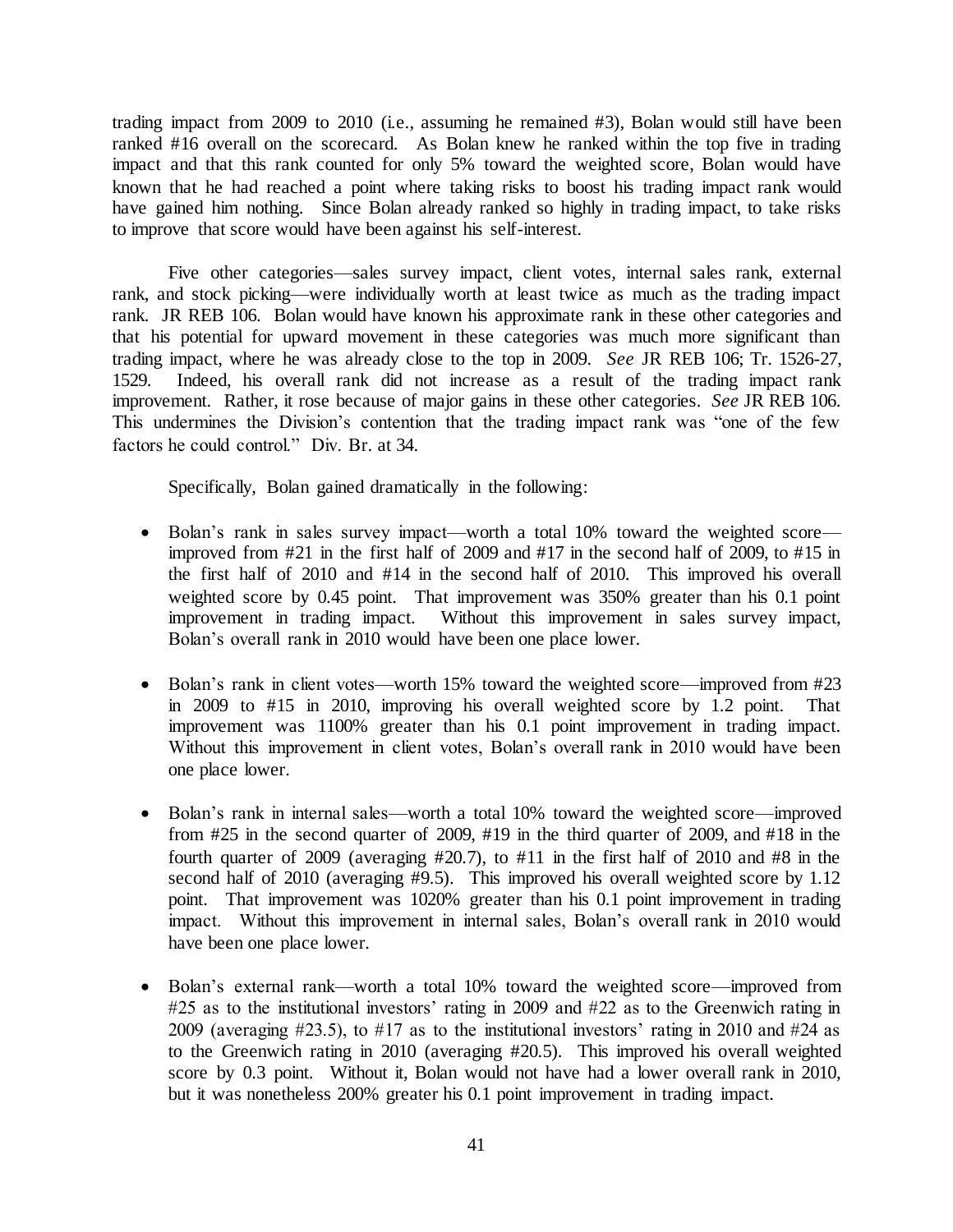trading impact from 2009 to 2010 (i.e., assuming he remained #3), Bolan would still have been ranked #16 overall on the scorecard. As Bolan knew he ranked within the top five in trading impact and that this rank counted for only 5% toward the weighted score, Bolan would have known that he had reached a point where taking risks to boost his trading impact rank would have gained him nothing. Since Bolan already ranked so highly in trading impact, to take risks to improve that score would have been against his self-interest.

Five other categories—sales survey impact, client votes, internal sales rank, external rank, and stock picking—were individually worth at least twice as much as the trading impact rank. JR REB 106. Bolan would have known his approximate rank in these other categories and that his potential for upward movement in these categories was much more significant than trading impact, where he was already close to the top in 2009. *See* JR REB 106; Tr. 1526-27, 1529. Indeed, his overall rank did not increase as a result of the trading impact rank improvement. Rather, it rose because of major gains in these other categories. *See* JR REB 106. This undermines the Division's contention that the trading impact rank was "one of the few factors he could control." Div. Br. at 34.

Specifically, Bolan gained dramatically in the following:

- Bolan's rank in sales survey impact—worth a total 10% toward the weighted score—improved from #21 in the first half of 2009 and #17 in the second half of 2009, to #15 in the first half of 2010 and #14 in the second half of 2010. This improved his overall weighted score by 0.45 point. That improvement was 350% greater than his 0.1 point improvement in trading impact. Without this improvement in sales survey impact, Bolan's overall rank in 2010 would have been one place lower.

- Bolan's rank in client votes—worth 15% toward the weighted score—improved from #23 in 2009 to #15 in 2010, improving his overall weighted score by 1.2 point. That improvement was 1100% greater than his 0.1 point improvement in trading impact. Without this improvement in client votes, Bolan's overall rank in 2010 would have been one place lower.

- Bolan's rank in internal sales—worth a total 10% toward the weighted score—improved from #25 in the second quarter of 2009, #19 in the third quarter of 2009, and #18 in the fourth quarter of 2009 (averaging #20.7), to #11 in the first half of 2010 and #8 in the second half of 2010 (averaging #9.5). This improved his overall weighted score by 1.12 point. That improvement was 1020% greater than his 0.1 point improvement in trading impact. Without this improvement in internal sales, Bolan's overall rank in 2010 would have been one place lower.

- Bolan's external rank—worth a total 10% toward the weighted score—improved from #25 as to the institutional investors' rating in 2009 and #22 as to the Greenwich rating in 2009 (averaging #23.5), to #17 as to the institutional investors' rating in 2010 and #24 as to the Greenwich rating in 2010 (averaging #20.5). This improved his overall weighted score by 0.3 point. Without it, Bolan would not have had a lower overall rank in 2010, but it was nonetheless 200% greater his 0.1 point improvement in trading impact.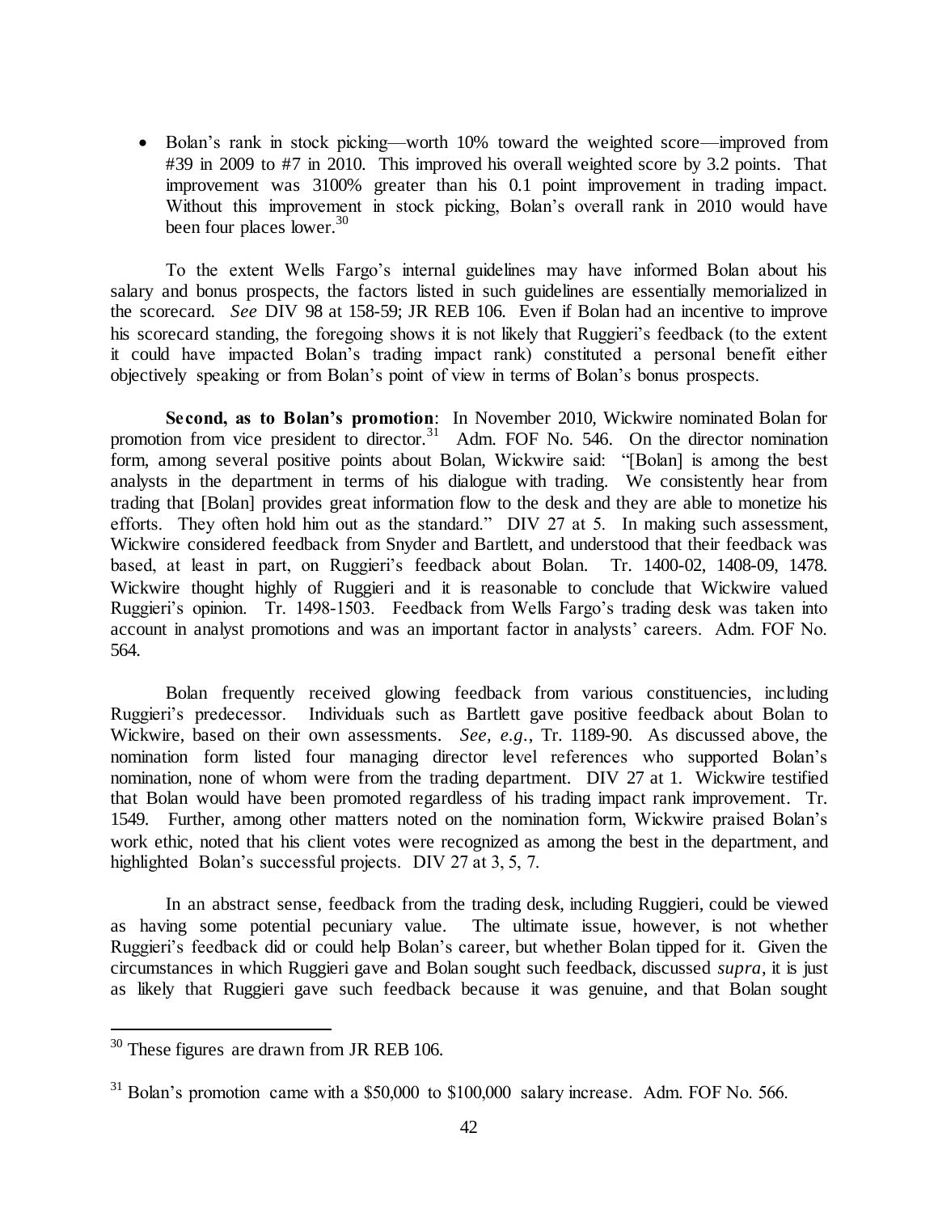- Bolan's rank in stock picking—worth 10% toward the weighted score—improved from #39 in 2009 to #7 in 2010. This improved his overall weighted score by 3.2 points. That improvement was 3100% greater than his 0.1 point improvement in trading impact. Without this improvement in stock picking, Bolan's overall rank in 2010 would have been four places lower.[30]

To the extent Wells Fargo's internal guidelines may have informed Bolan about his salary and bonus prospects, the factors listed in such guidelines are essentially memorialized in the scorecard. *See* DIV 98 at 158-59; JR REB 106. Even if Bolan had an incentive to improve his scorecard standing, the foregoing shows it is not likely that Ruggieri's feedback (to the extent it could have impacted Bolan's trading impact rank) constituted a personal benefit either objectively speaking or from Bolan's point of view in terms of Bolan's bonus prospects.

**Second, as to Bolan's promotion**: In November 2010, Wickwire nominated Bolan for promotion from vice president to director.[31] Adm. FOF No. 546. On the director nomination form, among several positive points about Bolan, Wickwire said: "[Bolan] is among the best analysts in the department in terms of his dialogue with trading. We consistently hear from trading that [Bolan] provides great information flow to the desk and they are able to monetize his efforts. They often hold him out as the standard." DIV 27 at 5. In making such assessment, Wickwire considered feedback from Snyder and Bartlett, and understood that their feedback was based, at least in part, on Ruggieri's feedback about Bolan. Tr. 1400-02, 1408-09, 1478. Wickwire thought highly of Ruggieri and it is reasonable to conclude that Wickwire valued Ruggieri's opinion. Tr. 1498-1503. Feedback from Wells Fargo's trading desk was taken into account in analyst promotions and was an important factor in analysts' careers. Adm. FOF No. 564.

Bolan frequently received glowing feedback from various constituencies, including Ruggieri's predecessor. Individuals such as Bartlett gave positive feedback about Bolan to Wickwire, based on their own assessments. *See, e.g.*, Tr. 1189-90. As discussed above, the nomination form listed four managing director level references who supported Bolan's nomination, none of whom were from the trading department. DIV 27 at 1. Wickwire testified that Bolan would have been promoted regardless of his trading impact rank improvement. Tr. 1549. Further, among other matters noted on the nomination form, Wickwire praised Bolan's work ethic, noted that his client votes were recognized as among the best in the department, and highlighted Bolan's successful projects. DIV 27 at 3, 5, 7.

In an abstract sense, feedback from the trading desk, including Ruggieri, could be viewed as having some potential pecuniary value. The ultimate issue, however, is not whether Ruggieri's feedback did or could help Bolan's career, but whether Bolan tipped for it. Given the circumstances in which Ruggieri gave and Bolan sought such feedback, discussed *supra*, it is just as likely that Ruggieri gave such feedback because it was genuine, and that Bolan sought

---

[30] These figures are drawn from JR REB 106.

[31] Bolan's promotion came with a \$50,000 to \$100,000 salary increase. Adm. FOF No. 566.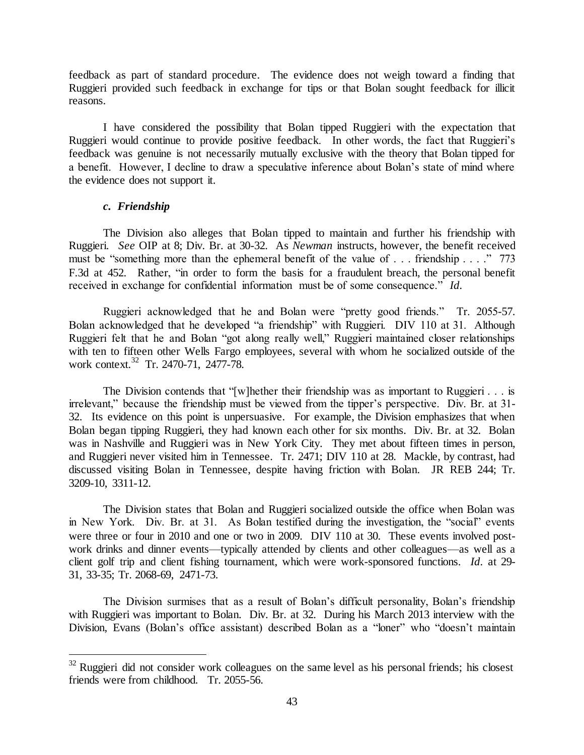feedback as part of standard procedure. The evidence does not weigh toward a finding that Ruggieri provided such feedback in exchange for tips or that Bolan sought feedback for illicit reasons.

I have considered the possibility that Bolan tipped Ruggieri with the expectation that Ruggieri would continue to provide positive feedback. In other words, the fact that Ruggieri's feedback was genuine is not necessarily mutually exclusive with the theory that Bolan tipped for a benefit. However, I decline to draw a speculative inference about Bolan's state of mind where the evidence does not support it.

***c. Friendship***

The Division also alleges that Bolan tipped to maintain and further his friendship with Ruggieri. *See* OIP at 8; Div. Br. at 30-32. As *Newman* instructs, however, the benefit received must be "something more than the ephemeral benefit of the value of . . . friendship . . . ." 773 F.3d at 452. Rather, "in order to form the basis for a fraudulent breach, the personal benefit received in exchange for confidential information must be of some consequence." *Id.*

Ruggieri acknowledged that he and Bolan were "pretty good friends." Tr. 2055-57. Bolan acknowledged that he developed "a friendship" with Ruggieri. DIV 110 at 31. Although Ruggieri felt that he and Bolan "got along really well," Ruggieri maintained closer relationships with ten to fifteen other Wells Fargo employees, several with whom he socialized outside of the work context.[32] Tr. 2470-71, 2477-78.

The Division contends that "[w]hether their friendship was as important to Ruggieri . . . is irrelevant," because the friendship must be viewed from the tipper's perspective. Div. Br. at 31-32. Its evidence on this point is unpersuasive. For example, the Division emphasizes that when Bolan began tipping Ruggieri, they had known each other for six months. Div. Br. at 32. Bolan was in Nashville and Ruggieri was in New York City. They met about fifteen times in person, and Ruggieri never visited him in Tennessee. Tr. 2471; DIV 110 at 28. Mackle, by contrast, had discussed visiting Bolan in Tennessee, despite having friction with Bolan. JR REB 244; Tr. 3209-10, 3311-12.

The Division states that Bolan and Ruggieri socialized outside the office when Bolan was in New York. Div. Br. at 31. As Bolan testified during the investigation, the "social" events were three or four in 2010 and one or two in 2009. DIV 110 at 30. These events involved post-work drinks and dinner events—typically attended by clients and other colleagues—as well as a client golf trip and client fishing tournament, which were work-sponsored functions. *Id.* at 29-31, 33-35; Tr. 2068-69, 2471-73.

The Division surmises that as a result of Bolan's difficult personality, Bolan's friendship with Ruggieri was important to Bolan. Div. Br. at 32. During his March 2013 interview with the Division, Evans (Bolan's office assistant) described Bolan as a "loner" who "doesn't maintain

[32] Ruggieri did not consider work colleagues on the same level as his personal friends; his closest friends were from childhood. Tr. 2055-56.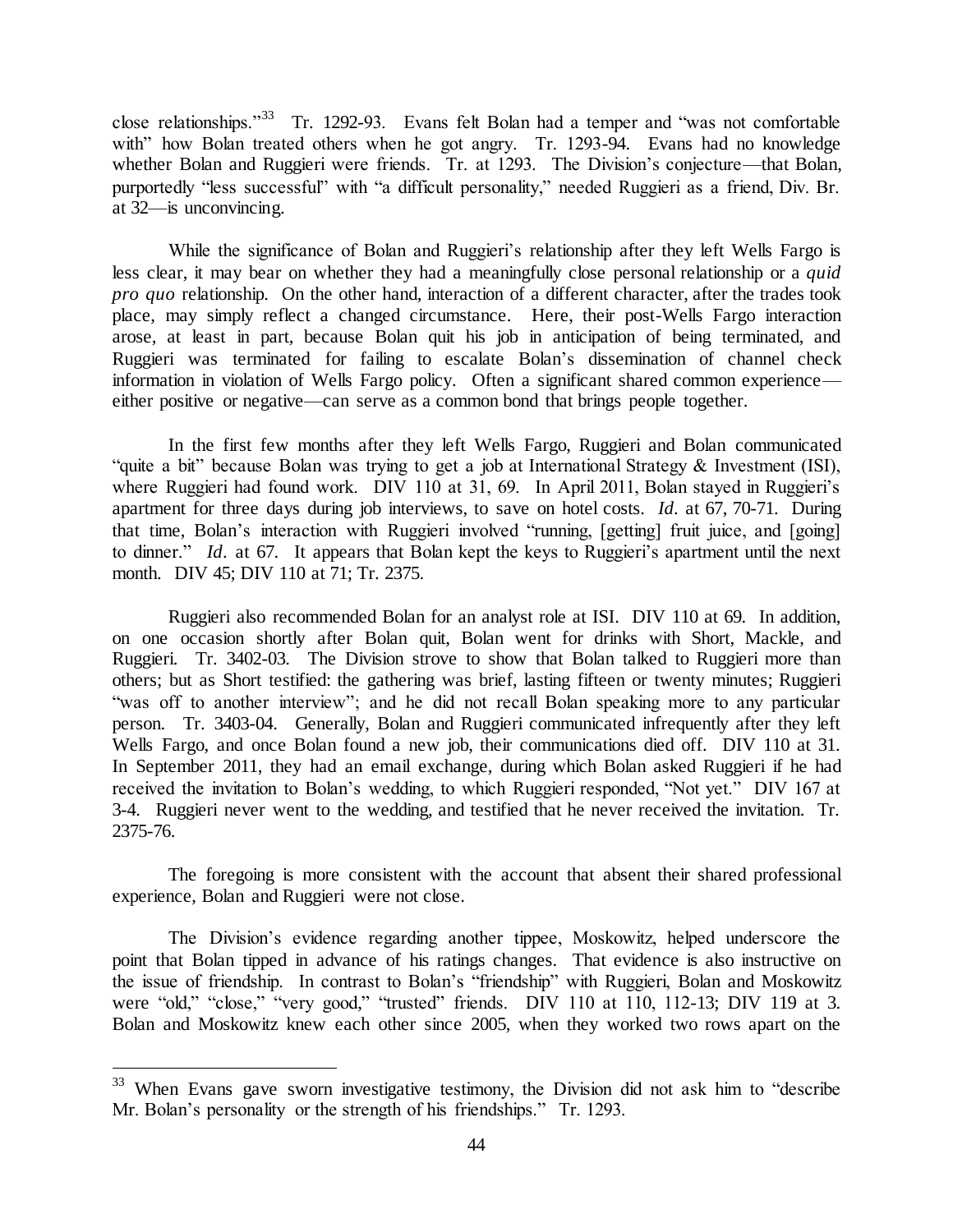close relationships."[33] Tr. 1292-93. Evans felt Bolan had a temper and "was not comfortable with" how Bolan treated others when he got angry. Tr. 1293-94. Evans had no knowledge whether Bolan and Ruggieri were friends. Tr. at 1293. The Division's conjecture—that Bolan, purportedly "less successful" with "a difficult personality," needed Ruggieri as a friend, Div. Br. at 32—is unconvincing.

While the significance of Bolan and Ruggieri's relationship after they left Wells Fargo is less clear, it may bear on whether they had a meaningfully close personal relationship or a *quid pro quo* relationship. On the other hand, interaction of a different character, after the trades took place, may simply reflect a changed circumstance. Here, their post-Wells Fargo interaction arose, at least in part, because Bolan quit his job in anticipation of being terminated, and Ruggieri was terminated for failing to escalate Bolan's dissemination of channel check information in violation of Wells Fargo policy. Often a significant shared common experience—either positive or negative—can serve as a common bond that brings people together.

In the first few months after they left Wells Fargo, Ruggieri and Bolan communicated "quite a bit" because Bolan was trying to get a job at International Strategy & Investment (ISI), where Ruggieri had found work. DIV 110 at 31, 69. In April 2011, Bolan stayed in Ruggieri's apartment for three days during job interviews, to save on hotel costs. *Id.* at 67, 70-71. During that time, Bolan's interaction with Ruggieri involved "running, [getting] fruit juice, and [going] to dinner." *Id.* at 67. It appears that Bolan kept the keys to Ruggieri's apartment until the next month. DIV 45; DIV 110 at 71; Tr. 2375.

Ruggieri also recommended Bolan for an analyst role at ISI. DIV 110 at 69. In addition, on one occasion shortly after Bolan quit, Bolan went for drinks with Short, Mackle, and Ruggieri. Tr. 3402-03. The Division strove to show that Bolan talked to Ruggieri more than others; but as Short testified: the gathering was brief, lasting fifteen or twenty minutes; Ruggieri "was off to another interview"; and he did not recall Bolan speaking more to any particular person. Tr. 3403-04. Generally, Bolan and Ruggieri communicated infrequently after they left Wells Fargo, and once Bolan found a new job, their communications died off. DIV 110 at 31. In September 2011, they had an email exchange, during which Bolan asked Ruggieri if he had received the invitation to Bolan's wedding, to which Ruggieri responded, "Not yet." DIV 167 at 3-4. Ruggieri never went to the wedding, and testified that he never received the invitation. Tr. 2375-76.

The foregoing is more consistent with the account that absent their shared professional experience, Bolan and Ruggieri were not close.

The Division's evidence regarding another tippee, Moskowitz, helped underscore the point that Bolan tipped in advance of his ratings changes. That evidence is also instructive on the issue of friendship. In contrast to Bolan's "friendship" with Ruggieri, Bolan and Moskowitz were "old," "close," "very good," "trusted" friends. DIV 110 at 110, 112-13; DIV 119 at 3. Bolan and Moskowitz knew each other since 2005, when they worked two rows apart on the

---

[33] When Evans gave sworn investigative testimony, the Division did not ask him to "describe Mr. Bolan's personality or the strength of his friendships." Tr. 1293.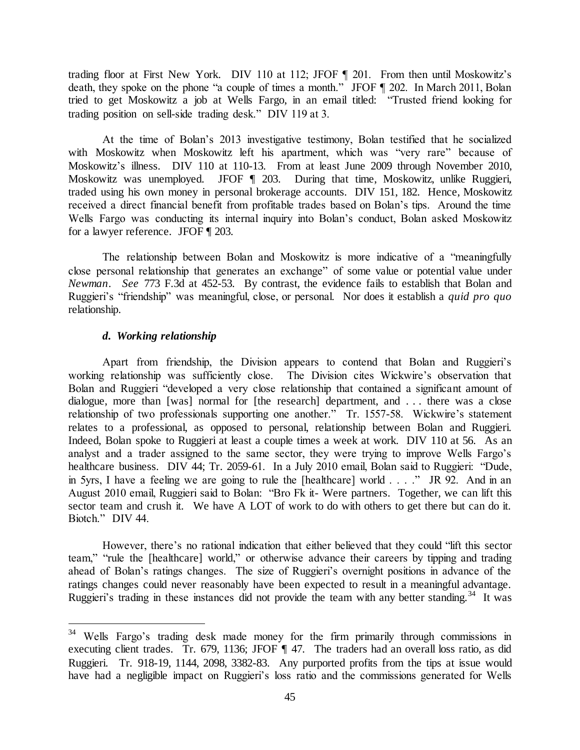trading floor at First New York. DIV 110 at 112; JFOF ¶ 201. From then until Moskowitz's death, they spoke on the phone "a couple of times a month." JFOF ¶ 202. In March 2011, Bolan tried to get Moskowitz a job at Wells Fargo, in an email titled: "Trusted friend looking for trading position on sell-side trading desk." DIV 119 at 3.

At the time of Bolan's 2013 investigative testimony, Bolan testified that he socialized with Moskowitz when Moskowitz left his apartment, which was "very rare" because of Moskowitz's illness. DIV 110 at 110-13. From at least June 2009 through November 2010, Moskowitz was unemployed. JFOF ¶ 203. During that time, Moskowitz, unlike Ruggieri, traded using his own money in personal brokerage accounts. DIV 151, 182. Hence, Moskowitz received a direct financial benefit from profitable trades based on Bolan's tips. Around the time Wells Fargo was conducting its internal inquiry into Bolan's conduct, Bolan asked Moskowitz for a lawyer reference. JFOF ¶ 203.

The relationship between Bolan and Moskowitz is more indicative of a "meaningfully close personal relationship that generates an exchange" of some value or potential value under *Newman*. *See* 773 F.3d at 452-53. By contrast, the evidence fails to establish that Bolan and Ruggieri's "friendship" was meaningful, close, or personal. Nor does it establish a *quid pro quo* relationship.

#### *d. Working relationship*

Apart from friendship, the Division appears to contend that Bolan and Ruggieri's working relationship was sufficiently close. The Division cites Wickwire's observation that Bolan and Ruggieri "developed a very close relationship that contained a significant amount of dialogue, more than [was] normal for [the research] department, and . . . there was a close relationship of two professionals supporting one another." Tr. 1557-58. Wickwire's statement relates to a professional, as opposed to personal, relationship between Bolan and Ruggieri. Indeed, Bolan spoke to Ruggieri at least a couple times a week at work. DIV 110 at 56. As an analyst and a trader assigned to the same sector, they were trying to improve Wells Fargo's healthcare business. DIV 44; Tr. 2059-61. In a July 2010 email, Bolan said to Ruggieri: "Dude, in 5yrs, I have a feeling we are going to rule the [healthcare] world . . . ." JR 92. And in an August 2010 email, Ruggieri said to Bolan: "Bro Fk it- Were partners. Together, we can lift this sector team and crush it. We have A LOT of work to do with others to get there but can do it. Biotch." DIV 44.

However, there's no rational indication that either believed that they could "lift this sector team," "rule the [healthcare] world," or otherwise advance their careers by tipping and trading ahead of Bolan's ratings changes. The size of Ruggieri's overnight positions in advance of the ratings changes could never reasonably have been expected to result in a meaningful advantage. Ruggieri's trading in these instances did not provide the team with any better standing.[34] It was

[34] Wells Fargo's trading desk made money for the firm primarily through commissions in executing client trades. Tr. 679, 1136; JFOF ¶ 47. The traders had an overall loss ratio, as did Ruggieri. Tr. 918-19, 1144, 2098, 3382-83. Any purported profits from the tips at issue would have had a negligible impact on Ruggieri's loss ratio and the commissions generated for Wells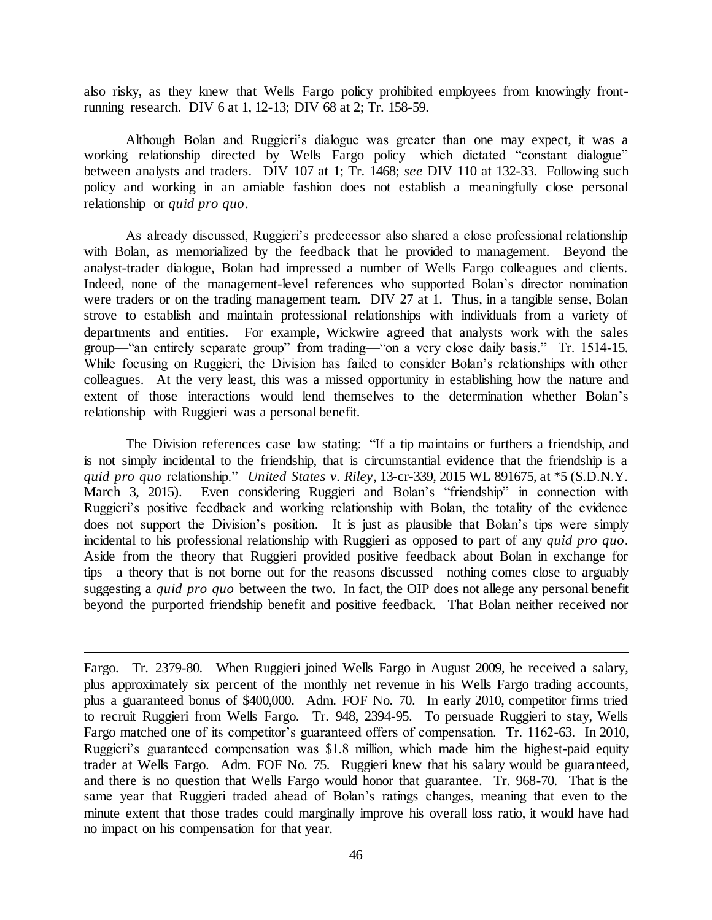also risky, as they knew that Wells Fargo policy prohibited employees from knowingly front-running research. DIV 6 at 1, 12-13; DIV 68 at 2; Tr. 158-59.

Although Bolan and Ruggieri's dialogue was greater than one may expect, it was a working relationship directed by Wells Fargo policy—which dictated "constant dialogue" between analysts and traders. DIV 107 at 1; Tr. 1468; *see* DIV 110 at 132-33. Following such policy and working in an amiable fashion does not establish a meaningfully close personal relationship or *quid pro quo*.

As already discussed, Ruggieri's predecessor also shared a close professional relationship with Bolan, as memorialized by the feedback that he provided to management. Beyond the analyst-trader dialogue, Bolan had impressed a number of Wells Fargo colleagues and clients. Indeed, none of the management-level references who supported Bolan's director nomination were traders or on the trading management team. DIV 27 at 1. Thus, in a tangible sense, Bolan strove to establish and maintain professional relationships with individuals from a variety of departments and entities. For example, Wickwire agreed that analysts work with the sales group—"an entirely separate group" from trading—"on a very close daily basis." Tr. 1514-15. While focusing on Ruggieri, the Division has failed to consider Bolan's relationships with other colleagues. At the very least, this was a missed opportunity in establishing how the nature and extent of those interactions would lend themselves to the determination whether Bolan's relationship with Ruggieri was a personal benefit.

The Division references case law stating: "If a tip maintains or furthers a friendship, and is not simply incidental to the friendship, that is circumstantial evidence that the friendship is a *quid pro quo* relationship." *United States v. Riley*, 13-cr-339, 2015 WL 891675, at *5 (S.D.N.Y. March 3, 2015). Even considering Ruggieri and Bolan's "friendship" in connection with Ruggieri's positive feedback and working relationship with Bolan, the totality of the evidence does not support the Division's position. It is just as plausible that Bolan's tips were simply incidental to his professional relationship with Ruggieri as opposed to part of any *quid pro quo*. Aside from the theory that Ruggieri provided positive feedback about Bolan in exchange for tips—a theory that is not borne out for the reasons discussed—nothing comes close to arguably suggesting a *quid pro quo* between the two. In fact, the OIP does not allege any personal benefit beyond the purported friendship benefit and positive feedback. That Bolan neither received nor

---

Fargo. Tr. 2379-80. When Ruggieri joined Wells Fargo in August 2009, he received a salary, plus approximately six percent of the monthly net revenue in his Wells Fargo trading accounts, plus a guaranteed bonus of $400,000. Adm. FOF No. 70. In early 2010, competitor firms tried to recruit Ruggieri from Wells Fargo. Tr. 948, 2394-95. To persuade Ruggieri to stay, Wells Fargo matched one of its competitor's guaranteed offers of compensation. Tr. 1162-63. In 2010, Ruggieri's guaranteed compensation was $1.8 million, which made him the highest-paid equity trader at Wells Fargo. Adm. FOF No. 75. Ruggieri knew that his salary would be guaranteed, and there is no question that Wells Fargo would honor that guarantee. Tr. 968-70. That is the same year that Ruggieri traded ahead of Bolan's ratings changes, meaning that even to the minute extent that those trades could marginally improve his overall loss ratio, it would have had no impact on his compensation for that year.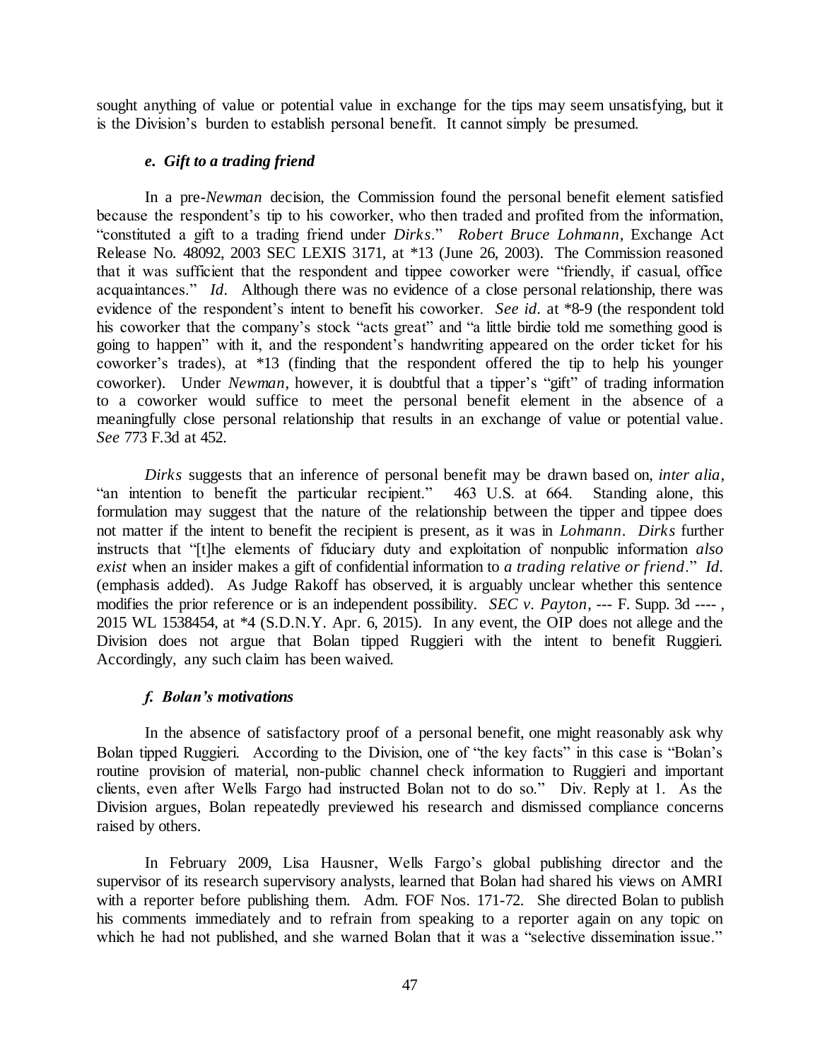sought anything of value or potential value in exchange for the tips may seem unsatisfying, but it is the Division's burden to establish personal benefit. It cannot simply be presumed.

#### *e. Gift to a trading friend*

In a pre-*Newman* decision, the Commission found the personal benefit element satisfied because the respondent's tip to his coworker, who then traded and profited from the information, "constituted a gift to a trading friend under *Dirks*." *Robert Bruce Lohmann*, Exchange Act Release No. 48092, 2003 SEC LEXIS 3171, at *13 (June 26, 2003). The Commission reasoned that it was sufficient that the respondent and tippee coworker were "friendly, if casual, office acquaintances." *Id.* Although there was no evidence of a close personal relationship, there was evidence of the respondent's intent to benefit his coworker. *See id.* at *8-9 (the respondent told his coworker that the company's stock "acts great" and "a little birdie told me something good is going to happen" with it, and the respondent's handwriting appeared on the order ticket for his coworker's trades), at *13 (finding that the respondent offered the tip to help his younger coworker). Under *Newman*, however, it is doubtful that a tipper's "gift" of trading information to a coworker would suffice to meet the personal benefit element in the absence of a meaningfully close personal relationship that results in an exchange of value or potential value. *See* 773 F.3d at 452.

*Dirks* suggests that an inference of personal benefit may be drawn based on, *inter alia*, "an intention to benefit the particular recipient." 463 U.S. at 664. Standing alone, this formulation may suggest that the nature of the relationship between the tipper and tippee does not matter if the intent to benefit the recipient is present, as it was in *Lohmann*. *Dirks* further instructs that "[t]he elements of fiduciary duty and exploitation of nonpublic information *also exist* when an insider makes a gift of confidential information to *a trading relative or friend*." *Id.* (emphasis added). As Judge Rakoff has observed, it is arguably unclear whether this sentence modifies the prior reference or is an independent possibility. *SEC v. Payton*, --- F. Supp. 3d ---- , 2015 WL 1538454, at *4 (S.D.N.Y. Apr. 6, 2015). In any event, the OIP does not allege and the Division does not argue that Bolan tipped Ruggieri with the intent to benefit Ruggieri. Accordingly, any such claim has been waived.

#### *f. Bolan's motivations*

In the absence of satisfactory proof of a personal benefit, one might reasonably ask why Bolan tipped Ruggieri. According to the Division, one of "the key facts" in this case is "Bolan's routine provision of material, non-public channel check information to Ruggieri and important clients, even after Wells Fargo had instructed Bolan not to do so." Div. Reply at 1. As the Division argues, Bolan repeatedly previewed his research and dismissed compliance concerns raised by others.

In February 2009, Lisa Hausner, Wells Fargo's global publishing director and the supervisor of its research supervisory analysts, learned that Bolan had shared his views on AMRI with a reporter before publishing them. Adm. FOF Nos. 171-72. She directed Bolan to publish his comments immediately and to refrain from speaking to a reporter again on any topic on which he had not published, and she warned Bolan that it was a "selective dissemination issue."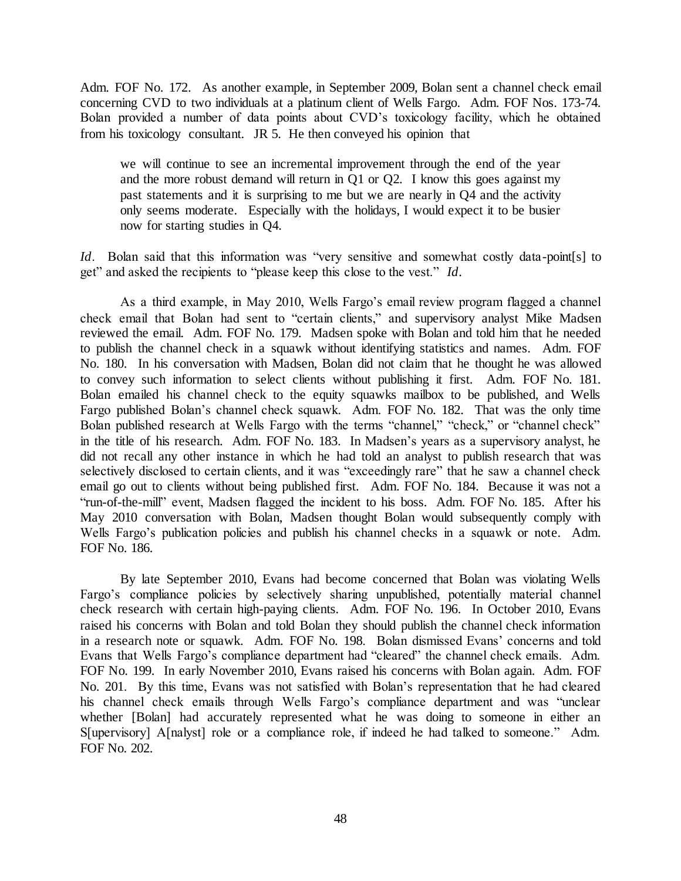Adm. FOF No. 172. As another example, in September 2009, Bolan sent a channel check email concerning CVD to two individuals at a platinum client of Wells Fargo. Adm. FOF Nos. 173-74. Bolan provided a number of data points about CVD's toxicology facility, which he obtained from his toxicology consultant. JR 5. He then conveyed his opinion that

> we will continue to see an incremental improvement through the end of the year and the more robust demand will return in Q1 or Q2. I know this goes against my past statements and it is surprising to me but we are nearly in Q4 and the activity only seems moderate. Especially with the holidays, I would expect it to be busier now for starting studies in Q4.

*Id*. Bolan said that this information was "very sensitive and somewhat costly data-point[s] to get" and asked the recipients to "please keep this close to the vest." *Id*.

As a third example, in May 2010, Wells Fargo's email review program flagged a channel check email that Bolan had sent to "certain clients," and supervisory analyst Mike Madsen reviewed the email. Adm. FOF No. 179. Madsen spoke with Bolan and told him that he needed to publish the channel check in a squawk without identifying statistics and names. Adm. FOF No. 180. In his conversation with Madsen, Bolan did not claim that he thought he was allowed to convey such information to select clients without publishing it first. Adm. FOF No. 181. Bolan emailed his channel check to the equity squawks mailbox to be published, and Wells Fargo published Bolan's channel check squawk. Adm. FOF No. 182. That was the only time Bolan published research at Wells Fargo with the terms "channel," "check," or "channel check" in the title of his research. Adm. FOF No. 183. In Madsen's years as a supervisory analyst, he did not recall any other instance in which he had told an analyst to publish research that was selectively disclosed to certain clients, and it was "exceedingly rare" that he saw a channel check email go out to clients without being published first. Adm. FOF No. 184. Because it was not a "run-of-the-mill" event, Madsen flagged the incident to his boss. Adm. FOF No. 185. After his May 2010 conversation with Bolan, Madsen thought Bolan would subsequently comply with Wells Fargo's publication policies and publish his channel checks in a squawk or note. Adm. FOF No. 186.

By late September 2010, Evans had become concerned that Bolan was violating Wells Fargo's compliance policies by selectively sharing unpublished, potentially material channel check research with certain high-paying clients. Adm. FOF No. 196. In October 2010, Evans raised his concerns with Bolan and told Bolan they should publish the channel check information in a research note or squawk. Adm. FOF No. 198. Bolan dismissed Evans' concerns and told Evans that Wells Fargo's compliance department had "cleared" the channel check emails. Adm. FOF No. 199. In early November 2010, Evans raised his concerns with Bolan again. Adm. FOF No. 201. By this time, Evans was not satisfied with Bolan's representation that he had cleared his channel check emails through Wells Fargo's compliance department and was "unclear whether [Bolan] had accurately represented what he was doing to someone in either an S[upervisory] A[nalyst] role or a compliance role, if indeed he had talked to someone." Adm. FOF No. 202.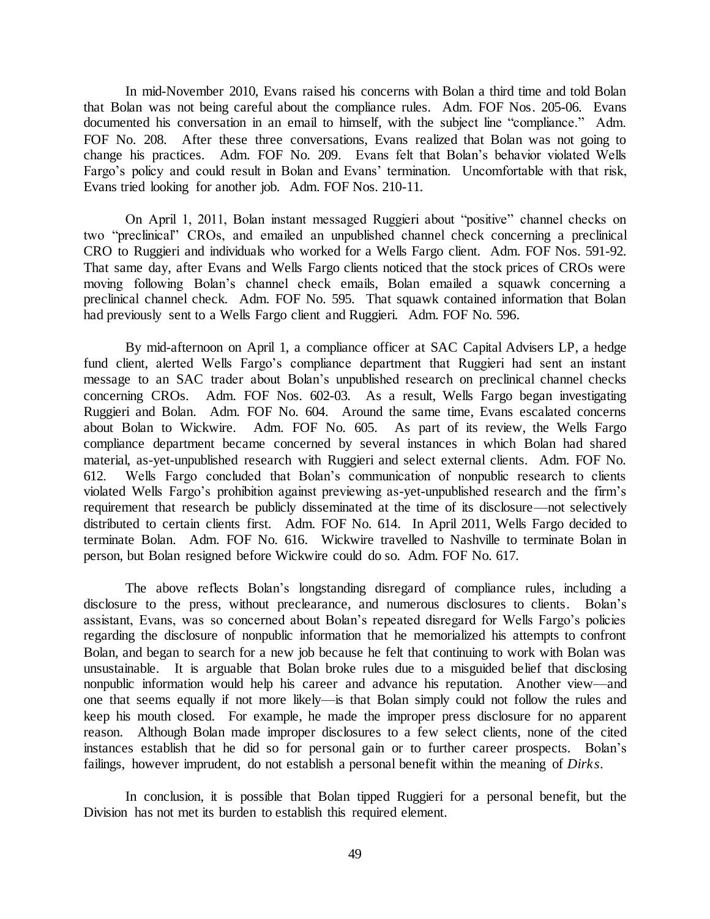In mid-November 2010, Evans raised his concerns with Bolan a third time and told Bolan that Bolan was not being careful about the compliance rules. Adm. FOF Nos. 205-06. Evans documented his conversation in an email to himself, with the subject line "compliance." Adm. FOF No. 208. After these three conversations, Evans realized that Bolan was not going to change his practices. Adm. FOF No. 209. Evans felt that Bolan's behavior violated Wells Fargo's policy and could result in Bolan and Evans' termination. Uncomfortable with that risk, Evans tried looking for another job. Adm. FOF Nos. 210-11.

On April 1, 2011, Bolan instant messaged Ruggieri about "positive" channel checks on two "preclinical" CROs, and emailed an unpublished channel check concerning a preclinical CRO to Ruggieri and individuals who worked for a Wells Fargo client. Adm. FOF Nos. 591-92. That same day, after Evans and Wells Fargo clients noticed that the stock prices of CROs were moving following Bolan's channel check emails, Bolan emailed a squawk concerning a preclinical channel check. Adm. FOF No. 595. That squawk contained information that Bolan had previously sent to a Wells Fargo client and Ruggieri. Adm. FOF No. 596.

By mid-afternoon on April 1, a compliance officer at SAC Capital Advisers LP, a hedge fund client, alerted Wells Fargo's compliance department that Ruggieri had sent an instant message to an SAC trader about Bolan's unpublished research on preclinical channel checks concerning CROs. Adm. FOF Nos. 602-03. As a result, Wells Fargo began investigating Ruggieri and Bolan. Adm. FOF No. 604. Around the same time, Evans escalated concerns about Bolan to Wickwire. Adm. FOF No. 605. As part of its review, the Wells Fargo compliance department became concerned by several instances in which Bolan had shared material, as-yet-unpublished research with Ruggieri and select external clients. Adm. FOF No. 612. Wells Fargo concluded that Bolan's communication of nonpublic research to clients violated Wells Fargo's prohibition against previewing as-yet-unpublished research and the firm's requirement that research be publicly disseminated at the time of its disclosure—not selectively distributed to certain clients first. Adm. FOF No. 614. In April 2011, Wells Fargo decided to terminate Bolan. Adm. FOF No. 616. Wickwire travelled to Nashville to terminate Bolan in person, but Bolan resigned before Wickwire could do so. Adm. FOF No. 617.

The above reflects Bolan's longstanding disregard of compliance rules, including a disclosure to the press, without preclearance, and numerous disclosures to clients. Bolan's assistant, Evans, was so concerned about Bolan's repeated disregard for Wells Fargo's policies regarding the disclosure of nonpublic information that he memorialized his attempts to confront Bolan, and began to search for a new job because he felt that continuing to work with Bolan was unsustainable. It is arguable that Bolan broke rules due to a misguided belief that disclosing nonpublic information would help his career and advance his reputation. Another view—and one that seems equally if not more likely—is that Bolan simply could not follow the rules and keep his mouth closed. For example, he made the improper press disclosure for no apparent reason. Although Bolan made improper disclosures to a few select clients, none of the cited instances establish that he did so for personal gain or to further career prospects. Bolan's failings, however imprudent, do not establish a personal benefit within the meaning of *Dirks*.

In conclusion, it is possible that Bolan tipped Ruggieri for a personal benefit, but the Division has not met its burden to establish this required element.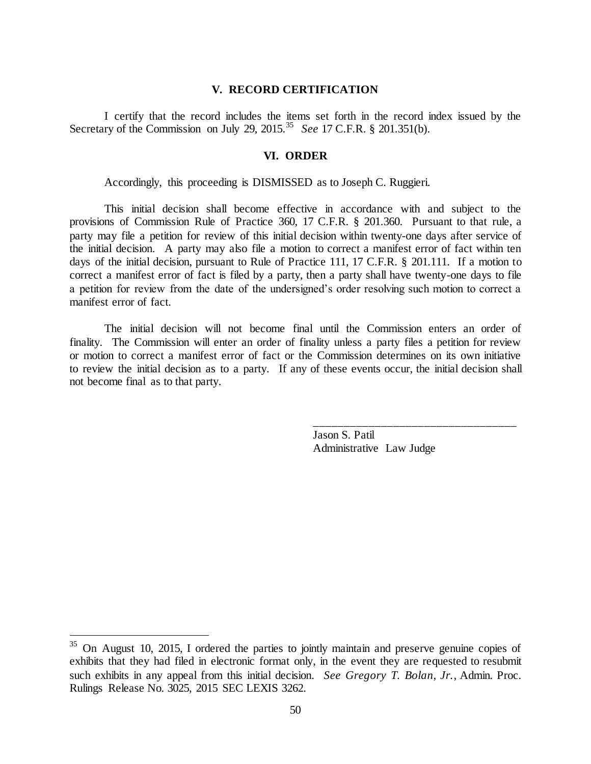## V. RECORD CERTIFICATION

I certify that the record includes the items set forth in the record index issued by the Secretary of the Commission on July 29, 2015.[35] *See* 17 C.F.R. § 201.351(b).

## VI. ORDER

Accordingly, this proceeding is DISMISSED as to Joseph C. Ruggieri.

This initial decision shall become effective in accordance with and subject to the provisions of Commission Rule of Practice 360, 17 C.F.R. § 201.360. Pursuant to that rule, a party may file a petition for review of this initial decision within twenty-one days after service of the initial decision. A party may also file a motion to correct a manifest error of fact within ten days of the initial decision, pursuant to Rule of Practice 111, 17 C.F.R. § 201.111. If a motion to correct a manifest error of fact is filed by a party, then a party shall have twenty-one days to file a petition for review from the date of the undersigned's order resolving such motion to correct a manifest error of fact.

The initial decision will not become final until the Commission enters an order of finality. The Commission will enter an order of finality unless a party files a petition for review or motion to correct a manifest error of fact or the Commission determines on its own initiative to review the initial decision as to a party. If any of these events occur, the initial decision shall not become final as to that party.

\_\_\_\_\_\_\_\_\_\_\_\_\_\_\_\_\_\_\_\_\_\_\_\_\_\_\_\_\_\_\_\_\_\_\_
Jason S. Patil
Administrative Law Judge

---

[35] On August 10, 2015, I ordered the parties to jointly maintain and preserve genuine copies of exhibits that they had filed in electronic format only, in the event they are requested to resubmit such exhibits in any appeal from this initial decision. *See Gregory T. Bolan, Jr.*, Admin. Proc. Rulings Release No. 3025, 2015 SEC LEXIS 3262.